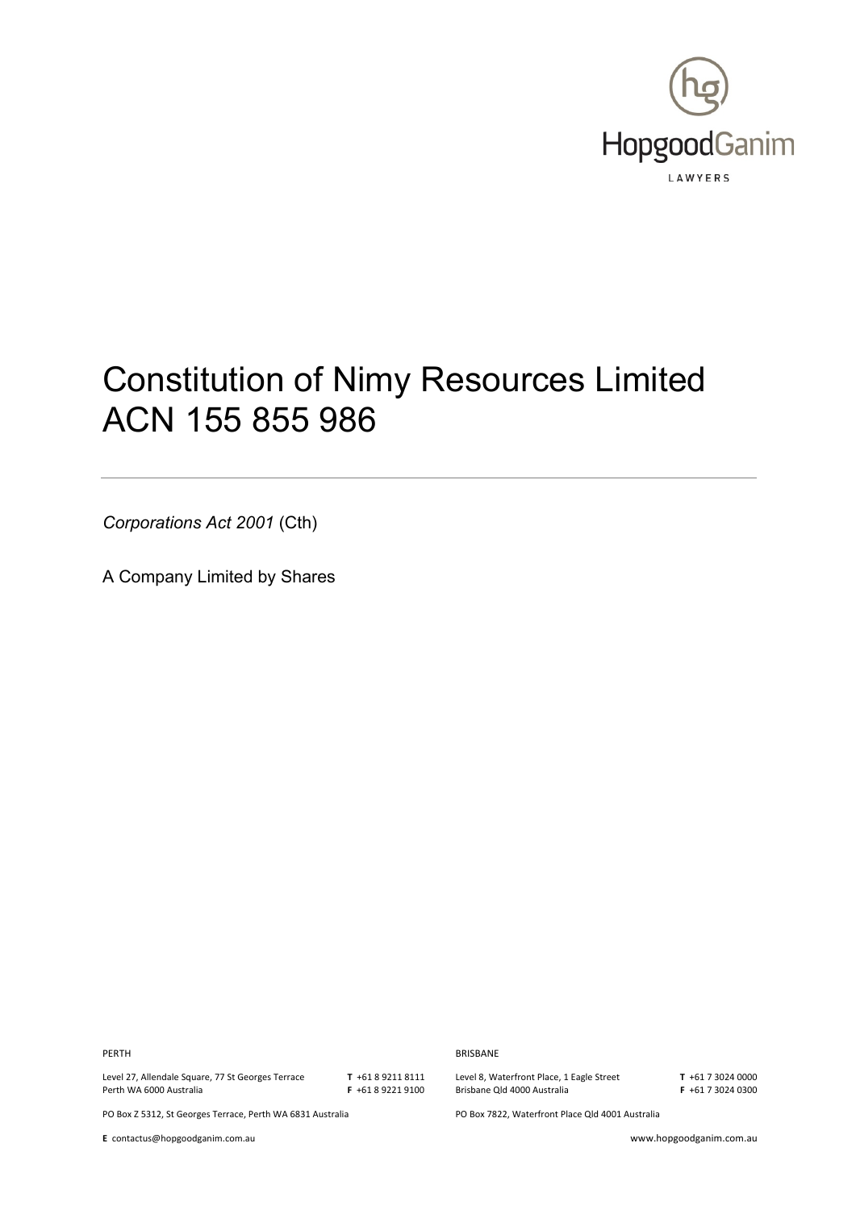HopgoodGanim

LAWYERS

# Constitution of Nimy Resources Limited ACN 155 855 986

*Corporations Act 2001* (Cth)

A Company Limited by Shares

PERTH

Level 27, Allendale Square, 77 St Georges Terrace
Perth WA 6000 Australia

**T** +61 8 9211 8111
**F** +61 8 9221 9100

PO Box Z 5312, St Georges Terrace, Perth WA 6831 Australia

BRISBANE

Level 8, Waterfront Place, 1 Eagle Street
Brisbane Qld 4000 Australia

**T** +61 7 3024 0000
**F** +61 7 3024 0300

PO Box 7822, Waterfront Place Qld 4001 Australia

**E** contactus@hopgoodganim.com.au

www.hopgoodganim.com.au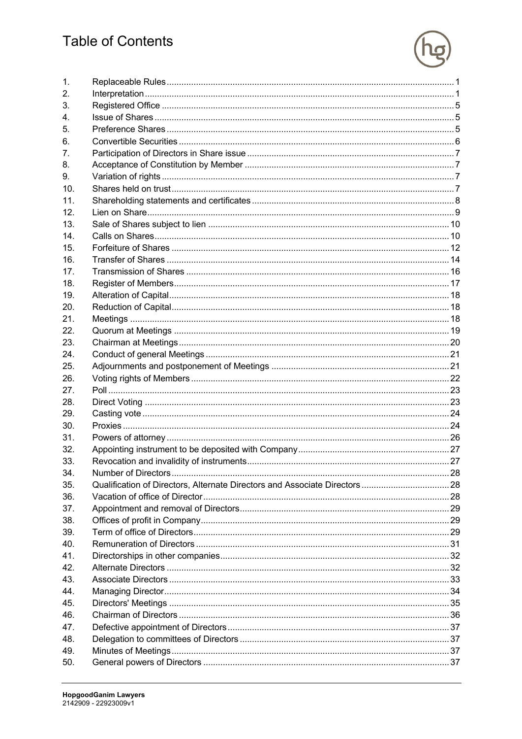# Table of Contents

| | | |
|---|---|---|
| 1. | Replaceable Rules | 1 |
| 2. | Interpretation | 1 |
| 3. | Registered Office | 5 |
| 4. | Issue of Shares | 5 |
| 5. | Preference Shares | 5 |
| 6. | Convertible Securities | 6 |
| 7. | Participation of Directors in Share issue | 7 |
| 8. | Acceptance of Constitution by Member | 7 |
| 9. | Variation of rights | 7 |
| 10. | Shares held on trust | 7 |
| 11. | Shareholding statements and certificates | 8 |
| 12. | Lien on Share | 9 |
| 13. | Sale of Shares subject to lien | 10 |
| 14. | Calls on Shares | 10 |
| 15. | Forfeiture of Shares | 12 |
| 16. | Transfer of Shares | 14 |
| 17. | Transmission of Shares | 16 |
| 18. | Register of Members | 17 |
| 19. | Alteration of Capital | 18 |
| 20. | Reduction of Capital | 18 |
| 21. | Meetings | 18 |
| 22. | Quorum at Meetings | 19 |
| 23. | Chairman at Meetings | 20 |
| 24. | Conduct of general Meetings | 21 |
| 25. | Adjournments and postponement of Meetings | 21 |
| 26. | Voting rights of Members | 22 |
| 27. | Poll | 23 |
| 28. | Direct Voting | 23 |
| 29. | Casting vote | 24 |
| 30. | Proxies | 24 |
| 31. | Powers of attorney | 26 |
| 32. | Appointing instrument to be deposited with Company | 27 |
| 33. | Revocation and invalidity of instruments | 27 |
| 34. | Number of Directors | 28 |
| 35. | Qualification of Directors, Alternate Directors and Associate Directors | 28 |
| 36. | Vacation of office of Director | 28 |
| 37. | Appointment and removal of Directors | 29 |
| 38. | Offices of profit in Company | 29 |
| 39. | Term of office of Directors | 29 |
| 40. | Remuneration of Directors | 31 |
| 41. | Directorships in other companies | 32 |
| 42. | Alternate Directors | 32 |
| 43. | Associate Directors | 33 |
| 44. | Managing Director | 34 |
| 45. | Directors' Meetings | 35 |
| 46. | Chairman of Directors | 36 |
| 47. | Defective appointment of Directors | 37 |
| 48. | Delegation to committees of Directors | 37 |
| 49. | Minutes of Meetings | 37 |
| 50. | General powers of Directors | 37 |

**HopgoodGanim Lawyers**
2142909 - 22923009v1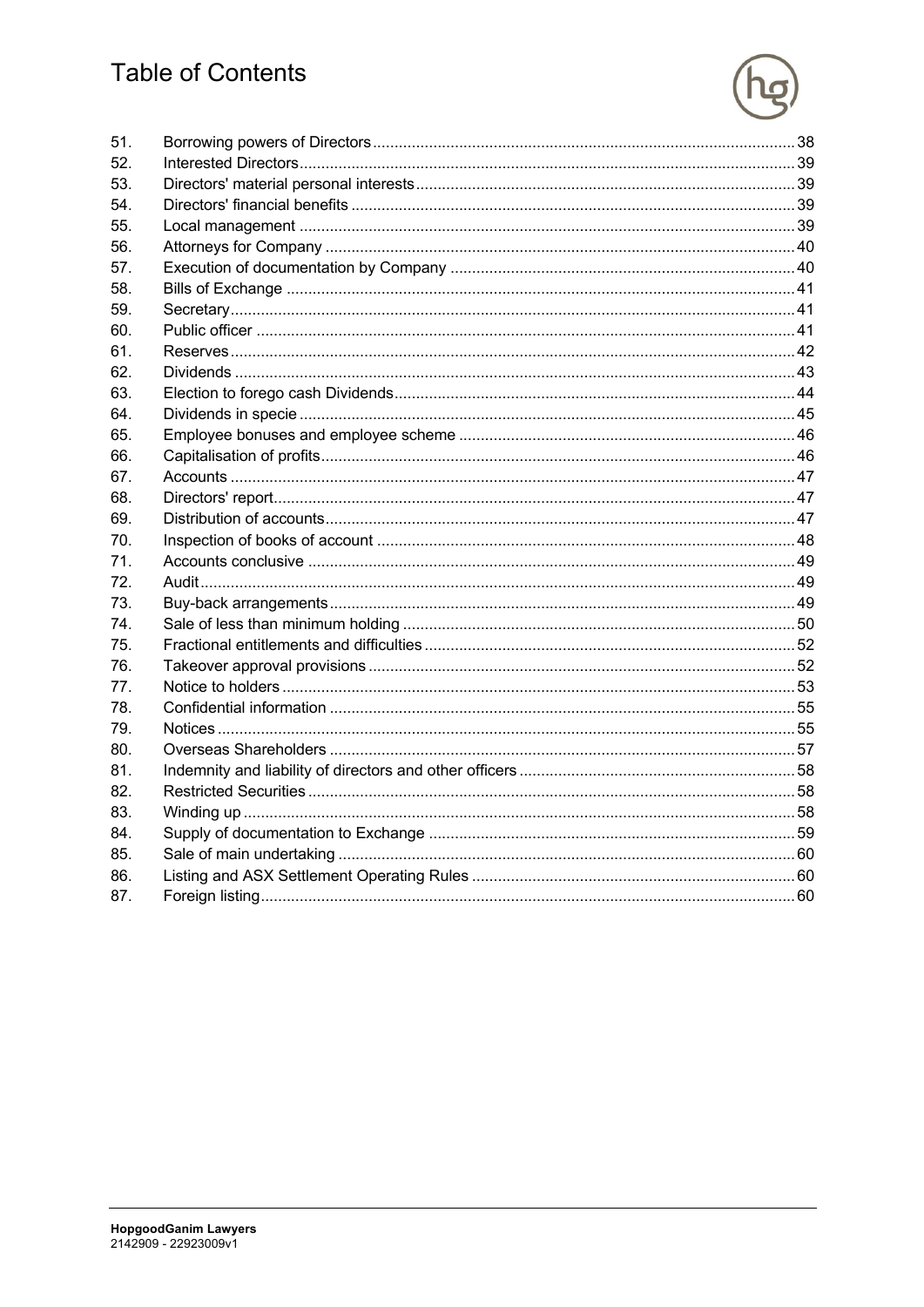# Table of Contents

| | | |
|---|---|---|
| 51. | Borrowing powers of Directors | 38 |
| 52. | Interested Directors | 39 |
| 53. | Directors' material personal interests | 39 |
| 54. | Directors' financial benefits | 39 |
| 55. | Local management | 39 |
| 56. | Attorneys for Company | 40 |
| 57. | Execution of documentation by Company | 40 |
| 58. | Bills of Exchange | 41 |
| 59. | Secretary | 41 |
| 60. | Public officer | 41 |
| 61. | Reserves | 42 |
| 62. | Dividends | 43 |
| 63. | Election to forego cash Dividends | 44 |
| 64. | Dividends in specie | 45 |
| 65. | Employee bonuses and employee scheme | 46 |
| 66. | Capitalisation of profits | 46 |
| 67. | Accounts | 47 |
| 68. | Directors' report | 47 |
| 69. | Distribution of accounts | 47 |
| 70. | Inspection of books of account | 48 |
| 71. | Accounts conclusive | 49 |
| 72. | Audit | 49 |
| 73. | Buy-back arrangements | 49 |
| 74. | Sale of less than minimum holding | 50 |
| 75. | Fractional entitlements and difficulties | 52 |
| 76. | Takeover approval provisions | 52 |
| 77. | Notice to holders | 53 |
| 78. | Confidential information | 55 |
| 79. | Notices | 55 |
| 80. | Overseas Shareholders | 57 |
| 81. | Indemnity and liability of directors and other officers | 58 |
| 82. | Restricted Securities | 58 |
| 83. | Winding up | 58 |
| 84. | Supply of documentation to Exchange | 59 |
| 85. | Sale of main undertaking | 60 |
| 86. | Listing and ASX Settlement Operating Rules | 60 |
| 87. | Foreign listing | 60 |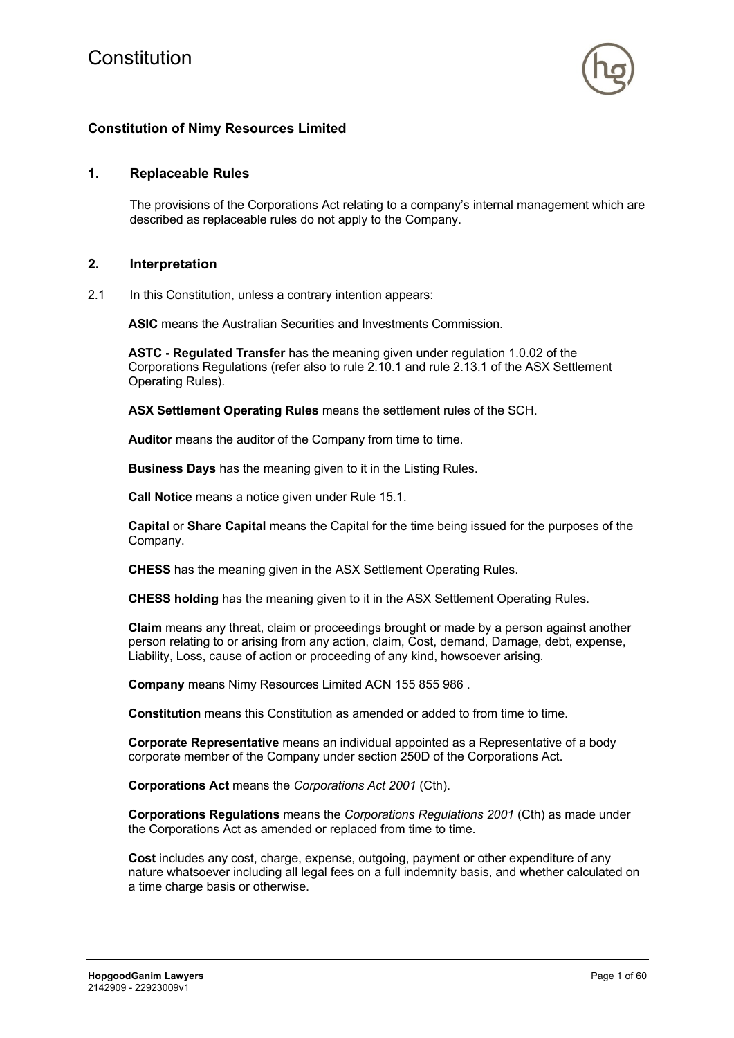# Constitution

## Constitution of Nimy Resources Limited

## 1. Replaceable Rules

The provisions of the Corporations Act relating to a company's internal management which are described as replaceable rules do not apply to the Company.

## 2. Interpretation

2.1 In this Constitution, unless a contrary intention appears:

**ASIC** means the Australian Securities and Investments Commission.

**ASTC - Regulated Transfer** has the meaning given under regulation 1.0.02 of the Corporations Regulations (refer also to rule 2.10.1 and rule 2.13.1 of the ASX Settlement Operating Rules).

**ASX Settlement Operating Rules** means the settlement rules of the SCH.

**Auditor** means the auditor of the Company from time to time.

**Business Days** has the meaning given to it in the Listing Rules.

**Call Notice** means a notice given under Rule 15.1.

**Capital** or **Share Capital** means the Capital for the time being issued for the purposes of the Company.

**CHESS** has the meaning given in the ASX Settlement Operating Rules.

**CHESS holding** has the meaning given to it in the ASX Settlement Operating Rules.

**Claim** means any threat, claim or proceedings brought or made by a person against another person relating to or arising from any action, claim, Cost, demand, Damage, debt, expense, Liability, Loss, cause of action or proceeding of any kind, howsoever arising.

**Company** means Nimy Resources Limited ACN 155 855 986 .

**Constitution** means this Constitution as amended or added to from time to time.

**Corporate Representative** means an individual appointed as a Representative of a body corporate member of the Company under section 250D of the Corporations Act.

**Corporations Act** means the *Corporations Act 2001* (Cth).

**Corporations Regulations** means the *Corporations Regulations 2001* (Cth) as made under the Corporations Act as amended or replaced from time to time.

**Cost** includes any cost, charge, expense, outgoing, payment or other expenditure of any nature whatsoever including all legal fees on a full indemnity basis, and whether calculated on a time charge basis or otherwise.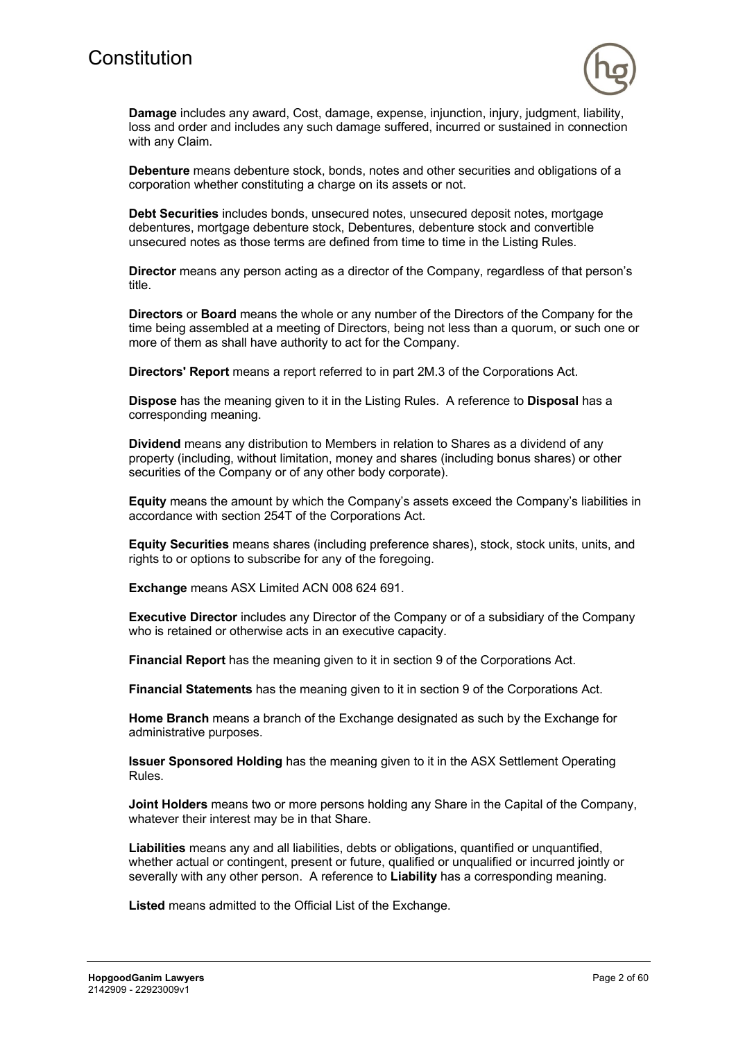**Damage** includes any award, Cost, damage, expense, injunction, injury, judgment, liability, loss and order and includes any such damage suffered, incurred or sustained in connection with any Claim.

**Debenture** means debenture stock, bonds, notes and other securities and obligations of a corporation whether constituting a charge on its assets or not.

**Debt Securities** includes bonds, unsecured notes, unsecured deposit notes, mortgage debentures, mortgage debenture stock, Debentures, debenture stock and convertible unsecured notes as those terms are defined from time to time in the Listing Rules.

**Director** means any person acting as a director of the Company, regardless of that person's title.

**Directors** or **Board** means the whole or any number of the Directors of the Company for the time being assembled at a meeting of Directors, being not less than a quorum, or such one or more of them as shall have authority to act for the Company.

**Directors' Report** means a report referred to in part 2M.3 of the Corporations Act.

**Dispose** has the meaning given to it in the Listing Rules. A reference to **Disposal** has a corresponding meaning.

**Dividend** means any distribution to Members in relation to Shares as a dividend of any property (including, without limitation, money and shares (including bonus shares) or other securities of the Company or of any other body corporate).

**Equity** means the amount by which the Company's assets exceed the Company's liabilities in accordance with section 254T of the Corporations Act.

**Equity Securities** means shares (including preference shares), stock, stock units, units, and rights to or options to subscribe for any of the foregoing.

**Exchange** means ASX Limited ACN 008 624 691.

**Executive Director** includes any Director of the Company or of a subsidiary of the Company who is retained or otherwise acts in an executive capacity.

**Financial Report** has the meaning given to it in section 9 of the Corporations Act.

**Financial Statements** has the meaning given to it in section 9 of the Corporations Act.

**Home Branch** means a branch of the Exchange designated as such by the Exchange for administrative purposes.

**Issuer Sponsored Holding** has the meaning given to it in the ASX Settlement Operating Rules.

**Joint Holders** means two or more persons holding any Share in the Capital of the Company, whatever their interest may be in that Share.

**Liabilities** means any and all liabilities, debts or obligations, quantified or unquantified, whether actual or contingent, present or future, qualified or unqualified or incurred jointly or severally with any other person. A reference to **Liability** has a corresponding meaning.

**Listed** means admitted to the Official List of the Exchange.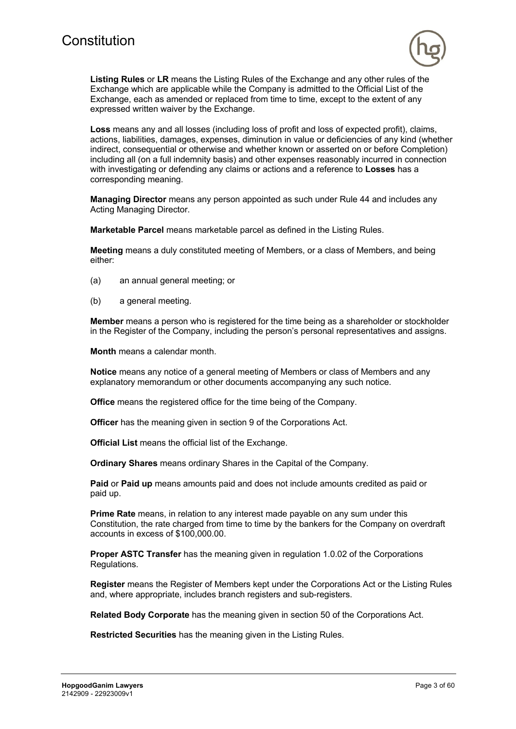**Listing Rules** or **LR** means the Listing Rules of the Exchange and any other rules of the Exchange which are applicable while the Company is admitted to the Official List of the Exchange, each as amended or replaced from time to time, except to the extent of any expressed written waiver by the Exchange.

**Loss** means any and all losses (including loss of profit and loss of expected profit), claims, actions, liabilities, damages, expenses, diminution in value or deficiencies of any kind (whether indirect, consequential or otherwise and whether known or asserted on or before Completion) including all (on a full indemnity basis) and other expenses reasonably incurred in connection with investigating or defending any claims or actions and a reference to **Losses** has a corresponding meaning.

**Managing Director** means any person appointed as such under Rule 44 and includes any Acting Managing Director.

**Marketable Parcel** means marketable parcel as defined in the Listing Rules.

**Meeting** means a duly constituted meeting of Members, or a class of Members, and being either:

(a) an annual general meeting; or

(b) a general meeting.

**Member** means a person who is registered for the time being as a shareholder or stockholder in the Register of the Company, including the person's personal representatives and assigns.

**Month** means a calendar month.

**Notice** means any notice of a general meeting of Members or class of Members and any explanatory memorandum or other documents accompanying any such notice.

**Office** means the registered office for the time being of the Company.

**Officer** has the meaning given in section 9 of the Corporations Act.

**Official List** means the official list of the Exchange.

**Ordinary Shares** means ordinary Shares in the Capital of the Company.

**Paid** or **Paid up** means amounts paid and does not include amounts credited as paid or paid up.

**Prime Rate** means, in relation to any interest made payable on any sum under this Constitution, the rate charged from time to time by the bankers for the Company on overdraft accounts in excess of $100,000.00.

**Proper ASTC Transfer** has the meaning given in regulation 1.0.02 of the Corporations Regulations.

**Register** means the Register of Members kept under the Corporations Act or the Listing Rules and, where appropriate, includes branch registers and sub-registers.

**Related Body Corporate** has the meaning given in section 50 of the Corporations Act.

**Restricted Securities** has the meaning given in the Listing Rules.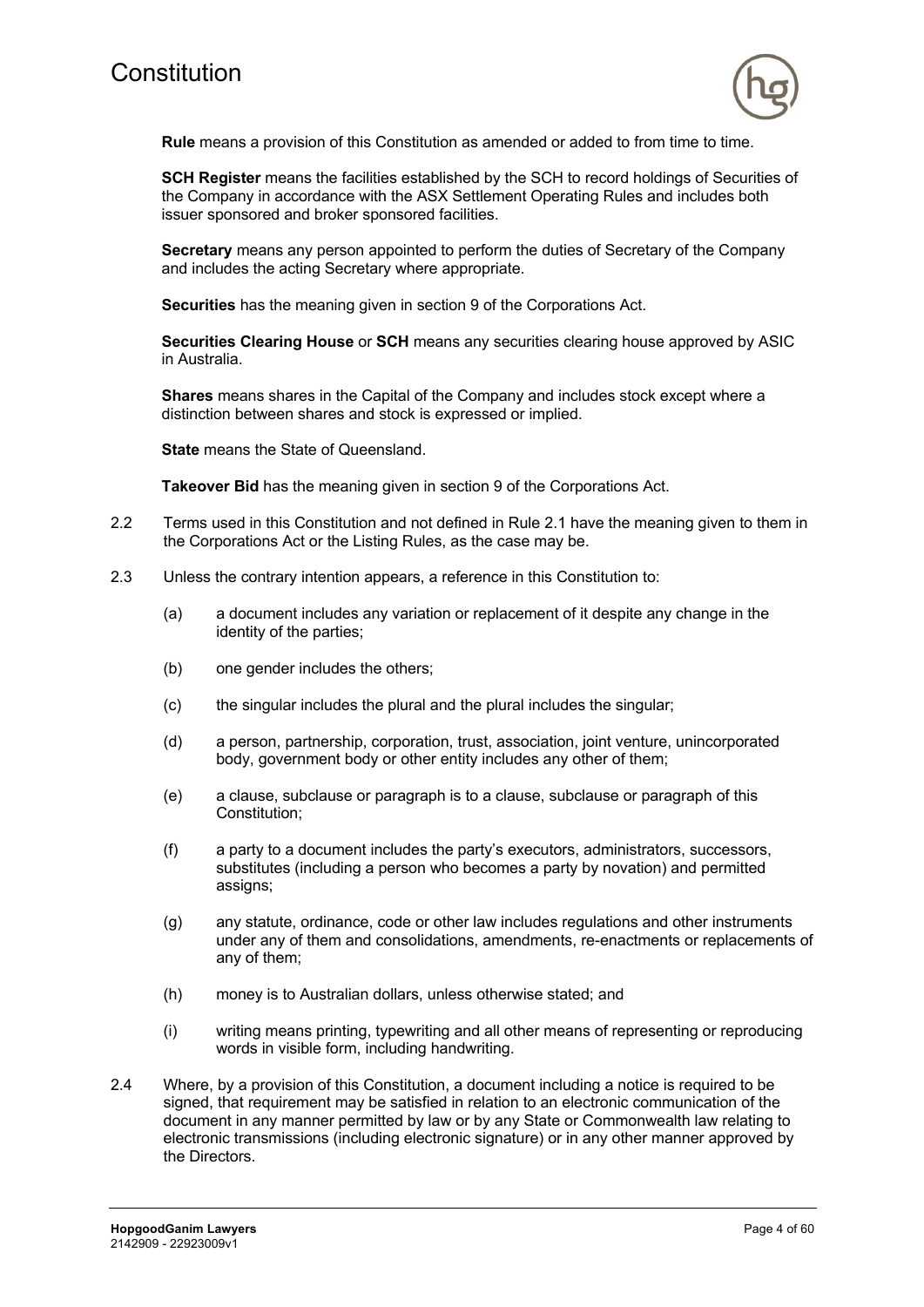**Rule** means a provision of this Constitution as amended or added to from time to time.

**SCH Register** means the facilities established by the SCH to record holdings of Securities of the Company in accordance with the ASX Settlement Operating Rules and includes both issuer sponsored and broker sponsored facilities.

**Secretary** means any person appointed to perform the duties of Secretary of the Company and includes the acting Secretary where appropriate.

**Securities** has the meaning given in section 9 of the Corporations Act.

**Securities Clearing House** or **SCH** means any securities clearing house approved by ASIC in Australia.

**Shares** means shares in the Capital of the Company and includes stock except where a distinction between shares and stock is expressed or implied.

**State** means the State of Queensland.

**Takeover Bid** has the meaning given in section 9 of the Corporations Act.

2.2 Terms used in this Constitution and not defined in Rule 2.1 have the meaning given to them in the Corporations Act or the Listing Rules, as the case may be.

2.3 Unless the contrary intention appears, a reference in this Constitution to:

(a) a document includes any variation or replacement of it despite any change in the identity of the parties;

(b) one gender includes the others;

(c) the singular includes the plural and the plural includes the singular;

(d) a person, partnership, corporation, trust, association, joint venture, unincorporated body, government body or other entity includes any other of them;

(e) a clause, subclause or paragraph is to a clause, subclause or paragraph of this Constitution;

(f) a party to a document includes the party's executors, administrators, successors, substitutes (including a person who becomes a party by novation) and permitted assigns;

(g) any statute, ordinance, code or other law includes regulations and other instruments under any of them and consolidations, amendments, re-enactments or replacements of any of them;

(h) money is to Australian dollars, unless otherwise stated; and

(i) writing means printing, typewriting and all other means of representing or reproducing words in visible form, including handwriting.

2.4 Where, by a provision of this Constitution, a document including a notice is required to be signed, that requirement may be satisfied in relation to an electronic communication of the document in any manner permitted by law or by any State or Commonwealth law relating to electronic transmissions (including electronic signature) or in any other manner approved by the Directors.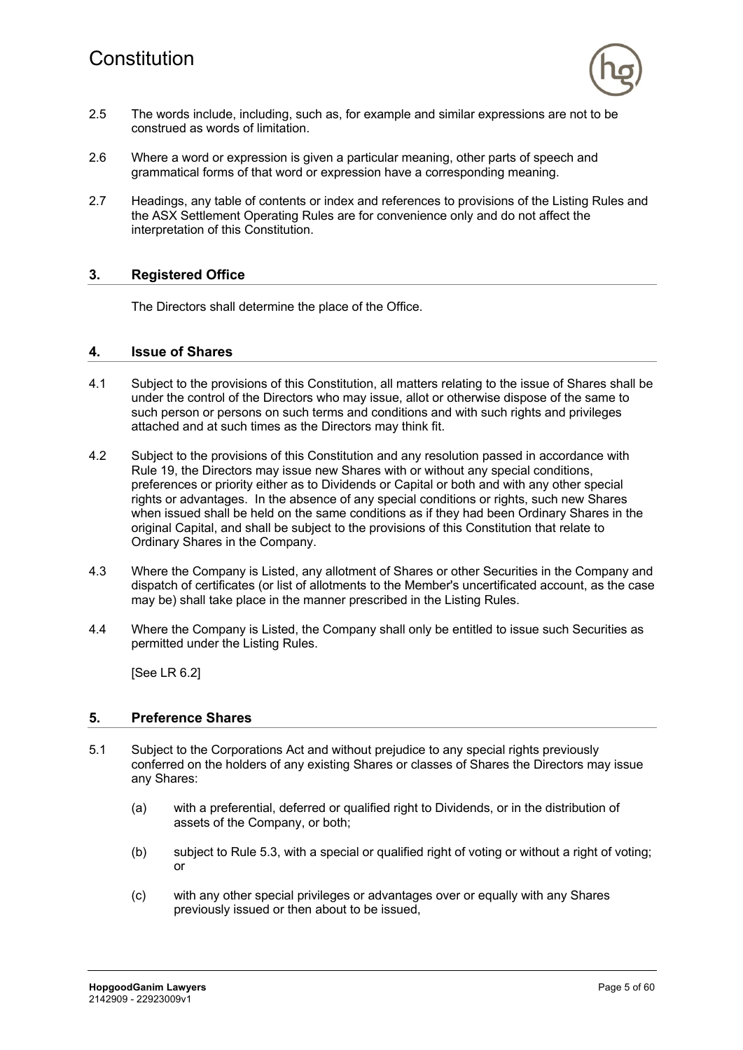2.5 The words include, including, such as, for example and similar expressions are not to be construed as words of limitation.

2.6 Where a word or expression is given a particular meaning, other parts of speech and grammatical forms of that word or expression have a corresponding meaning.

2.7 Headings, any table of contents or index and references to provisions of the Listing Rules and the ASX Settlement Operating Rules are for convenience only and do not affect the interpretation of this Constitution.

## 3. Registered Office

The Directors shall determine the place of the Office.

## 4. Issue of Shares

4.1 Subject to the provisions of this Constitution, all matters relating to the issue of Shares shall be under the control of the Directors who may issue, allot or otherwise dispose of the same to such person or persons on such terms and conditions and with such rights and privileges attached and at such times as the Directors may think fit.

4.2 Subject to the provisions of this Constitution and any resolution passed in accordance with Rule 19, the Directors may issue new Shares with or without any special conditions, preferences or priority either as to Dividends or Capital or both and with any other special rights or advantages. In the absence of any special conditions or rights, such new Shares when issued shall be held on the same conditions as if they had been Ordinary Shares in the original Capital, and shall be subject to the provisions of this Constitution that relate to Ordinary Shares in the Company.

4.3 Where the Company is Listed, any allotment of Shares or other Securities in the Company and dispatch of certificates (or list of allotments to the Member's uncertificated account, as the case may be) shall take place in the manner prescribed in the Listing Rules.

4.4 Where the Company is Listed, the Company shall only be entitled to issue such Securities as permitted under the Listing Rules.

[See LR 6.2]

## 5. Preference Shares

5.1 Subject to the Corporations Act and without prejudice to any special rights previously conferred on the holders of any existing Shares or classes of Shares the Directors may issue any Shares:

(a) with a preferential, deferred or qualified right to Dividends, or in the distribution of assets of the Company, or both;

(b) subject to Rule 5.3, with a special or qualified right of voting or without a right of voting; or

(c) with any other special privileges or advantages over or equally with any Shares previously issued or then about to be issued,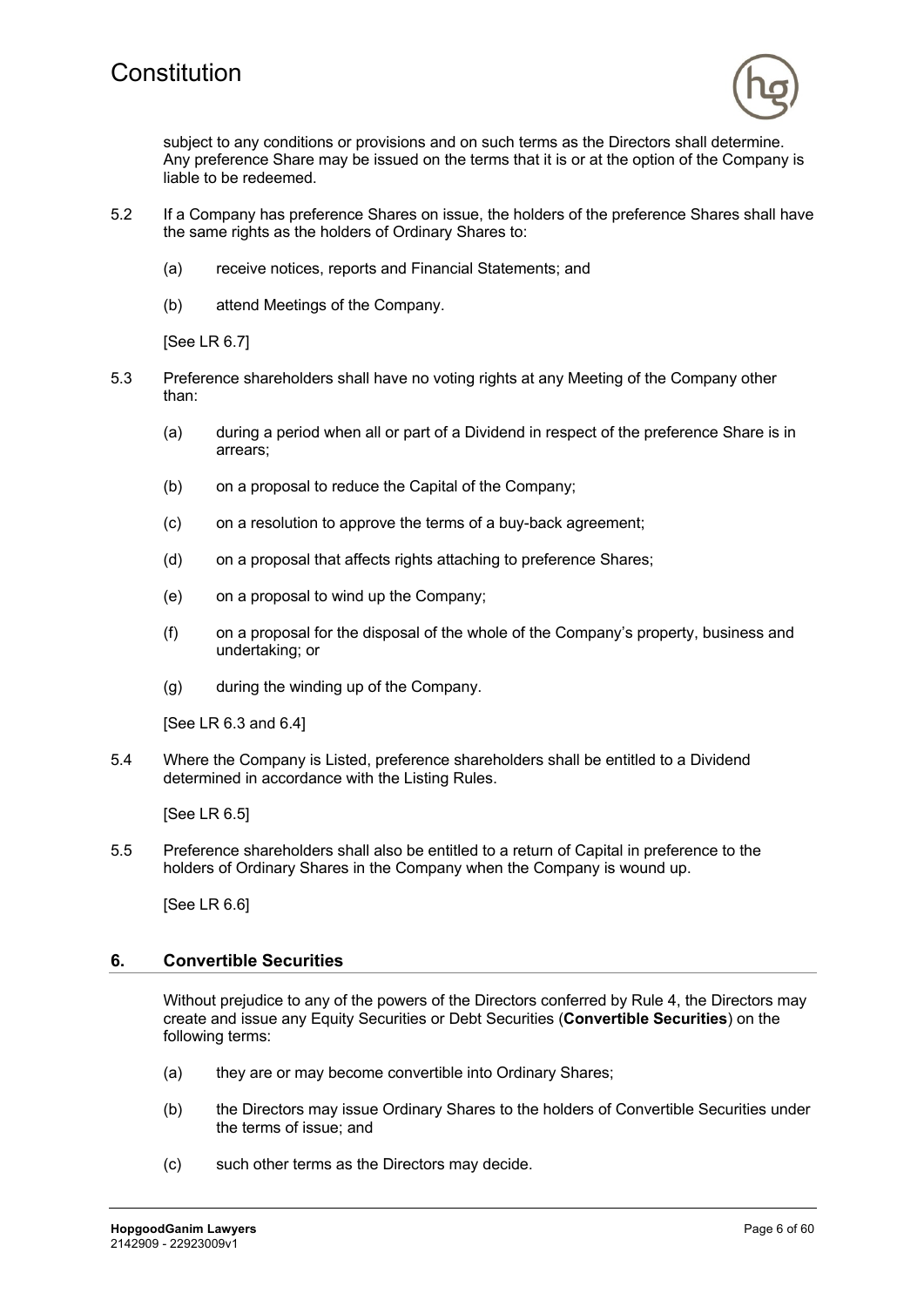subject to any conditions or provisions and on such terms as the Directors shall determine. Any preference Share may be issued on the terms that it is or at the option of the Company is liable to be redeemed.

5.2 If a Company has preference Shares on issue, the holders of the preference Shares shall have the same rights as the holders of Ordinary Shares to:

(a) receive notices, reports and Financial Statements; and

(b) attend Meetings of the Company.

[See LR 6.7]

5.3 Preference shareholders shall have no voting rights at any Meeting of the Company other than:

(a) during a period when all or part of a Dividend in respect of the preference Share is in arrears;

(b) on a proposal to reduce the Capital of the Company;

(c) on a resolution to approve the terms of a buy-back agreement;

(d) on a proposal that affects rights attaching to preference Shares;

(e) on a proposal to wind up the Company;

(f) on a proposal for the disposal of the whole of the Company's property, business and undertaking; or

(g) during the winding up of the Company.

[See LR 6.3 and 6.4]

5.4 Where the Company is Listed, preference shareholders shall be entitled to a Dividend determined in accordance with the Listing Rules.

[See LR 6.5]

5.5 Preference shareholders shall also be entitled to a return of Capital in preference to the holders of Ordinary Shares in the Company when the Company is wound up.

[See LR 6.6]

## 6. Convertible Securities

Without prejudice to any of the powers of the Directors conferred by Rule 4, the Directors may create and issue any Equity Securities or Debt Securities (**Convertible Securities**) on the following terms:

(a) they are or may become convertible into Ordinary Shares;

(b) the Directors may issue Ordinary Shares to the holders of Convertible Securities under the terms of issue; and

(c) such other terms as the Directors may decide.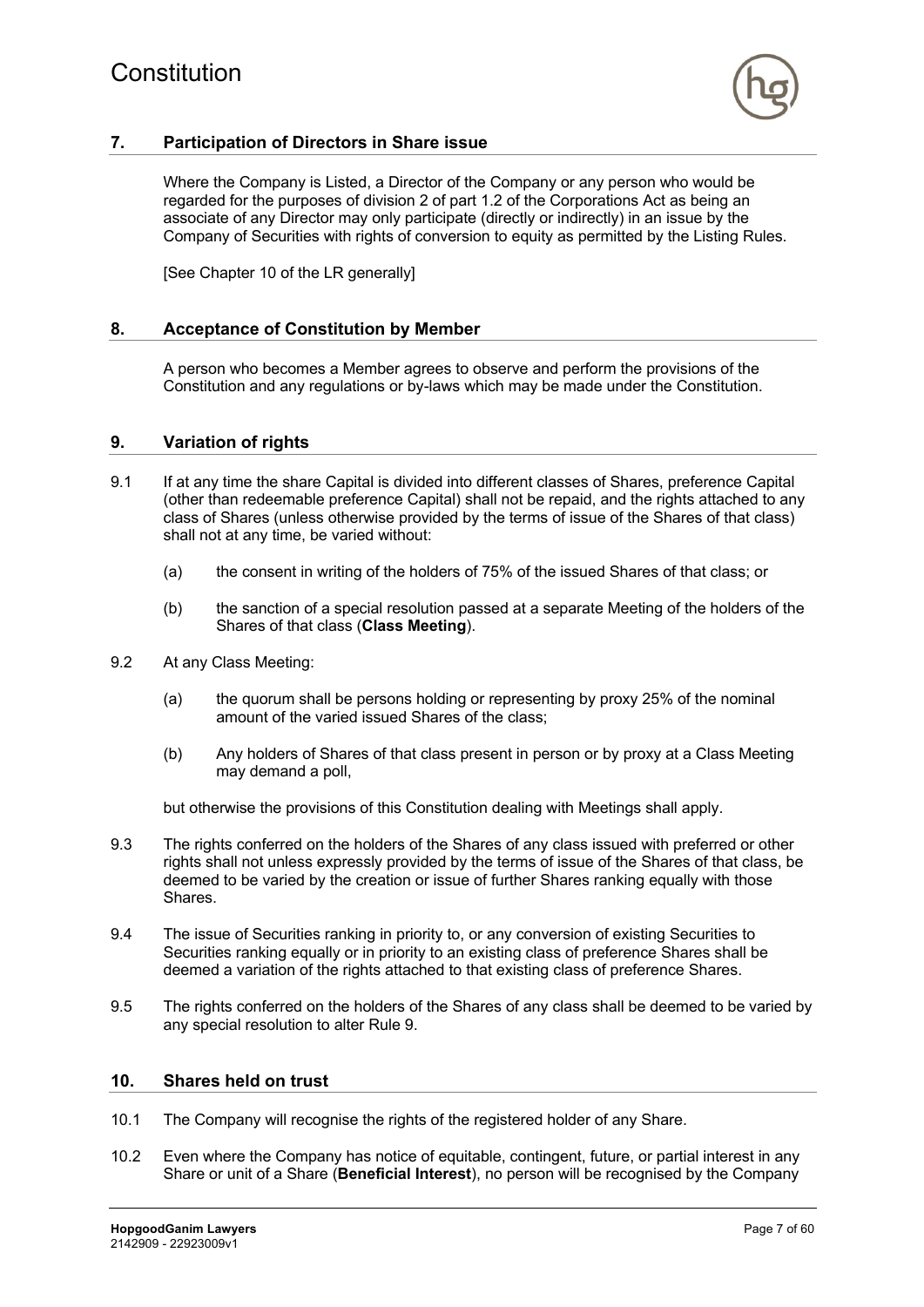## 7. Participation of Directors in Share issue

Where the Company is Listed, a Director of the Company or any person who would be regarded for the purposes of division 2 of part 1.2 of the Corporations Act as being an associate of any Director may only participate (directly or indirectly) in an issue by the Company of Securities with rights of conversion to equity as permitted by the Listing Rules.

[See Chapter 10 of the LR generally]

## 8. Acceptance of Constitution by Member

A person who becomes a Member agrees to observe and perform the provisions of the Constitution and any regulations or by-laws which may be made under the Constitution.

## 9. Variation of rights

9.1 If at any time the share Capital is divided into different classes of Shares, preference Capital (other than redeemable preference Capital) shall not be repaid, and the rights attached to any class of Shares (unless otherwise provided by the terms of issue of the Shares of that class) shall not at any time, be varied without:

(a) the consent in writing of the holders of 75% of the issued Shares of that class; or

(b) the sanction of a special resolution passed at a separate Meeting of the holders of the Shares of that class (**Class Meeting**).

9.2 At any Class Meeting:

(a) the quorum shall be persons holding or representing by proxy 25% of the nominal amount of the varied issued Shares of the class;

(b) Any holders of Shares of that class present in person or by proxy at a Class Meeting may demand a poll,

but otherwise the provisions of this Constitution dealing with Meetings shall apply.

9.3 The rights conferred on the holders of the Shares of any class issued with preferred or other rights shall not unless expressly provided by the terms of issue of the Shares of that class, be deemed to be varied by the creation or issue of further Shares ranking equally with those Shares.

9.4 The issue of Securities ranking in priority to, or any conversion of existing Securities to Securities ranking equally or in priority to an existing class of preference Shares shall be deemed a variation of the rights attached to that existing class of preference Shares.

9.5 The rights conferred on the holders of the Shares of any class shall be deemed to be varied by any special resolution to alter Rule 9.

## 10. Shares held on trust

10.1 The Company will recognise the rights of the registered holder of any Share.

10.2 Even where the Company has notice of equitable, contingent, future, or partial interest in any Share or unit of a Share (**Beneficial Interest**), no person will be recognised by the Company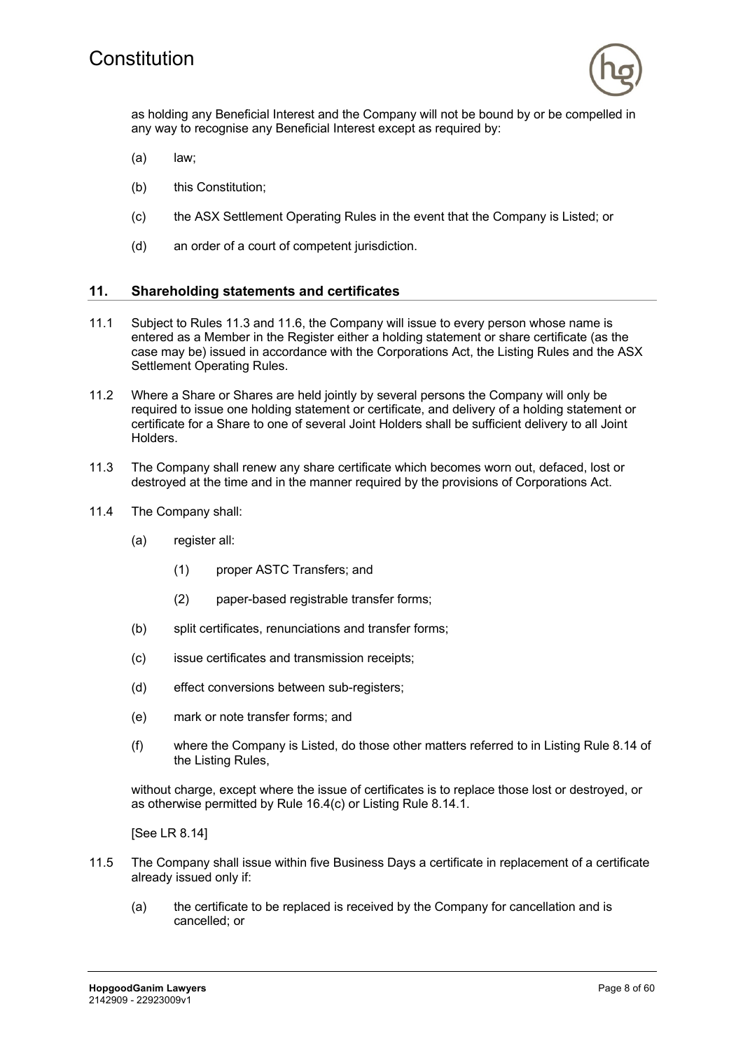as holding any Beneficial Interest and the Company will not be bound by or be compelled in any way to recognise any Beneficial Interest except as required by:

(a) law;

(b) this Constitution;

(c) the ASX Settlement Operating Rules in the event that the Company is Listed; or

(d) an order of a court of competent jurisdiction.

## 11. Shareholding statements and certificates

11.1 Subject to Rules 11.3 and 11.6, the Company will issue to every person whose name is entered as a Member in the Register either a holding statement or share certificate (as the case may be) issued in accordance with the Corporations Act, the Listing Rules and the ASX Settlement Operating Rules.

11.2 Where a Share or Shares are held jointly by several persons the Company will only be required to issue one holding statement or certificate, and delivery of a holding statement or certificate for a Share to one of several Joint Holders shall be sufficient delivery to all Joint Holders.

11.3 The Company shall renew any share certificate which becomes worn out, defaced, lost or destroyed at the time and in the manner required by the provisions of Corporations Act.

11.4 The Company shall:

(a) register all:

(1) proper ASTC Transfers; and

(2) paper-based registrable transfer forms;

(b) split certificates, renunciations and transfer forms;

(c) issue certificates and transmission receipts;

(d) effect conversions between sub-registers;

(e) mark or note transfer forms; and

(f) where the Company is Listed, do those other matters referred to in Listing Rule 8.14 of the Listing Rules,

without charge, except where the issue of certificates is to replace those lost or destroyed, or as otherwise permitted by Rule 16.4(c) or Listing Rule 8.14.1.

[See LR 8.14]

11.5 The Company shall issue within five Business Days a certificate in replacement of a certificate already issued only if:

(a) the certificate to be replaced is received by the Company for cancellation and is cancelled; or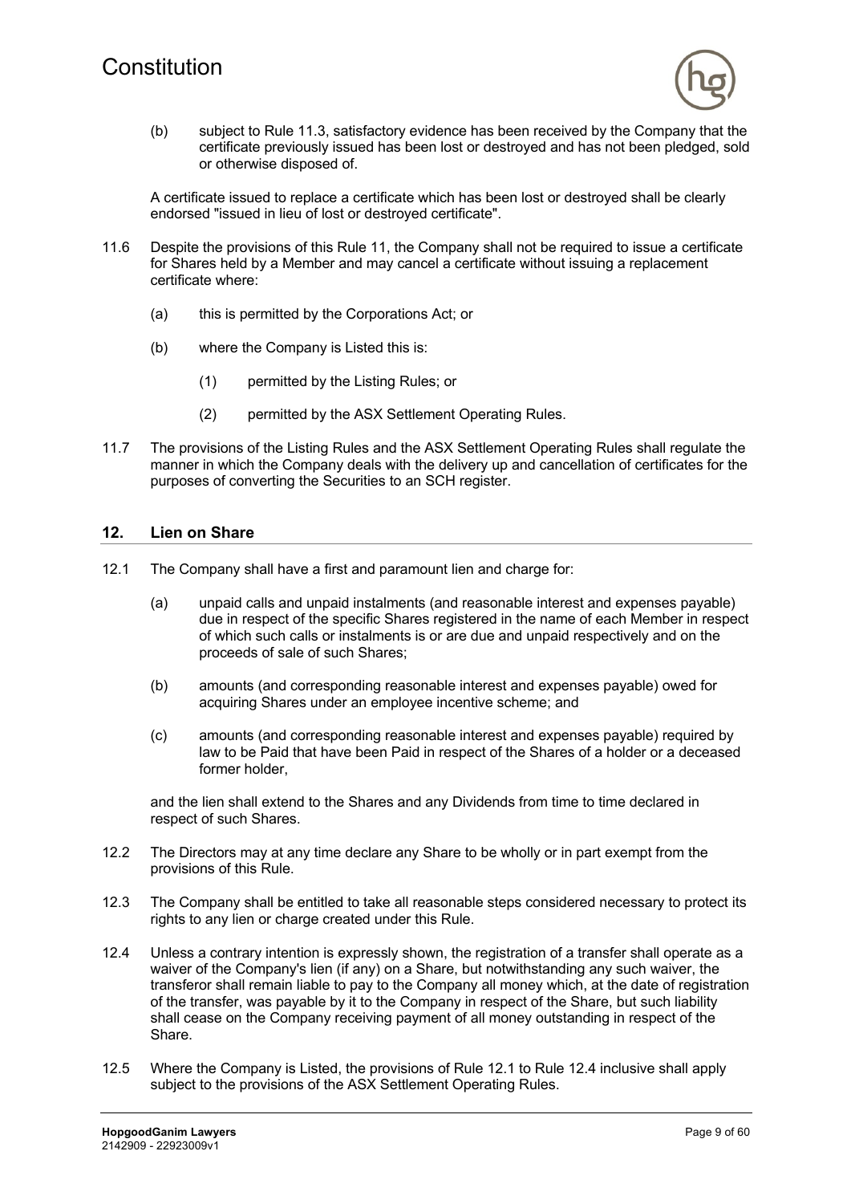(b) subject to Rule 11.3, satisfactory evidence has been received by the Company that the certificate previously issued has been lost or destroyed and has not been pledged, sold or otherwise disposed of.

A certificate issued to replace a certificate which has been lost or destroyed shall be clearly endorsed "issued in lieu of lost or destroyed certificate".

11.6 Despite the provisions of this Rule 11, the Company shall not be required to issue a certificate for Shares held by a Member and may cancel a certificate without issuing a replacement certificate where:

(a) this is permitted by the Corporations Act; or

(b) where the Company is Listed this is:

(1) permitted by the Listing Rules; or

(2) permitted by the ASX Settlement Operating Rules.

11.7 The provisions of the Listing Rules and the ASX Settlement Operating Rules shall regulate the manner in which the Company deals with the delivery up and cancellation of certificates for the purposes of converting the Securities to an SCH register.

## 12. Lien on Share

12.1 The Company shall have a first and paramount lien and charge for:

(a) unpaid calls and unpaid instalments (and reasonable interest and expenses payable) due in respect of the specific Shares registered in the name of each Member in respect of which such calls or instalments is or are due and unpaid respectively and on the proceeds of sale of such Shares;

(b) amounts (and corresponding reasonable interest and expenses payable) owed for acquiring Shares under an employee incentive scheme; and

(c) amounts (and corresponding reasonable interest and expenses payable) required by law to be Paid that have been Paid in respect of the Shares of a holder or a deceased former holder,

and the lien shall extend to the Shares and any Dividends from time to time declared in respect of such Shares.

12.2 The Directors may at any time declare any Share to be wholly or in part exempt from the provisions of this Rule.

12.3 The Company shall be entitled to take all reasonable steps considered necessary to protect its rights to any lien or charge created under this Rule.

12.4 Unless a contrary intention is expressly shown, the registration of a transfer shall operate as a waiver of the Company's lien (if any) on a Share, but notwithstanding any such waiver, the transferor shall remain liable to pay to the Company all money which, at the date of registration of the transfer, was payable by it to the Company in respect of the Share, but such liability shall cease on the Company receiving payment of all money outstanding in respect of the Share.

12.5 Where the Company is Listed, the provisions of Rule 12.1 to Rule 12.4 inclusive shall apply subject to the provisions of the ASX Settlement Operating Rules.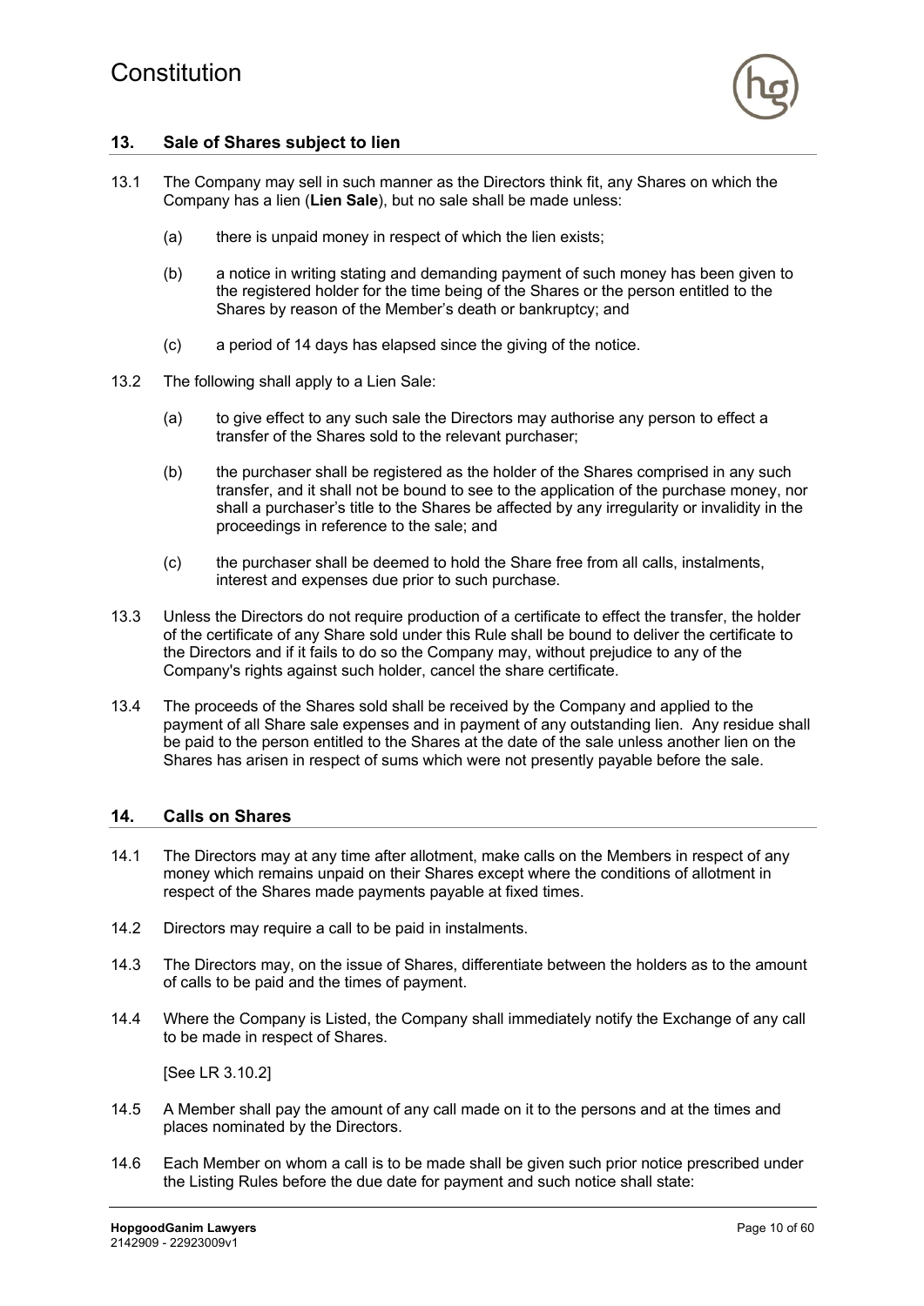## 13. Sale of Shares subject to lien

13.1 The Company may sell in such manner as the Directors think fit, any Shares on which the Company has a lien (**Lien Sale**), but no sale shall be made unless:

(a) there is unpaid money in respect of which the lien exists;

(b) a notice in writing stating and demanding payment of such money has been given to the registered holder for the time being of the Shares or the person entitled to the Shares by reason of the Member's death or bankruptcy; and

(c) a period of 14 days has elapsed since the giving of the notice.

13.2 The following shall apply to a Lien Sale:

(a) to give effect to any such sale the Directors may authorise any person to effect a transfer of the Shares sold to the relevant purchaser;

(b) the purchaser shall be registered as the holder of the Shares comprised in any such transfer, and it shall not be bound to see to the application of the purchase money, nor shall a purchaser's title to the Shares be affected by any irregularity or invalidity in the proceedings in reference to the sale; and

(c) the purchaser shall be deemed to hold the Share free from all calls, instalments, interest and expenses due prior to such purchase.

13.3 Unless the Directors do not require production of a certificate to effect the transfer, the holder of the certificate of any Share sold under this Rule shall be bound to deliver the certificate to the Directors and if it fails to do so the Company may, without prejudice to any of the Company's rights against such holder, cancel the share certificate.

13.4 The proceeds of the Shares sold shall be received by the Company and applied to the payment of all Share sale expenses and in payment of any outstanding lien. Any residue shall be paid to the person entitled to the Shares at the date of the sale unless another lien on the Shares has arisen in respect of sums which were not presently payable before the sale.

## 14. Calls on Shares

14.1 The Directors may at any time after allotment, make calls on the Members in respect of any money which remains unpaid on their Shares except where the conditions of allotment in respect of the Shares made payments payable at fixed times.

14.2 Directors may require a call to be paid in instalments.

14.3 The Directors may, on the issue of Shares, differentiate between the holders as to the amount of calls to be paid and the times of payment.

14.4 Where the Company is Listed, the Company shall immediately notify the Exchange of any call to be made in respect of Shares.

[See LR 3.10.2]

14.5 A Member shall pay the amount of any call made on it to the persons and at the times and places nominated by the Directors.

14.6 Each Member on whom a call is to be made shall be given such prior notice prescribed under the Listing Rules before the due date for payment and such notice shall state: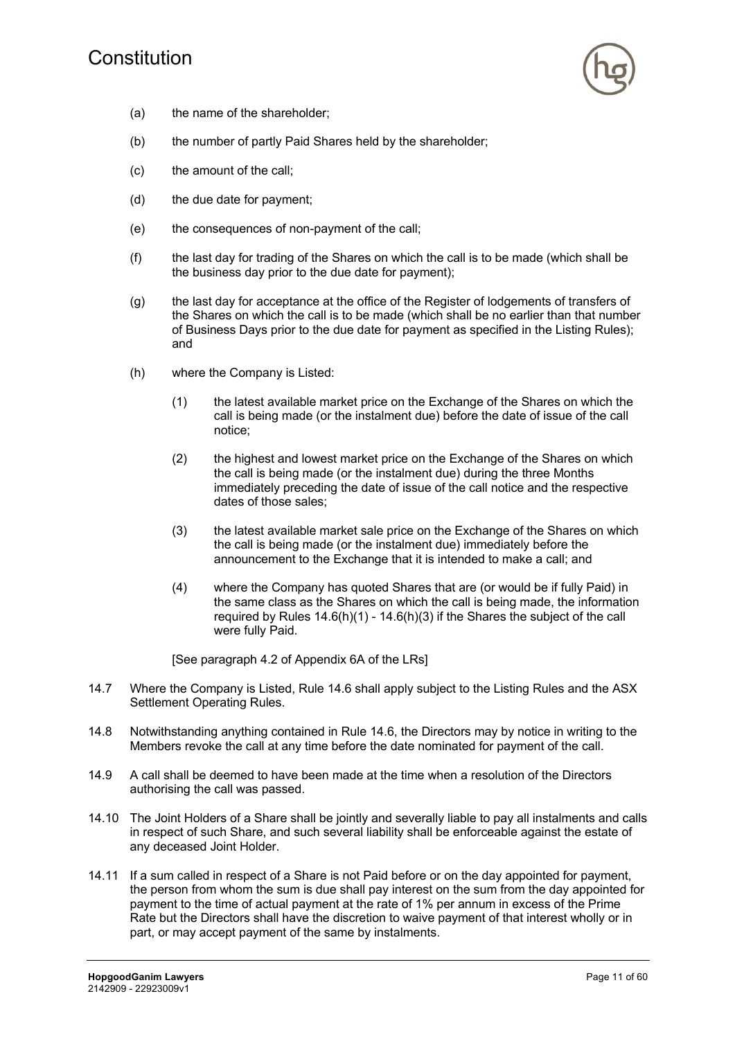(a) the name of the shareholder;

(b) the number of partly Paid Shares held by the shareholder;

(c) the amount of the call;

(d) the due date for payment;

(e) the consequences of non-payment of the call;

(f) the last day for trading of the Shares on which the call is to be made (which shall be the business day prior to the due date for payment);

(g) the last day for acceptance at the office of the Register of lodgements of transfers of the Shares on which the call is to be made (which shall be no earlier than that number of Business Days prior to the due date for payment as specified in the Listing Rules); and

(h) where the Company is Listed:

   (1) the latest available market price on the Exchange of the Shares on which the call is being made (or the instalment due) before the date of issue of the call notice;

   (2) the highest and lowest market price on the Exchange of the Shares on which the call is being made (or the instalment due) during the three Months immediately preceding the date of issue of the call notice and the respective dates of those sales;

   (3) the latest available market sale price on the Exchange of the Shares on which the call is being made (or the instalment due) immediately before the announcement to the Exchange that it is intended to make a call; and

   (4) where the Company has quoted Shares that are (or would be if fully Paid) in the same class as the Shares on which the call is being made, the information required by Rules 14.6(h)(1) - 14.6(h)(3) if the Shares the subject of the call were fully Paid.

[See paragraph 4.2 of Appendix 6A of the LRs]

14.7 Where the Company is Listed, Rule 14.6 shall apply subject to the Listing Rules and the ASX Settlement Operating Rules.

14.8 Notwithstanding anything contained in Rule 14.6, the Directors may by notice in writing to the Members revoke the call at any time before the date nominated for payment of the call.

14.9 A call shall be deemed to have been made at the time when a resolution of the Directors authorising the call was passed.

14.10 The Joint Holders of a Share shall be jointly and severally liable to pay all instalments and calls in respect of such Share, and such several liability shall be enforceable against the estate of any deceased Joint Holder.

14.11 If a sum called in respect of a Share is not Paid before or on the day appointed for payment, the person from whom the sum is due shall pay interest on the sum from the day appointed for payment to the time of actual payment at the rate of 1% per annum in excess of the Prime Rate but the Directors shall have the discretion to waive payment of that interest wholly or in part, or may accept payment of the same by instalments.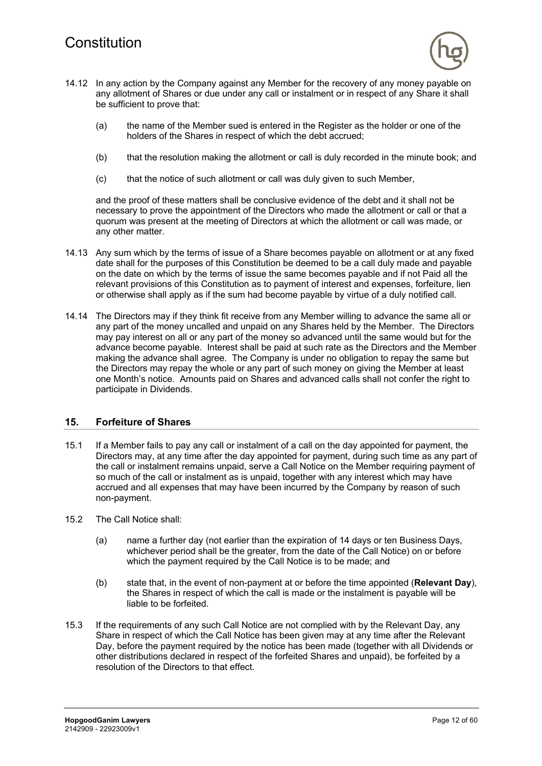14.12 In any action by the Company against any Member for the recovery of any money payable on any allotment of Shares or due under any call or instalment or in respect of any Share it shall be sufficient to prove that:

(a) the name of the Member sued is entered in the Register as the holder or one of the holders of the Shares in respect of which the debt accrued;

(b) that the resolution making the allotment or call is duly recorded in the minute book; and

(c) that the notice of such allotment or call was duly given to such Member,

and the proof of these matters shall be conclusive evidence of the debt and it shall not be necessary to prove the appointment of the Directors who made the allotment or call or that a quorum was present at the meeting of Directors at which the allotment or call was made, or any other matter.

14.13 Any sum which by the terms of issue of a Share becomes payable on allotment or at any fixed date shall for the purposes of this Constitution be deemed to be a call duly made and payable on the date on which by the terms of issue the same becomes payable and if not Paid all the relevant provisions of this Constitution as to payment of interest and expenses, forfeiture, lien or otherwise shall apply as if the sum had become payable by virtue of a duly notified call.

14.14 The Directors may if they think fit receive from any Member willing to advance the same all or any part of the money uncalled and unpaid on any Shares held by the Member. The Directors may pay interest on all or any part of the money so advanced until the same would but for the advance become payable. Interest shall be paid at such rate as the Directors and the Member making the advance shall agree. The Company is under no obligation to repay the same but the Directors may repay the whole or any part of such money on giving the Member at least one Month's notice. Amounts paid on Shares and advanced calls shall not confer the right to participate in Dividends.

## 15. Forfeiture of Shares

15.1 If a Member fails to pay any call or instalment of a call on the day appointed for payment, the Directors may, at any time after the day appointed for payment, during such time as any part of the call or instalment remains unpaid, serve a Call Notice on the Member requiring payment of so much of the call or instalment as is unpaid, together with any interest which may have accrued and all expenses that may have been incurred by the Company by reason of such non-payment.

15.2 The Call Notice shall:

(a) name a further day (not earlier than the expiration of 14 days or ten Business Days, whichever period shall be the greater, from the date of the Call Notice) on or before which the payment required by the Call Notice is to be made; and

(b) state that, in the event of non-payment at or before the time appointed (**Relevant Day**), the Shares in respect of which the call is made or the instalment is payable will be liable to be forfeited.

15.3 If the requirements of any such Call Notice are not complied with by the Relevant Day, any Share in respect of which the Call Notice has been given may at any time after the Relevant Day, before the payment required by the notice has been made (together with all Dividends or other distributions declared in respect of the forfeited Shares and unpaid), be forfeited by a resolution of the Directors to that effect.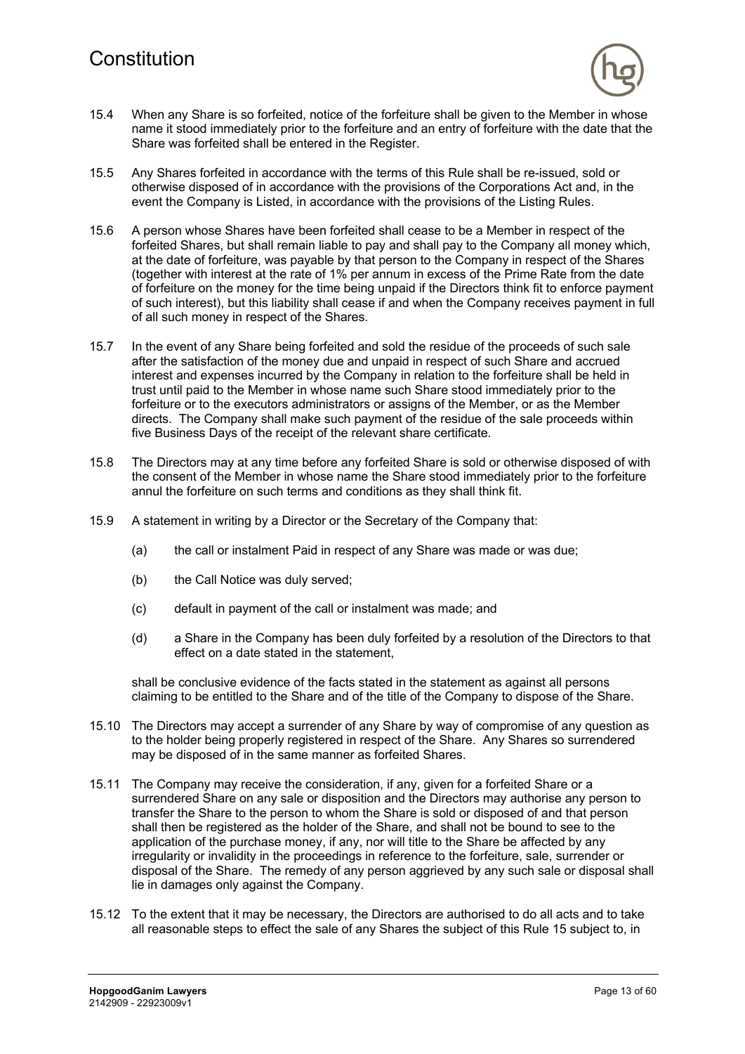15.4 When any Share is so forfeited, notice of the forfeiture shall be given to the Member in whose name it stood immediately prior to the forfeiture and an entry of forfeiture with the date that the Share was forfeited shall be entered in the Register.

15.5 Any Shares forfeited in accordance with the terms of this Rule shall be re-issued, sold or otherwise disposed of in accordance with the provisions of the Corporations Act and, in the event the Company is Listed, in accordance with the provisions of the Listing Rules.

15.6 A person whose Shares have been forfeited shall cease to be a Member in respect of the forfeited Shares, but shall remain liable to pay and shall pay to the Company all money which, at the date of forfeiture, was payable by that person to the Company in respect of the Shares (together with interest at the rate of 1% per annum in excess of the Prime Rate from the date of forfeiture on the money for the time being unpaid if the Directors think fit to enforce payment of such interest), but this liability shall cease if and when the Company receives payment in full of all such money in respect of the Shares.

15.7 In the event of any Share being forfeited and sold the residue of the proceeds of such sale after the satisfaction of the money due and unpaid in respect of such Share and accrued interest and expenses incurred by the Company in relation to the forfeiture shall be held in trust until paid to the Member in whose name such Share stood immediately prior to the forfeiture or to the executors administrators or assigns of the Member, or as the Member directs. The Company shall make such payment of the residue of the sale proceeds within five Business Days of the receipt of the relevant share certificate.

15.8 The Directors may at any time before any forfeited Share is sold or otherwise disposed of with the consent of the Member in whose name the Share stood immediately prior to the forfeiture annul the forfeiture on such terms and conditions as they shall think fit.

15.9 A statement in writing by a Director or the Secretary of the Company that:

(a) the call or instalment Paid in respect of any Share was made or was due;

(b) the Call Notice was duly served;

(c) default in payment of the call or instalment was made; and

(d) a Share in the Company has been duly forfeited by a resolution of the Directors to that effect on a date stated in the statement,

shall be conclusive evidence of the facts stated in the statement as against all persons claiming to be entitled to the Share and of the title of the Company to dispose of the Share.

15.10 The Directors may accept a surrender of any Share by way of compromise of any question as to the holder being properly registered in respect of the Share. Any Shares so surrendered may be disposed of in the same manner as forfeited Shares.

15.11 The Company may receive the consideration, if any, given for a forfeited Share or a surrendered Share on any sale or disposition and the Directors may authorise any person to transfer the Share to the person to whom the Share is sold or disposed of and that person shall then be registered as the holder of the Share, and shall not be bound to see to the application of the purchase money, if any, nor will title to the Share be affected by any irregularity or invalidity in the proceedings in reference to the forfeiture, sale, surrender or disposal of the Share. The remedy of any person aggrieved by any such sale or disposal shall lie in damages only against the Company.

15.12 To the extent that it may be necessary, the Directors are authorised to do all acts and to take all reasonable steps to effect the sale of any Shares the subject of this Rule 15 subject to, in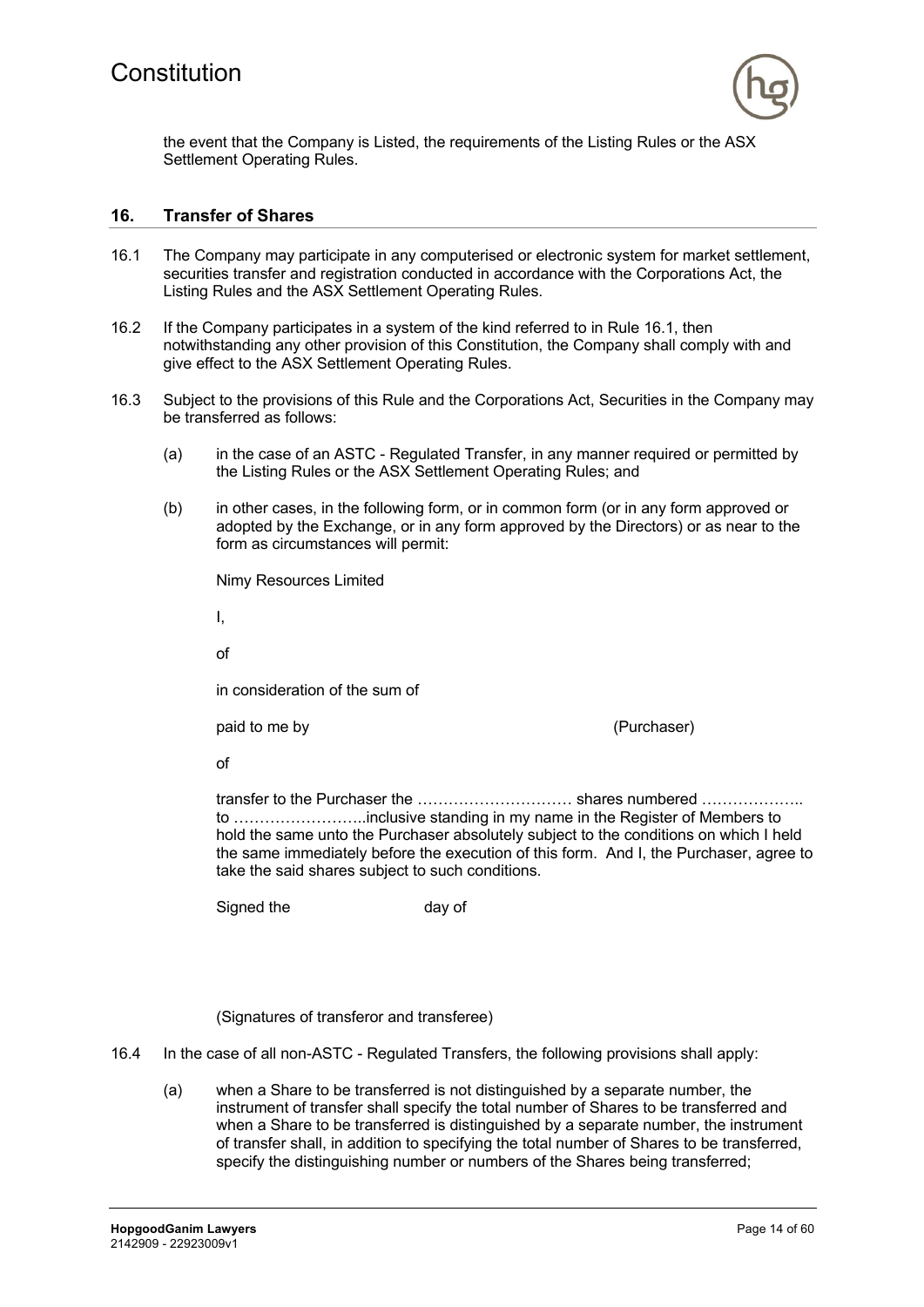the event that the Company is Listed, the requirements of the Listing Rules or the ASX Settlement Operating Rules.

## 16. Transfer of Shares

16.1 The Company may participate in any computerised or electronic system for market settlement, securities transfer and registration conducted in accordance with the Corporations Act, the Listing Rules and the ASX Settlement Operating Rules.

16.2 If the Company participates in a system of the kind referred to in Rule 16.1, then notwithstanding any other provision of this Constitution, the Company shall comply with and give effect to the ASX Settlement Operating Rules.

16.3 Subject to the provisions of this Rule and the Corporations Act, Securities in the Company may be transferred as follows:

(a) in the case of an ASTC - Regulated Transfer, in any manner required or permitted by the Listing Rules or the ASX Settlement Operating Rules; and

(b) in other cases, in the following form, or in common form (or in any form approved or adopted by the Exchange, or in any form approved by the Directors) or as near to the form as circumstances will permit:

Nimy Resources Limited

I,

of

in consideration of the sum of

paid to me by (Purchaser)

of

transfer to the Purchaser the ………………………… shares numbered ……………….. to ……………………..inclusive standing in my name in the Register of Members to hold the same unto the Purchaser absolutely subject to the conditions on which I held the same immediately before the execution of this form. And I, the Purchaser, agree to take the said shares subject to such conditions.

Signed the day of

(Signatures of transferor and transferee)

16.4 In the case of all non-ASTC - Regulated Transfers, the following provisions shall apply:

(a) when a Share to be transferred is not distinguished by a separate number, the instrument of transfer shall specify the total number of Shares to be transferred and when a Share to be transferred is distinguished by a separate number, the instrument of transfer shall, in addition to specifying the total number of Shares to be transferred, specify the distinguishing number or numbers of the Shares being transferred;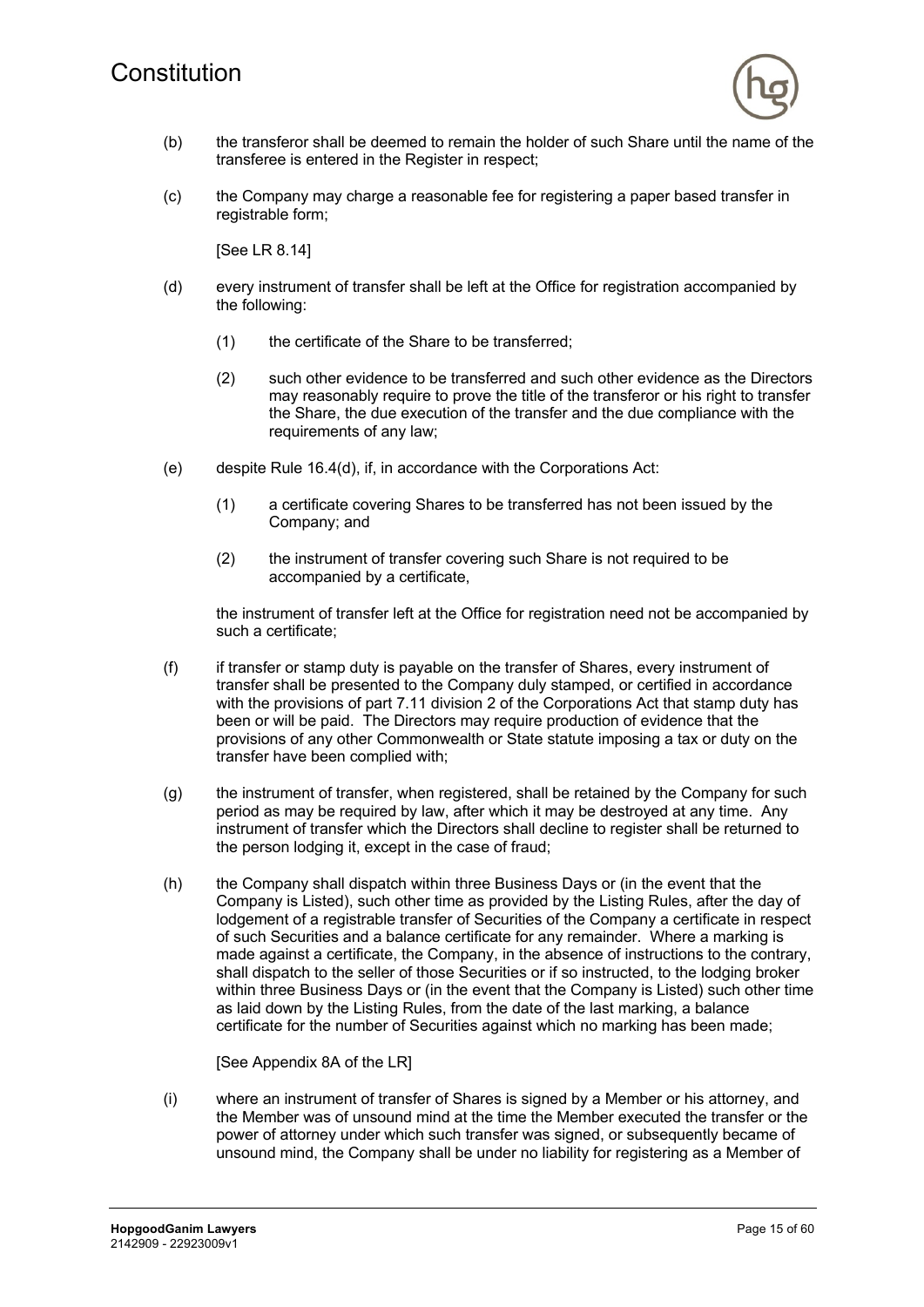(b) the transferor shall be deemed to remain the holder of such Share until the name of the transferee is entered in the Register in respect;

(c) the Company may charge a reasonable fee for registering a paper based transfer in registrable form;

[See LR 8.14]

(d) every instrument of transfer shall be left at the Office for registration accompanied by the following:

 (1) the certificate of the Share to be transferred;

 (2) such other evidence to be transferred and such other evidence as the Directors may reasonably require to prove the title of the transferor or his right to transfer the Share, the due execution of the transfer and the due compliance with the requirements of any law;

(e) despite Rule 16.4(d), if, in accordance with the Corporations Act:

 (1) a certificate covering Shares to be transferred has not been issued by the Company; and

 (2) the instrument of transfer covering such Share is not required to be accompanied by a certificate,

 the instrument of transfer left at the Office for registration need not be accompanied by such a certificate;

(f) if transfer or stamp duty is payable on the transfer of Shares, every instrument of transfer shall be presented to the Company duly stamped, or certified in accordance with the provisions of part 7.11 division 2 of the Corporations Act that stamp duty has been or will be paid. The Directors may require production of evidence that the provisions of any other Commonwealth or State statute imposing a tax or duty on the transfer have been complied with;

(g) the instrument of transfer, when registered, shall be retained by the Company for such period as may be required by law, after which it may be destroyed at any time. Any instrument of transfer which the Directors shall decline to register shall be returned to the person lodging it, except in the case of fraud;

(h) the Company shall dispatch within three Business Days or (in the event that the Company is Listed), such other time as provided by the Listing Rules, after the day of lodgement of a registrable transfer of Securities of the Company a certificate in respect of such Securities and a balance certificate for any remainder. Where a marking is made against a certificate, the Company, in the absence of instructions to the contrary, shall dispatch to the seller of those Securities or if so instructed, to the lodging broker within three Business Days or (in the event that the Company is Listed) such other time as laid down by the Listing Rules, from the date of the last marking, a balance certificate for the number of Securities against which no marking has been made;

[See Appendix 8A of the LR]

(i) where an instrument of transfer of Shares is signed by a Member or his attorney, and the Member was of unsound mind at the time the Member executed the transfer or the power of attorney under which such transfer was signed, or subsequently became of unsound mind, the Company shall be under no liability for registering as a Member of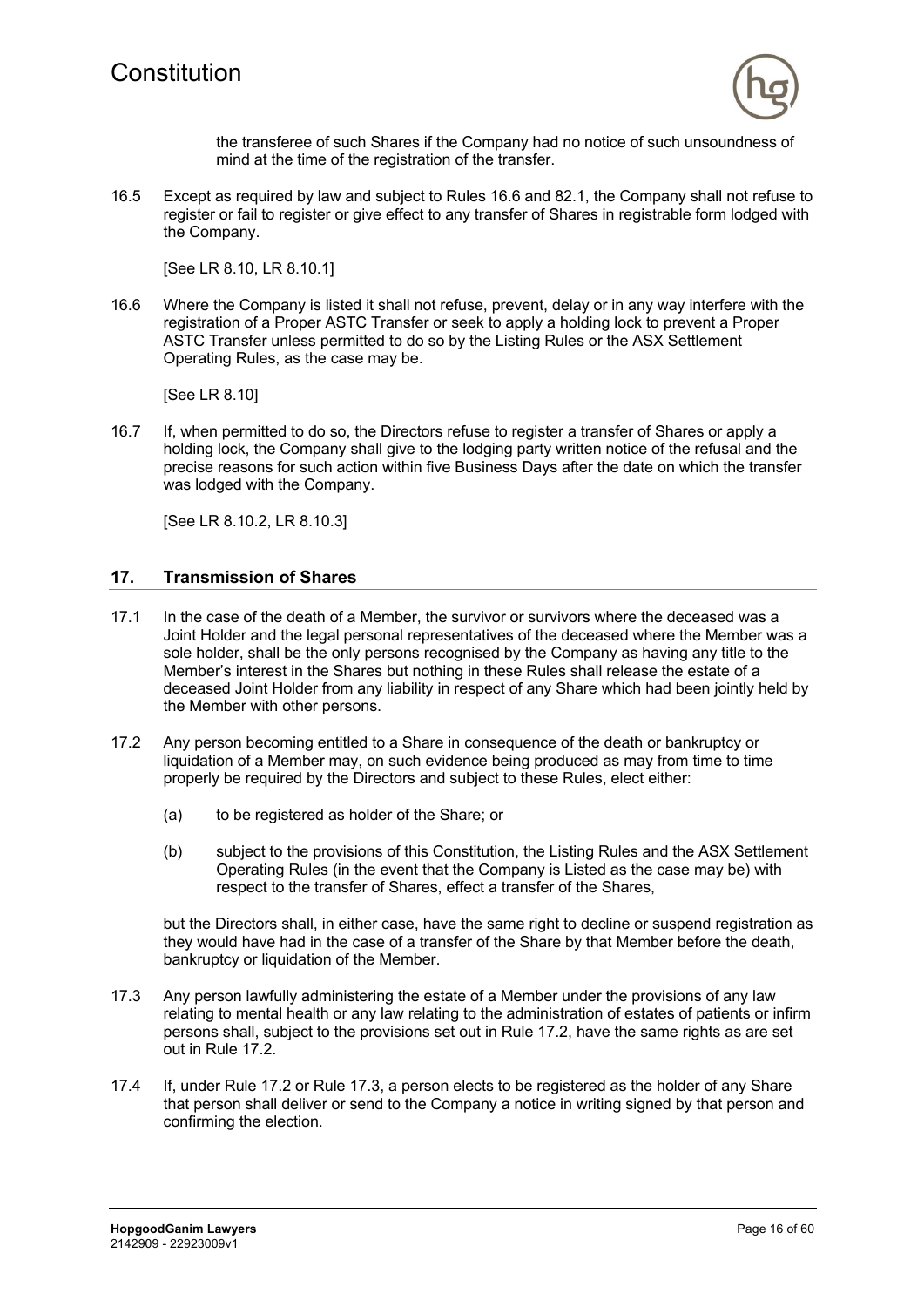the transferee of such Shares if the Company had no notice of such unsoundness of mind at the time of the registration of the transfer.

16.5 Except as required by law and subject to Rules 16.6 and 82.1, the Company shall not refuse to register or fail to register or give effect to any transfer of Shares in registrable form lodged with the Company.

[See LR 8.10, LR 8.10.1]

16.6 Where the Company is listed it shall not refuse, prevent, delay or in any way interfere with the registration of a Proper ASTC Transfer or seek to apply a holding lock to prevent a Proper ASTC Transfer unless permitted to do so by the Listing Rules or the ASX Settlement Operating Rules, as the case may be.

[See LR 8.10]

16.7 If, when permitted to do so, the Directors refuse to register a transfer of Shares or apply a holding lock, the Company shall give to the lodging party written notice of the refusal and the precise reasons for such action within five Business Days after the date on which the transfer was lodged with the Company.

[See LR 8.10.2, LR 8.10.3]

## 17. Transmission of Shares

17.1 In the case of the death of a Member, the survivor or survivors where the deceased was a Joint Holder and the legal personal representatives of the deceased where the Member was a sole holder, shall be the only persons recognised by the Company as having any title to the Member's interest in the Shares but nothing in these Rules shall release the estate of a deceased Joint Holder from any liability in respect of any Share which had been jointly held by the Member with other persons.

17.2 Any person becoming entitled to a Share in consequence of the death or bankruptcy or liquidation of a Member may, on such evidence being produced as may from time to time properly be required by the Directors and subject to these Rules, elect either:

(a) to be registered as holder of the Share; or

(b) subject to the provisions of this Constitution, the Listing Rules and the ASX Settlement Operating Rules (in the event that the Company is Listed as the case may be) with respect to the transfer of Shares, effect a transfer of the Shares,

but the Directors shall, in either case, have the same right to decline or suspend registration as they would have had in the case of a transfer of the Share by that Member before the death, bankruptcy or liquidation of the Member.

17.3 Any person lawfully administering the estate of a Member under the provisions of any law relating to mental health or any law relating to the administration of estates of patients or infirm persons shall, subject to the provisions set out in Rule 17.2, have the same rights as are set out in Rule 17.2.

17.4 If, under Rule 17.2 or Rule 17.3, a person elects to be registered as the holder of any Share that person shall deliver or send to the Company a notice in writing signed by that person and confirming the election.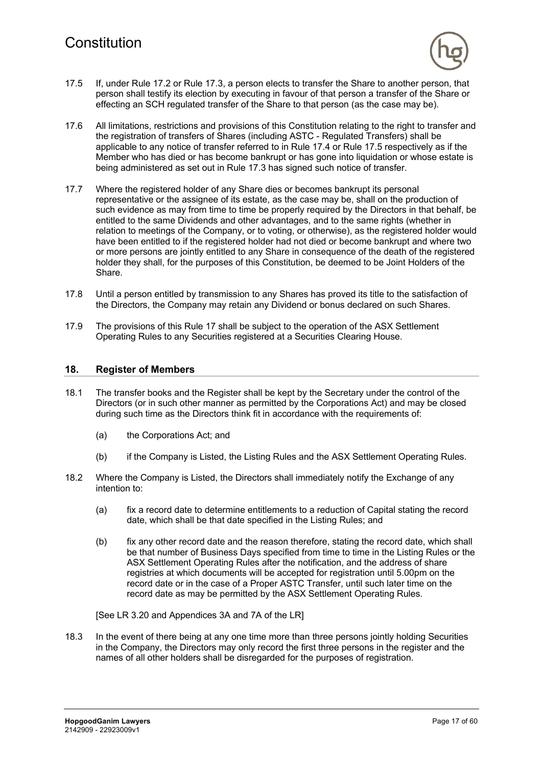17.5 If, under Rule 17.2 or Rule 17.3, a person elects to transfer the Share to another person, that person shall testify its election by executing in favour of that person a transfer of the Share or effecting an SCH regulated transfer of the Share to that person (as the case may be).

17.6 All limitations, restrictions and provisions of this Constitution relating to the right to transfer and the registration of transfers of Shares (including ASTC - Regulated Transfers) shall be applicable to any notice of transfer referred to in Rule 17.4 or Rule 17.5 respectively as if the Member who has died or has become bankrupt or has gone into liquidation or whose estate is being administered as set out in Rule 17.3 has signed such notice of transfer.

17.7 Where the registered holder of any Share dies or becomes bankrupt its personal representative or the assignee of its estate, as the case may be, shall on the production of such evidence as may from time to time be properly required by the Directors in that behalf, be entitled to the same Dividends and other advantages, and to the same rights (whether in relation to meetings of the Company, or to voting, or otherwise), as the registered holder would have been entitled to if the registered holder had not died or become bankrupt and where two or more persons are jointly entitled to any Share in consequence of the death of the registered holder they shall, for the purposes of this Constitution, be deemed to be Joint Holders of the Share.

17.8 Until a person entitled by transmission to any Shares has proved its title to the satisfaction of the Directors, the Company may retain any Dividend or bonus declared on such Shares.

17.9 The provisions of this Rule 17 shall be subject to the operation of the ASX Settlement Operating Rules to any Securities registered at a Securities Clearing House.

## 18. Register of Members

18.1 The transfer books and the Register shall be kept by the Secretary under the control of the Directors (or in such other manner as permitted by the Corporations Act) and may be closed during such time as the Directors think fit in accordance with the requirements of:

(a) the Corporations Act; and

(b) if the Company is Listed, the Listing Rules and the ASX Settlement Operating Rules.

18.2 Where the Company is Listed, the Directors shall immediately notify the Exchange of any intention to:

(a) fix a record date to determine entitlements to a reduction of Capital stating the record date, which shall be that date specified in the Listing Rules; and

(b) fix any other record date and the reason therefore, stating the record date, which shall be that number of Business Days specified from time to time in the Listing Rules or the ASX Settlement Operating Rules after the notification, and the address of share registries at which documents will be accepted for registration until 5.00pm on the record date or in the case of a Proper ASTC Transfer, until such later time on the record date as may be permitted by the ASX Settlement Operating Rules.

[See LR 3.20 and Appendices 3A and 7A of the LR]

18.3 In the event of there being at any one time more than three persons jointly holding Securities in the Company, the Directors may only record the first three persons in the register and the names of all other holders shall be disregarded for the purposes of registration.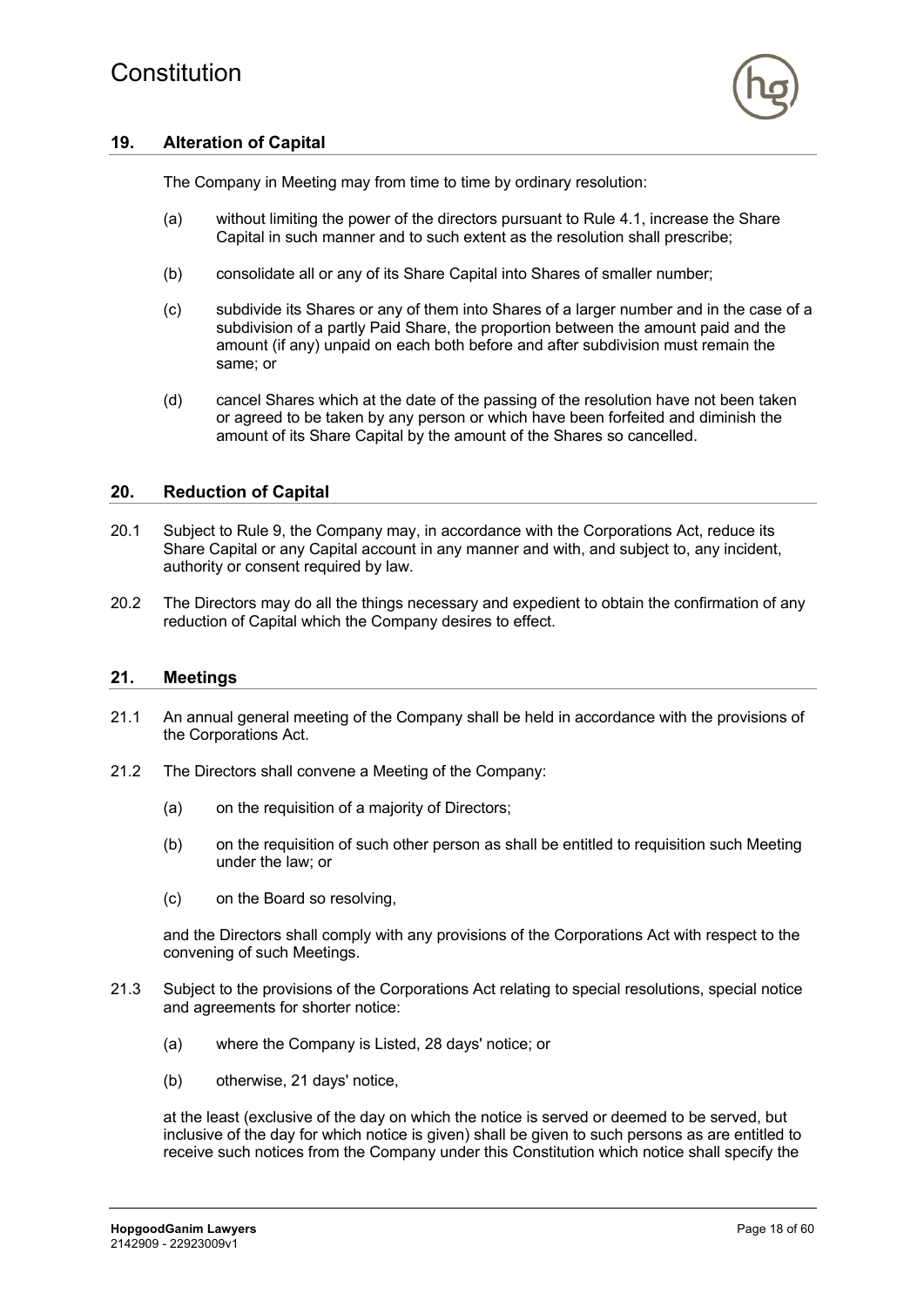## 19. Alteration of Capital

The Company in Meeting may from time to time by ordinary resolution:

(a) without limiting the power of the directors pursuant to Rule 4.1, increase the Share Capital in such manner and to such extent as the resolution shall prescribe;

(b) consolidate all or any of its Share Capital into Shares of smaller number;

(c) subdivide its Shares or any of them into Shares of a larger number and in the case of a subdivision of a partly Paid Share, the proportion between the amount paid and the amount (if any) unpaid on each both before and after subdivision must remain the same; or

(d) cancel Shares which at the date of the passing of the resolution have not been taken or agreed to be taken by any person or which have been forfeited and diminish the amount of its Share Capital by the amount of the Shares so cancelled.

## 20. Reduction of Capital

20.1 Subject to Rule 9, the Company may, in accordance with the Corporations Act, reduce its Share Capital or any Capital account in any manner and with, and subject to, any incident, authority or consent required by law.

20.2 The Directors may do all the things necessary and expedient to obtain the confirmation of any reduction of Capital which the Company desires to effect.

## 21. Meetings

21.1 An annual general meeting of the Company shall be held in accordance with the provisions of the Corporations Act.

21.2 The Directors shall convene a Meeting of the Company:

(a) on the requisition of a majority of Directors;

(b) on the requisition of such other person as shall be entitled to requisition such Meeting under the law; or

(c) on the Board so resolving,

and the Directors shall comply with any provisions of the Corporations Act with respect to the convening of such Meetings.

21.3 Subject to the provisions of the Corporations Act relating to special resolutions, special notice and agreements for shorter notice:

(a) where the Company is Listed, 28 days' notice; or

(b) otherwise, 21 days' notice,

at the least (exclusive of the day on which the notice is served or deemed to be served, but inclusive of the day for which notice is given) shall be given to such persons as are entitled to receive such notices from the Company under this Constitution which notice shall specify the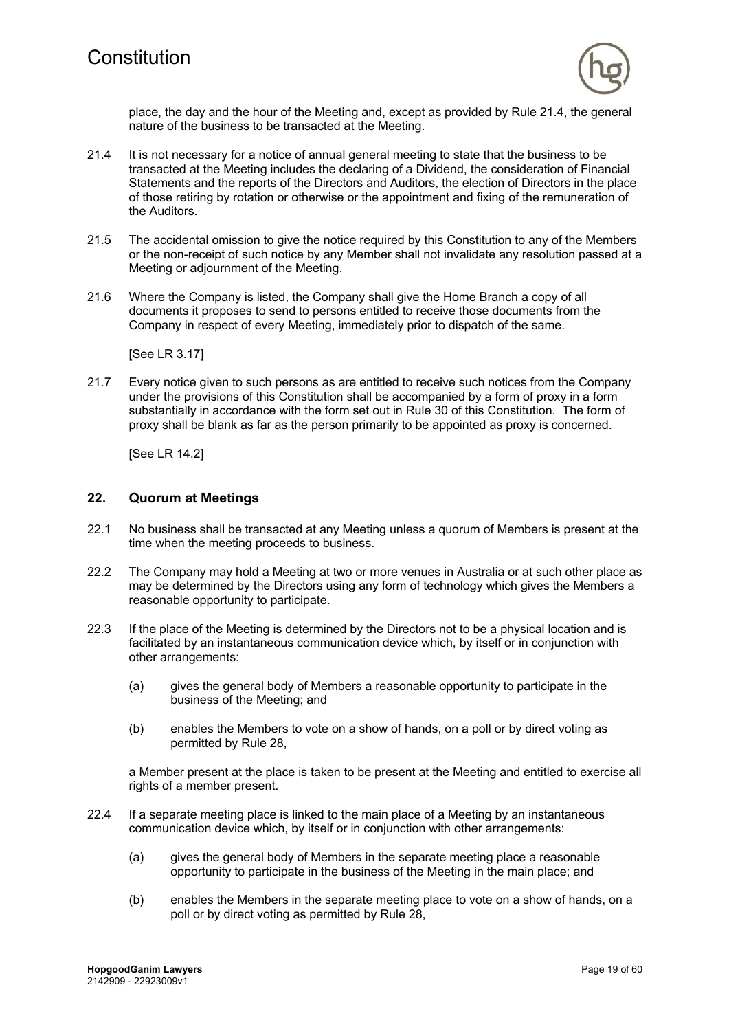place, the day and the hour of the Meeting and, except as provided by Rule 21.4, the general nature of the business to be transacted at the Meeting.

21.4 It is not necessary for a notice of annual general meeting to state that the business to be transacted at the Meeting includes the declaring of a Dividend, the consideration of Financial Statements and the reports of the Directors and Auditors, the election of Directors in the place of those retiring by rotation or otherwise or the appointment and fixing of the remuneration of the Auditors.

21.5 The accidental omission to give the notice required by this Constitution to any of the Members or the non-receipt of such notice by any Member shall not invalidate any resolution passed at a Meeting or adjournment of the Meeting.

21.6 Where the Company is listed, the Company shall give the Home Branch a copy of all documents it proposes to send to persons entitled to receive those documents from the Company in respect of every Meeting, immediately prior to dispatch of the same.

[See LR 3.17]

21.7 Every notice given to such persons as are entitled to receive such notices from the Company under the provisions of this Constitution shall be accompanied by a form of proxy in a form substantially in accordance with the form set out in Rule 30 of this Constitution. The form of proxy shall be blank as far as the person primarily to be appointed as proxy is concerned.

[See LR 14.2]

## 22. Quorum at Meetings

22.1 No business shall be transacted at any Meeting unless a quorum of Members is present at the time when the meeting proceeds to business.

22.2 The Company may hold a Meeting at two or more venues in Australia or at such other place as may be determined by the Directors using any form of technology which gives the Members a reasonable opportunity to participate.

22.3 If the place of the Meeting is determined by the Directors not to be a physical location and is facilitated by an instantaneous communication device which, by itself or in conjunction with other arrangements:

(a) gives the general body of Members a reasonable opportunity to participate in the business of the Meeting; and

(b) enables the Members to vote on a show of hands, on a poll or by direct voting as permitted by Rule 28,

a Member present at the place is taken to be present at the Meeting and entitled to exercise all rights of a member present.

22.4 If a separate meeting place is linked to the main place of a Meeting by an instantaneous communication device which, by itself or in conjunction with other arrangements:

(a) gives the general body of Members in the separate meeting place a reasonable opportunity to participate in the business of the Meeting in the main place; and

(b) enables the Members in the separate meeting place to vote on a show of hands, on a poll or by direct voting as permitted by Rule 28,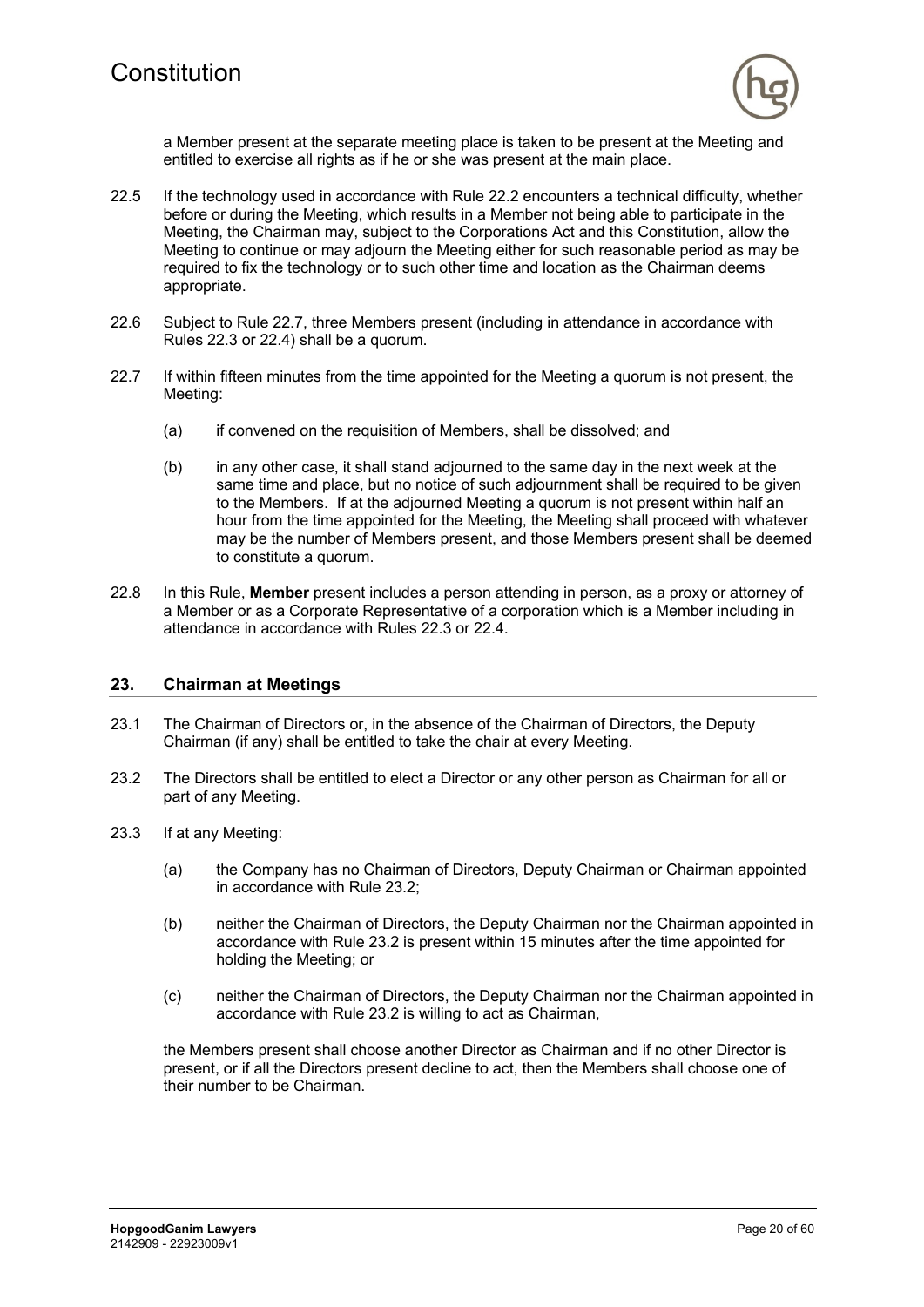a Member present at the separate meeting place is taken to be present at the Meeting and entitled to exercise all rights as if he or she was present at the main place.

22.5 If the technology used in accordance with Rule 22.2 encounters a technical difficulty, whether before or during the Meeting, which results in a Member not being able to participate in the Meeting, the Chairman may, subject to the Corporations Act and this Constitution, allow the Meeting to continue or may adjourn the Meeting either for such reasonable period as may be required to fix the technology or to such other time and location as the Chairman deems appropriate.

22.6 Subject to Rule 22.7, three Members present (including in attendance in accordance with Rules 22.3 or 22.4) shall be a quorum.

22.7 If within fifteen minutes from the time appointed for the Meeting a quorum is not present, the Meeting:

(a) if convened on the requisition of Members, shall be dissolved; and

(b) in any other case, it shall stand adjourned to the same day in the next week at the same time and place, but no notice of such adjournment shall be required to be given to the Members. If at the adjourned Meeting a quorum is not present within half an hour from the time appointed for the Meeting, the Meeting shall proceed with whatever may be the number of Members present, and those Members present shall be deemed to constitute a quorum.

22.8 In this Rule, **Member** present includes a person attending in person, as a proxy or attorney of a Member or as a Corporate Representative of a corporation which is a Member including in attendance in accordance with Rules 22.3 or 22.4.

## 23. Chairman at Meetings

23.1 The Chairman of Directors or, in the absence of the Chairman of Directors, the Deputy Chairman (if any) shall be entitled to take the chair at every Meeting.

23.2 The Directors shall be entitled to elect a Director or any other person as Chairman for all or part of any Meeting.

23.3 If at any Meeting:

(a) the Company has no Chairman of Directors, Deputy Chairman or Chairman appointed in accordance with Rule 23.2;

(b) neither the Chairman of Directors, the Deputy Chairman nor the Chairman appointed in accordance with Rule 23.2 is present within 15 minutes after the time appointed for holding the Meeting; or

(c) neither the Chairman of Directors, the Deputy Chairman nor the Chairman appointed in accordance with Rule 23.2 is willing to act as Chairman,

the Members present shall choose another Director as Chairman and if no other Director is present, or if all the Directors present decline to act, then the Members shall choose one of their number to be Chairman.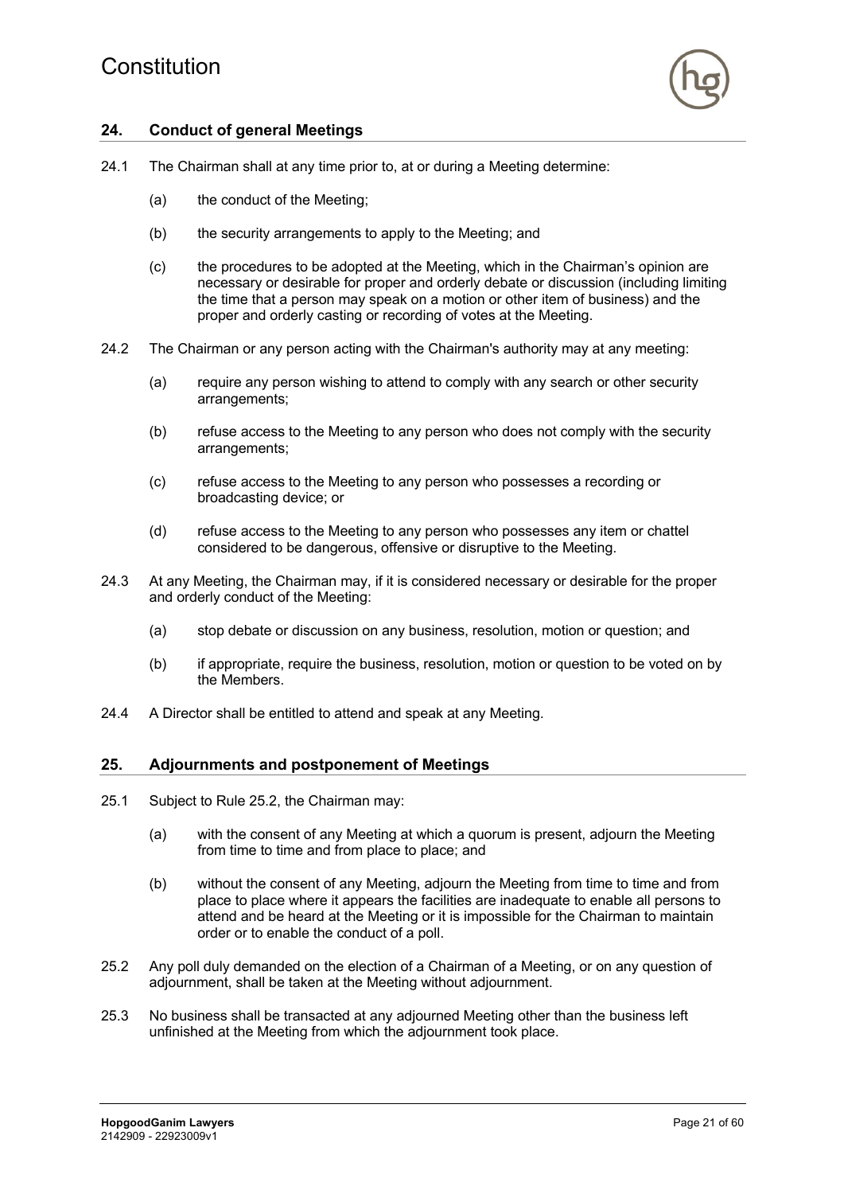## 24. Conduct of general Meetings

24.1 The Chairman shall at any time prior to, at or during a Meeting determine:

(a) the conduct of the Meeting;

(b) the security arrangements to apply to the Meeting; and

(c) the procedures to be adopted at the Meeting, which in the Chairman's opinion are necessary or desirable for proper and orderly debate or discussion (including limiting the time that a person may speak on a motion or other item of business) and the proper and orderly casting or recording of votes at the Meeting.

24.2 The Chairman or any person acting with the Chairman's authority may at any meeting:

(a) require any person wishing to attend to comply with any search or other security arrangements;

(b) refuse access to the Meeting to any person who does not comply with the security arrangements;

(c) refuse access to the Meeting to any person who possesses a recording or broadcasting device; or

(d) refuse access to the Meeting to any person who possesses any item or chattel considered to be dangerous, offensive or disruptive to the Meeting.

24.3 At any Meeting, the Chairman may, if it is considered necessary or desirable for the proper and orderly conduct of the Meeting:

(a) stop debate or discussion on any business, resolution, motion or question; and

(b) if appropriate, require the business, resolution, motion or question to be voted on by the Members.

24.4 A Director shall be entitled to attend and speak at any Meeting.

## 25. Adjournments and postponement of Meetings

25.1 Subject to Rule 25.2, the Chairman may:

(a) with the consent of any Meeting at which a quorum is present, adjourn the Meeting from time to time and from place to place; and

(b) without the consent of any Meeting, adjourn the Meeting from time to time and from place to place where it appears the facilities are inadequate to enable all persons to attend and be heard at the Meeting or it is impossible for the Chairman to maintain order or to enable the conduct of a poll.

25.2 Any poll duly demanded on the election of a Chairman of a Meeting, or on any question of adjournment, shall be taken at the Meeting without adjournment.

25.3 No business shall be transacted at any adjourned Meeting other than the business left unfinished at the Meeting from which the adjournment took place.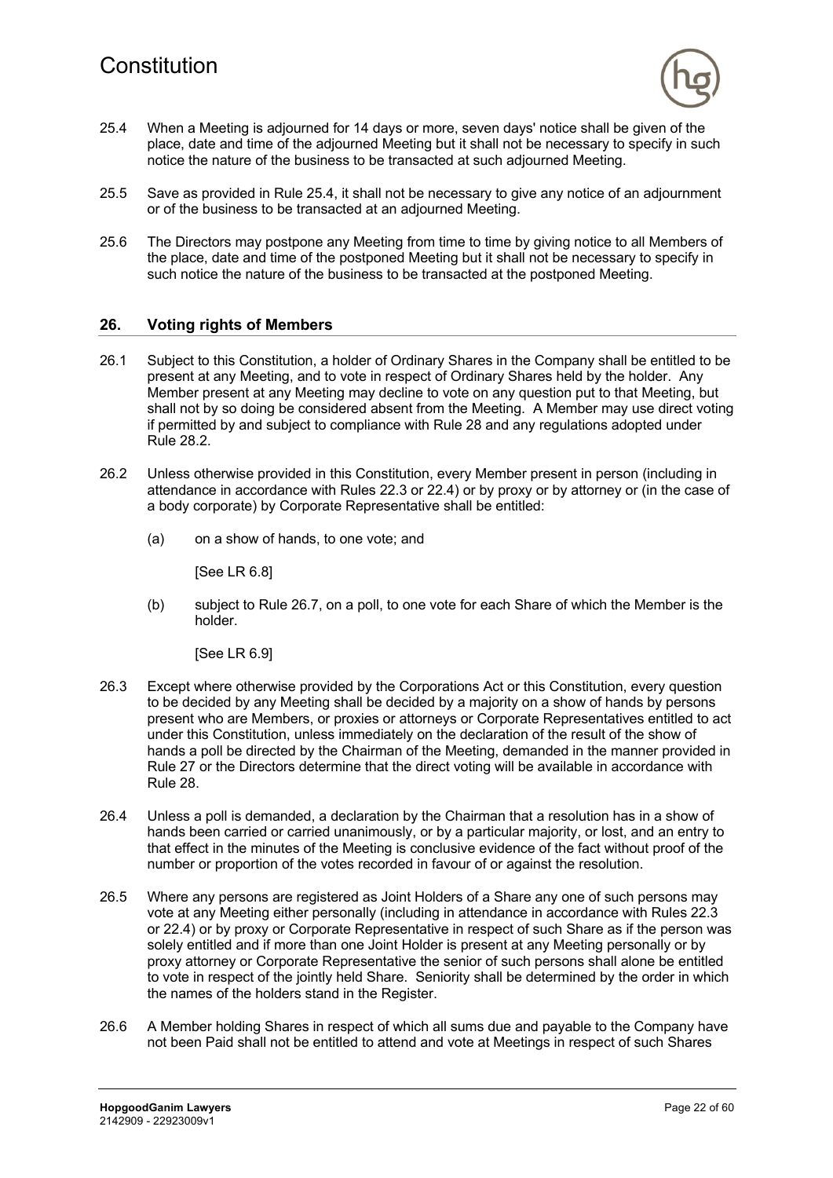25.4 When a Meeting is adjourned for 14 days or more, seven days' notice shall be given of the place, date and time of the adjourned Meeting but it shall not be necessary to specify in such notice the nature of the business to be transacted at such adjourned Meeting.

25.5 Save as provided in Rule 25.4, it shall not be necessary to give any notice of an adjournment or of the business to be transacted at an adjourned Meeting.

25.6 The Directors may postpone any Meeting from time to time by giving notice to all Members of the place, date and time of the postponed Meeting but it shall not be necessary to specify in such notice the nature of the business to be transacted at the postponed Meeting.

## 26. Voting rights of Members

26.1 Subject to this Constitution, a holder of Ordinary Shares in the Company shall be entitled to be present at any Meeting, and to vote in respect of Ordinary Shares held by the holder. Any Member present at any Meeting may decline to vote on any question put to that Meeting, but shall not by so doing be considered absent from the Meeting. A Member may use direct voting if permitted by and subject to compliance with Rule 28 and any regulations adopted under Rule 28.2.

26.2 Unless otherwise provided in this Constitution, every Member present in person (including in attendance in accordance with Rules 22.3 or 22.4) or by proxy or by attorney or (in the case of a body corporate) by Corporate Representative shall be entitled:

(a) on a show of hands, to one vote; and

[See LR 6.8]

(b) subject to Rule 26.7, on a poll, to one vote for each Share of which the Member is the holder.

[See LR 6.9]

26.3 Except where otherwise provided by the Corporations Act or this Constitution, every question to be decided by any Meeting shall be decided by a majority on a show of hands by persons present who are Members, or proxies or attorneys or Corporate Representatives entitled to act under this Constitution, unless immediately on the declaration of the result of the show of hands a poll be directed by the Chairman of the Meeting, demanded in the manner provided in Rule 27 or the Directors determine that the direct voting will be available in accordance with Rule 28.

26.4 Unless a poll is demanded, a declaration by the Chairman that a resolution has in a show of hands been carried or carried unanimously, or by a particular majority, or lost, and an entry to that effect in the minutes of the Meeting is conclusive evidence of the fact without proof of the number or proportion of the votes recorded in favour of or against the resolution.

26.5 Where any persons are registered as Joint Holders of a Share any one of such persons may vote at any Meeting either personally (including in attendance in accordance with Rules 22.3 or 22.4) or by proxy or Corporate Representative in respect of such Share as if the person was solely entitled and if more than one Joint Holder is present at any Meeting personally or by proxy attorney or Corporate Representative the senior of such persons shall alone be entitled to vote in respect of the jointly held Share. Seniority shall be determined by the order in which the names of the holders stand in the Register.

26.6 A Member holding Shares in respect of which all sums due and payable to the Company have not been Paid shall not be entitled to attend and vote at Meetings in respect of such Shares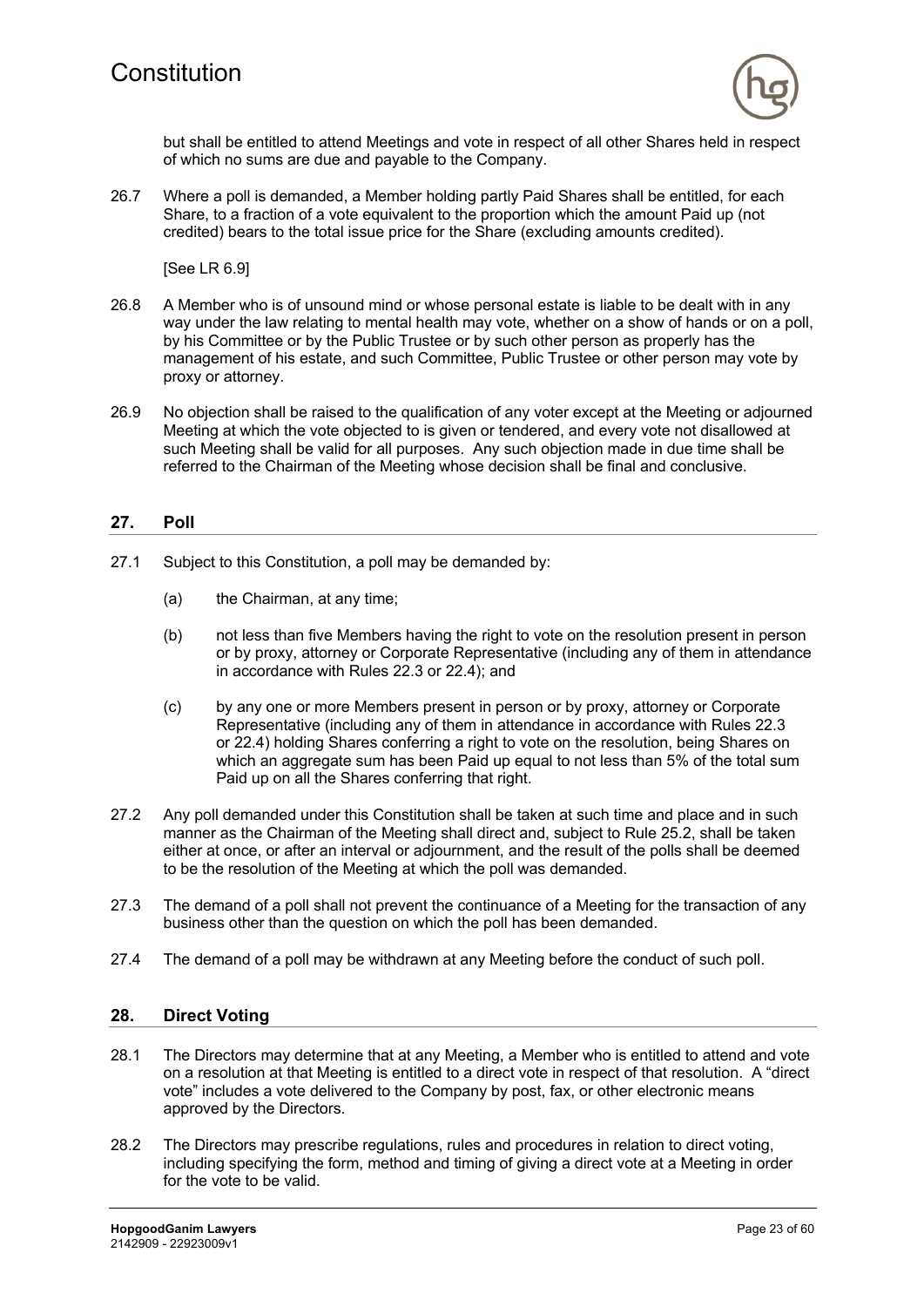but shall be entitled to attend Meetings and vote in respect of all other Shares held in respect of which no sums are due and payable to the Company.

26.7 Where a poll is demanded, a Member holding partly Paid Shares shall be entitled, for each Share, to a fraction of a vote equivalent to the proportion which the amount Paid up (not credited) bears to the total issue price for the Share (excluding amounts credited).

[See LR 6.9]

26.8 A Member who is of unsound mind or whose personal estate is liable to be dealt with in any way under the law relating to mental health may vote, whether on a show of hands or on a poll, by his Committee or by the Public Trustee or by such other person as properly has the management of his estate, and such Committee, Public Trustee or other person may vote by proxy or attorney.

26.9 No objection shall be raised to the qualification of any voter except at the Meeting or adjourned Meeting at which the vote objected to is given or tendered, and every vote not disallowed at such Meeting shall be valid for all purposes. Any such objection made in due time shall be referred to the Chairman of the Meeting whose decision shall be final and conclusive.

## 27. Poll

27.1 Subject to this Constitution, a poll may be demanded by:

(a) the Chairman, at any time;

(b) not less than five Members having the right to vote on the resolution present in person or by proxy, attorney or Corporate Representative (including any of them in attendance in accordance with Rules 22.3 or 22.4); and

(c) by any one or more Members present in person or by proxy, attorney or Corporate Representative (including any of them in attendance in accordance with Rules 22.3 or 22.4) holding Shares conferring a right to vote on the resolution, being Shares on which an aggregate sum has been Paid up equal to not less than 5% of the total sum Paid up on all the Shares conferring that right.

27.2 Any poll demanded under this Constitution shall be taken at such time and place and in such manner as the Chairman of the Meeting shall direct and, subject to Rule 25.2, shall be taken either at once, or after an interval or adjournment, and the result of the polls shall be deemed to be the resolution of the Meeting at which the poll was demanded.

27.3 The demand of a poll shall not prevent the continuance of a Meeting for the transaction of any business other than the question on which the poll has been demanded.

27.4 The demand of a poll may be withdrawn at any Meeting before the conduct of such poll.

## 28. Direct Voting

28.1 The Directors may determine that at any Meeting, a Member who is entitled to attend and vote on a resolution at that Meeting is entitled to a direct vote in respect of that resolution. A "direct vote" includes a vote delivered to the Company by post, fax, or other electronic means approved by the Directors.

28.2 The Directors may prescribe regulations, rules and procedures in relation to direct voting, including specifying the form, method and timing of giving a direct vote at a Meeting in order for the vote to be valid.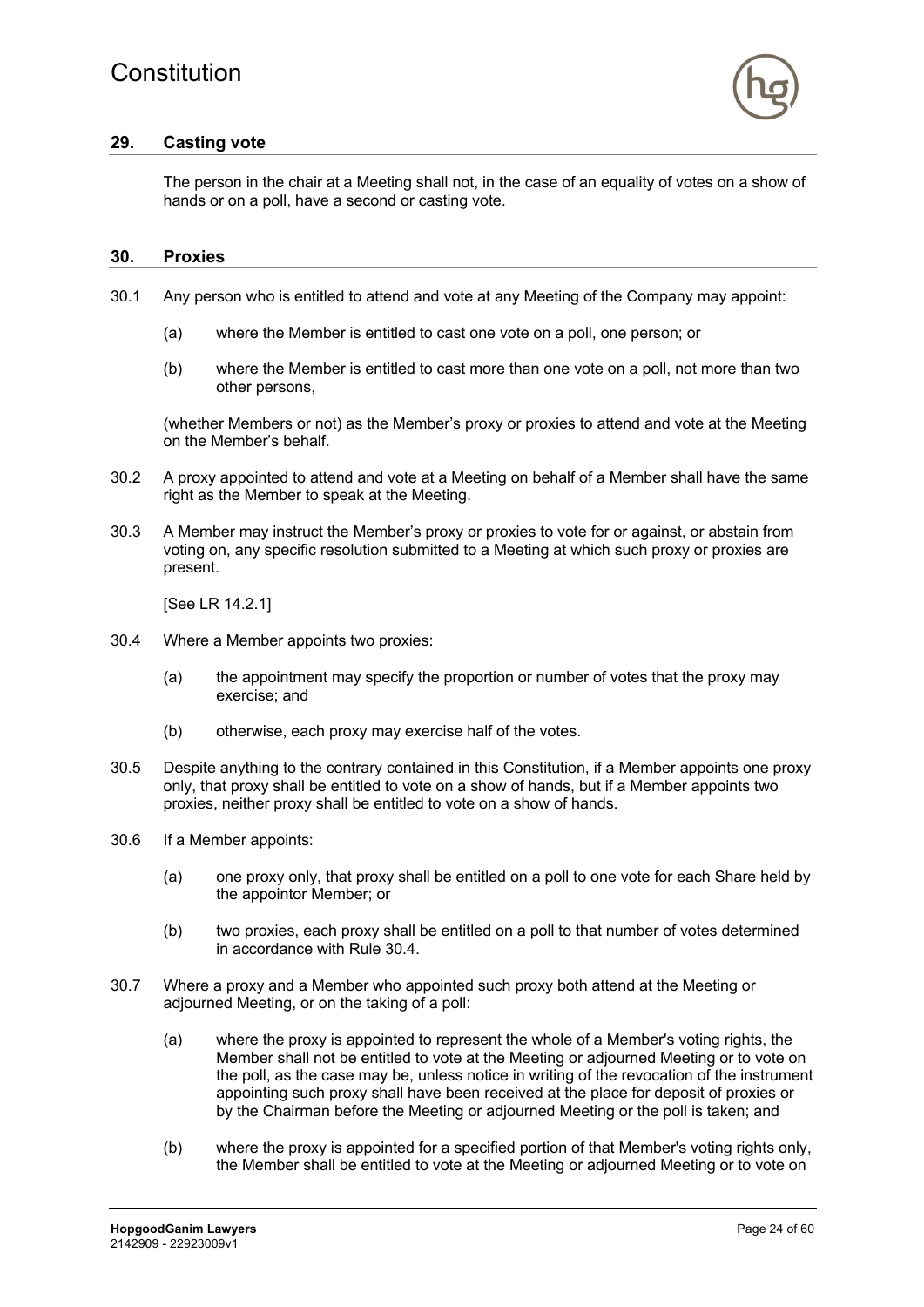## 29. Casting vote

The person in the chair at a Meeting shall not, in the case of an equality of votes on a show of hands or on a poll, have a second or casting vote.

## 30. Proxies

30.1 Any person who is entitled to attend and vote at any Meeting of the Company may appoint:

(a) where the Member is entitled to cast one vote on a poll, one person; or

(b) where the Member is entitled to cast more than one vote on a poll, not more than two other persons,

(whether Members or not) as the Member's proxy or proxies to attend and vote at the Meeting on the Member's behalf.

30.2 A proxy appointed to attend and vote at a Meeting on behalf of a Member shall have the same right as the Member to speak at the Meeting.

30.3 A Member may instruct the Member's proxy or proxies to vote for or against, or abstain from voting on, any specific resolution submitted to a Meeting at which such proxy or proxies are present.

[See LR 14.2.1]

30.4 Where a Member appoints two proxies:

(a) the appointment may specify the proportion or number of votes that the proxy may exercise; and

(b) otherwise, each proxy may exercise half of the votes.

30.5 Despite anything to the contrary contained in this Constitution, if a Member appoints one proxy only, that proxy shall be entitled to vote on a show of hands, but if a Member appoints two proxies, neither proxy shall be entitled to vote on a show of hands.

30.6 If a Member appoints:

(a) one proxy only, that proxy shall be entitled on a poll to one vote for each Share held by the appointor Member; or

(b) two proxies, each proxy shall be entitled on a poll to that number of votes determined in accordance with Rule 30.4.

30.7 Where a proxy and a Member who appointed such proxy both attend at the Meeting or adjourned Meeting, or on the taking of a poll:

(a) where the proxy is appointed to represent the whole of a Member's voting rights, the Member shall not be entitled to vote at the Meeting or adjourned Meeting or to vote on the poll, as the case may be, unless notice in writing of the revocation of the instrument appointing such proxy shall have been received at the place for deposit of proxies or by the Chairman before the Meeting or adjourned Meeting or the poll is taken; and

(b) where the proxy is appointed for a specified portion of that Member's voting rights only, the Member shall be entitled to vote at the Meeting or adjourned Meeting or to vote on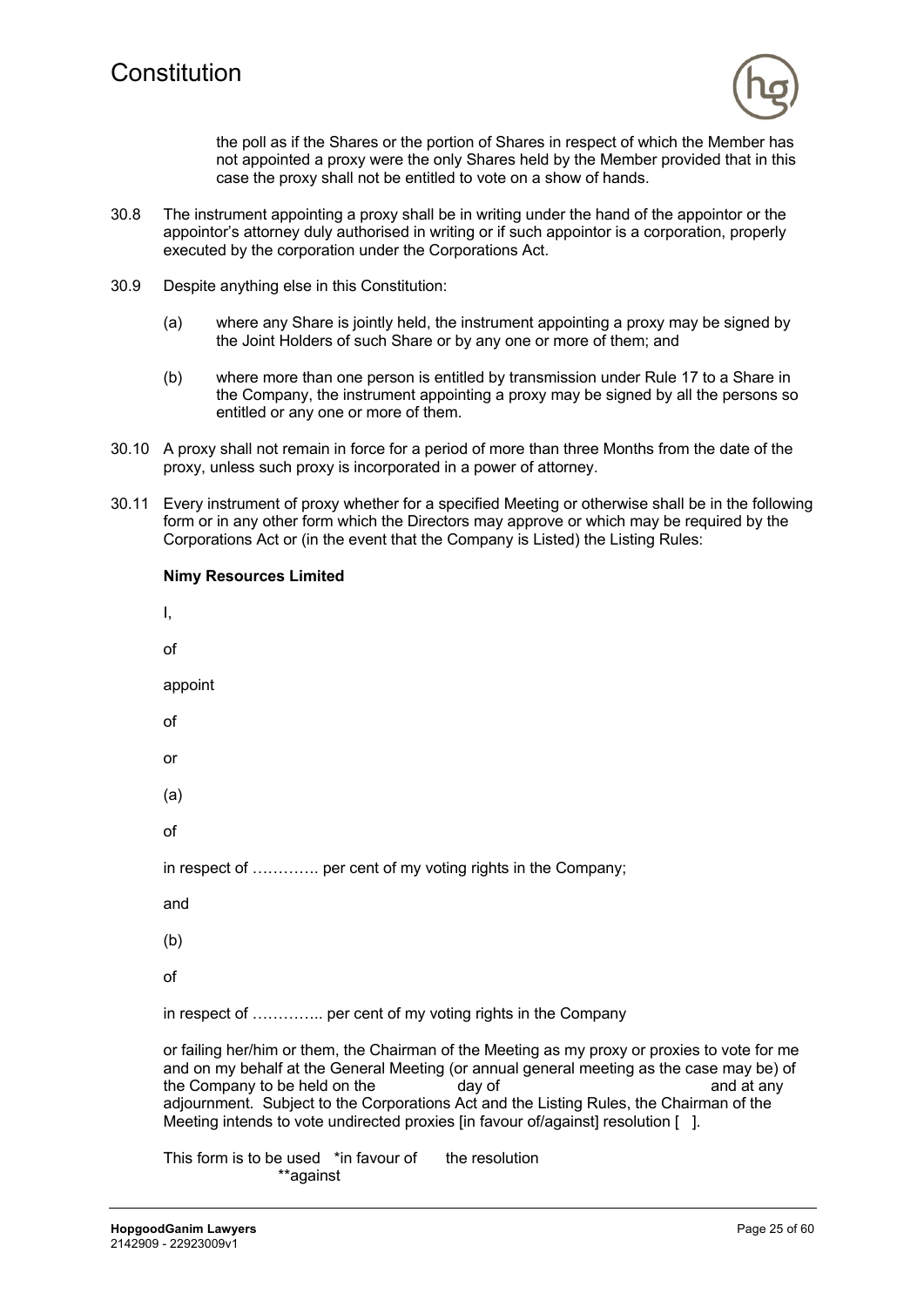the poll as if the Shares or the portion of Shares in respect of which the Member has not appointed a proxy were the only Shares held by the Member provided that in this case the proxy shall not be entitled to vote on a show of hands.

30.8 The instrument appointing a proxy shall be in writing under the hand of the appointor or the appointor's attorney duly authorised in writing or if such appointor is a corporation, properly executed by the corporation under the Corporations Act.

30.9 Despite anything else in this Constitution:

(a) where any Share is jointly held, the instrument appointing a proxy may be signed by the Joint Holders of such Share or by any one or more of them; and

(b) where more than one person is entitled by transmission under Rule 17 to a Share in the Company, the instrument appointing a proxy may be signed by all the persons so entitled or any one or more of them.

30.10 A proxy shall not remain in force for a period of more than three Months from the date of the proxy, unless such proxy is incorporated in a power of attorney.

30.11 Every instrument of proxy whether for a specified Meeting or otherwise shall be in the following form or in any other form which the Directors may approve or which may be required by the Corporations Act or (in the event that the Company is Listed) the Listing Rules:

**Nimy Resources Limited**

I,

of

appoint

of

or

(a)

of

in respect of …………. per cent of my voting rights in the Company;

and

(b)

of

in respect of ………….. per cent of my voting rights in the Company

or failing her/him or them, the Chairman of the Meeting as my proxy or proxies to vote for me and on my behalf at the General Meeting (or annual general meeting as the case may be) of the Company to be held on the day of and at any adjournment. Subject to the Corporations Act and the Listing Rules, the Chairman of the Meeting intends to vote undirected proxies [in favour of/against] resolution [ ].

This form is to be used *in favour of the resolution
**against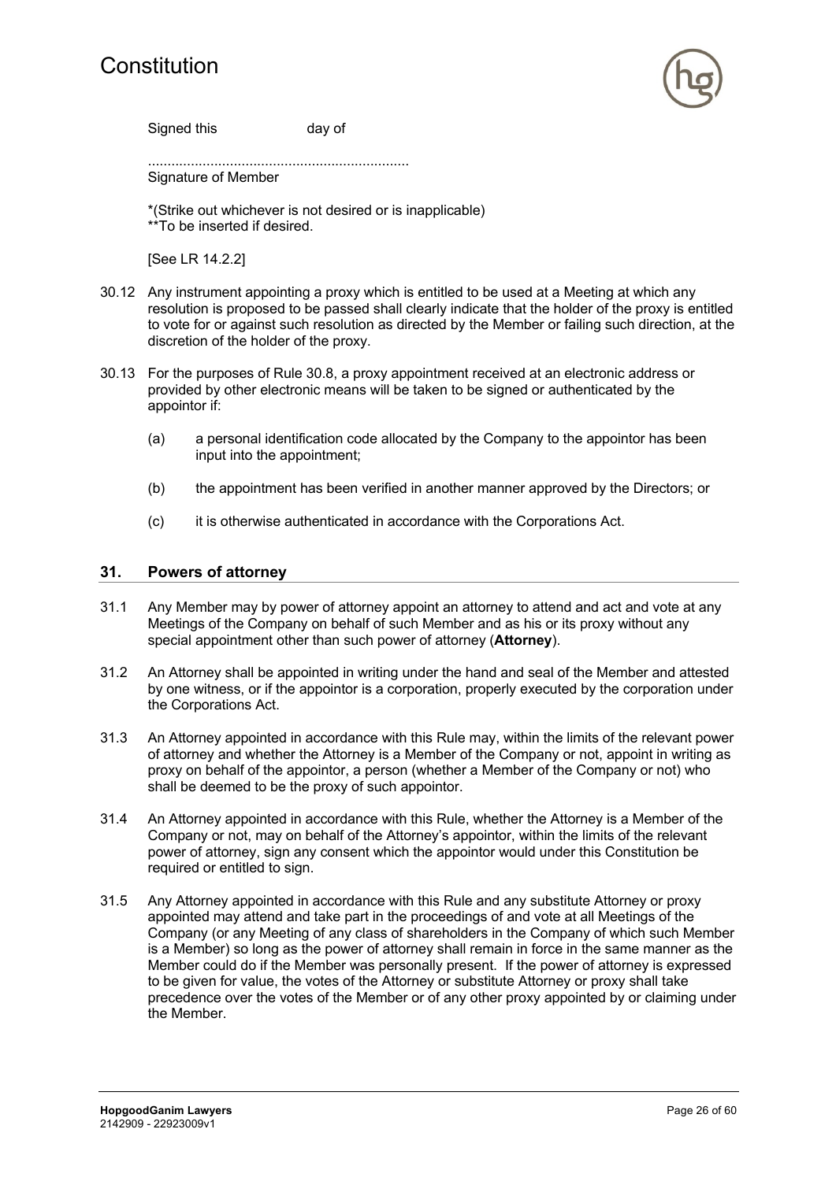Signed this                    day of

...................................................................
Signature of Member

*(Strike out whichever is not desired or is inapplicable)
**To be inserted if desired.

[See LR 14.2.2]

30.12 Any instrument appointing a proxy which is entitled to be used at a Meeting at which any resolution is proposed to be passed shall clearly indicate that the holder of the proxy is entitled to vote for or against such resolution as directed by the Member or failing such direction, at the discretion of the holder of the proxy.

30.13 For the purposes of Rule 30.8, a proxy appointment received at an electronic address or provided by other electronic means will be taken to be signed or authenticated by the appointor if:

(a) a personal identification code allocated by the Company to the appointor has been input into the appointment;

(b) the appointment has been verified in another manner approved by the Directors; or

(c) it is otherwise authenticated in accordance with the Corporations Act.

## 31. Powers of attorney

31.1 Any Member may by power of attorney appoint an attorney to attend and act and vote at any Meetings of the Company on behalf of such Member and as his or its proxy without any special appointment other than such power of attorney (**Attorney**).

31.2 An Attorney shall be appointed in writing under the hand and seal of the Member and attested by one witness, or if the appointor is a corporation, properly executed by the corporation under the Corporations Act.

31.3 An Attorney appointed in accordance with this Rule may, within the limits of the relevant power of attorney and whether the Attorney is a Member of the Company or not, appoint in writing as proxy on behalf of the appointor, a person (whether a Member of the Company or not) who shall be deemed to be the proxy of such appointor.

31.4 An Attorney appointed in accordance with this Rule, whether the Attorney is a Member of the Company or not, may on behalf of the Attorney's appointor, within the limits of the relevant power of attorney, sign any consent which the appointor would under this Constitution be required or entitled to sign.

31.5 Any Attorney appointed in accordance with this Rule and any substitute Attorney or proxy appointed may attend and take part in the proceedings of and vote at all Meetings of the Company (or any Meeting of any class of shareholders in the Company of which such Member is a Member) so long as the power of attorney shall remain in force in the same manner as the Member could do if the Member was personally present. If the power of attorney is expressed to be given for value, the votes of the Attorney or substitute Attorney or proxy shall take precedence over the votes of the Member or of any other proxy appointed by or claiming under the Member.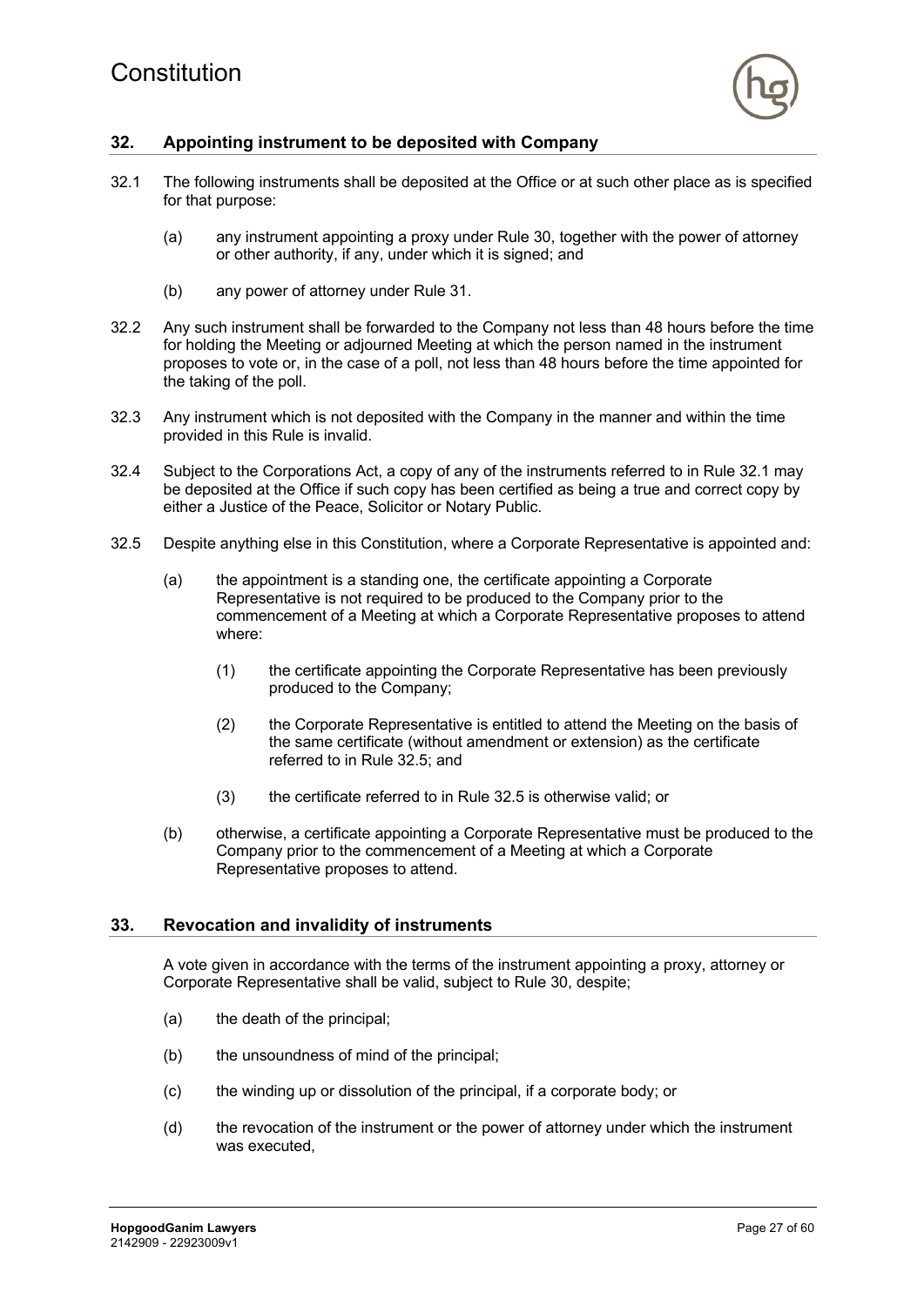## 32. Appointing instrument to be deposited with Company

32.1 The following instruments shall be deposited at the Office or at such other place as is specified for that purpose:

(a) any instrument appointing a proxy under Rule 30, together with the power of attorney or other authority, if any, under which it is signed; and

(b) any power of attorney under Rule 31.

32.2 Any such instrument shall be forwarded to the Company not less than 48 hours before the time for holding the Meeting or adjourned Meeting at which the person named in the instrument proposes to vote or, in the case of a poll, not less than 48 hours before the time appointed for the taking of the poll.

32.3 Any instrument which is not deposited with the Company in the manner and within the time provided in this Rule is invalid.

32.4 Subject to the Corporations Act, a copy of any of the instruments referred to in Rule 32.1 may be deposited at the Office if such copy has been certified as being a true and correct copy by either a Justice of the Peace, Solicitor or Notary Public.

32.5 Despite anything else in this Constitution, where a Corporate Representative is appointed and:

(a) the appointment is a standing one, the certificate appointing a Corporate Representative is not required to be produced to the Company prior to the commencement of a Meeting at which a Corporate Representative proposes to attend where:

(1) the certificate appointing the Corporate Representative has been previously produced to the Company;

(2) the Corporate Representative is entitled to attend the Meeting on the basis of the same certificate (without amendment or extension) as the certificate referred to in Rule 32.5; and

(3) the certificate referred to in Rule 32.5 is otherwise valid; or

(b) otherwise, a certificate appointing a Corporate Representative must be produced to the Company prior to the commencement of a Meeting at which a Corporate Representative proposes to attend.

## 33. Revocation and invalidity of instruments

A vote given in accordance with the terms of the instrument appointing a proxy, attorney or Corporate Representative shall be valid, subject to Rule 30, despite;

(a) the death of the principal;

(b) the unsoundness of mind of the principal;

(c) the winding up or dissolution of the principal, if a corporate body; or

(d) the revocation of the instrument or the power of attorney under which the instrument was executed,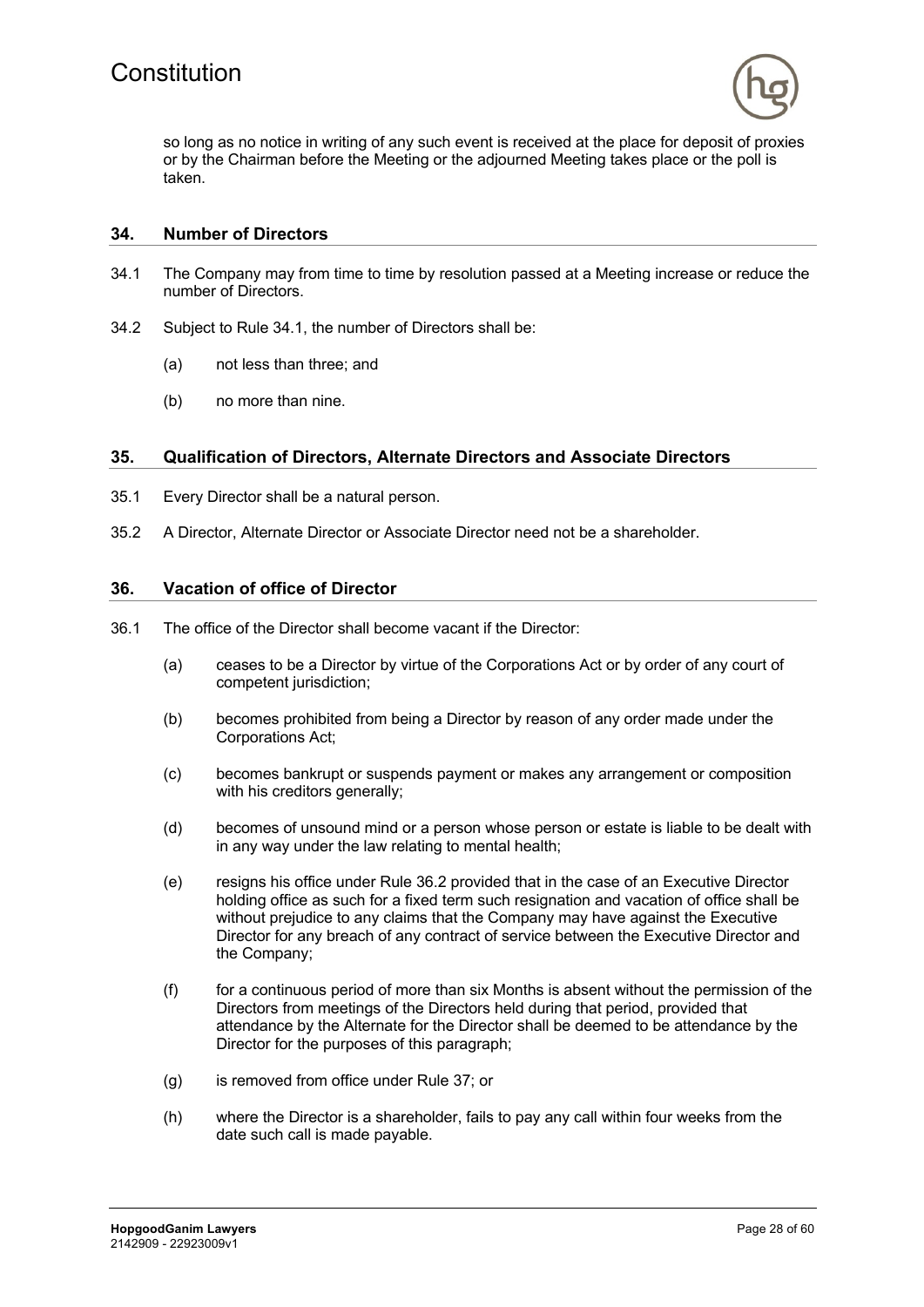so long as no notice in writing of any such event is received at the place for deposit of proxies or by the Chairman before the Meeting or the adjourned Meeting takes place or the poll is taken.

## 34. Number of Directors

34.1 The Company may from time to time by resolution passed at a Meeting increase or reduce the number of Directors.

34.2 Subject to Rule 34.1, the number of Directors shall be:

(a) not less than three; and

(b) no more than nine.

## 35. Qualification of Directors, Alternate Directors and Associate Directors

35.1 Every Director shall be a natural person.

35.2 A Director, Alternate Director or Associate Director need not be a shareholder.

## 36. Vacation of office of Director

36.1 The office of the Director shall become vacant if the Director:

(a) ceases to be a Director by virtue of the Corporations Act or by order of any court of competent jurisdiction;

(b) becomes prohibited from being a Director by reason of any order made under the Corporations Act;

(c) becomes bankrupt or suspends payment or makes any arrangement or composition with his creditors generally;

(d) becomes of unsound mind or a person whose person or estate is liable to be dealt with in any way under the law relating to mental health;

(e) resigns his office under Rule 36.2 provided that in the case of an Executive Director holding office as such for a fixed term such resignation and vacation of office shall be without prejudice to any claims that the Company may have against the Executive Director for any breach of any contract of service between the Executive Director and the Company;

(f) for a continuous period of more than six Months is absent without the permission of the Directors from meetings of the Directors held during that period, provided that attendance by the Alternate for the Director shall be deemed to be attendance by the Director for the purposes of this paragraph;

(g) is removed from office under Rule 37; or

(h) where the Director is a shareholder, fails to pay any call within four weeks from the date such call is made payable.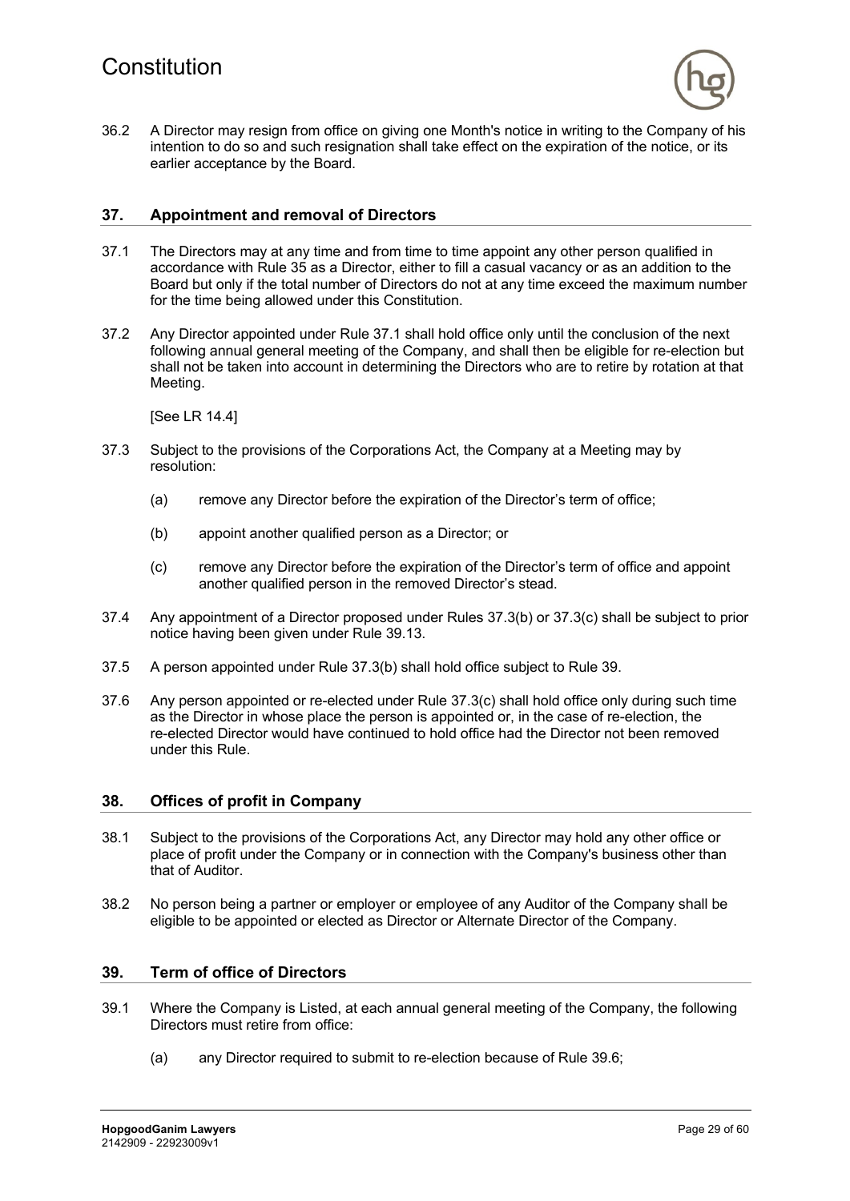36.2 A Director may resign from office on giving one Month's notice in writing to the Company of his intention to do so and such resignation shall take effect on the expiration of the notice, or its earlier acceptance by the Board.

## 37. Appointment and removal of Directors

37.1 The Directors may at any time and from time to time appoint any other person qualified in accordance with Rule 35 as a Director, either to fill a casual vacancy or as an addition to the Board but only if the total number of Directors do not at any time exceed the maximum number for the time being allowed under this Constitution.

37.2 Any Director appointed under Rule 37.1 shall hold office only until the conclusion of the next following annual general meeting of the Company, and shall then be eligible for re-election but shall not be taken into account in determining the Directors who are to retire by rotation at that Meeting.

[See LR 14.4]

37.3 Subject to the provisions of the Corporations Act, the Company at a Meeting may by resolution:

(a) remove any Director before the expiration of the Director's term of office;

(b) appoint another qualified person as a Director; or

(c) remove any Director before the expiration of the Director's term of office and appoint another qualified person in the removed Director's stead.

37.4 Any appointment of a Director proposed under Rules 37.3(b) or 37.3(c) shall be subject to prior notice having been given under Rule 39.13.

37.5 A person appointed under Rule 37.3(b) shall hold office subject to Rule 39.

37.6 Any person appointed or re-elected under Rule 37.3(c) shall hold office only during such time as the Director in whose place the person is appointed or, in the case of re-election, the re-elected Director would have continued to hold office had the Director not been removed under this Rule.

## 38. Offices of profit in Company

38.1 Subject to the provisions of the Corporations Act, any Director may hold any other office or place of profit under the Company or in connection with the Company's business other than that of Auditor.

38.2 No person being a partner or employer or employee of any Auditor of the Company shall be eligible to be appointed or elected as Director or Alternate Director of the Company.

## 39. Term of office of Directors

39.1 Where the Company is Listed, at each annual general meeting of the Company, the following Directors must retire from office:

(a) any Director required to submit to re-election because of Rule 39.6;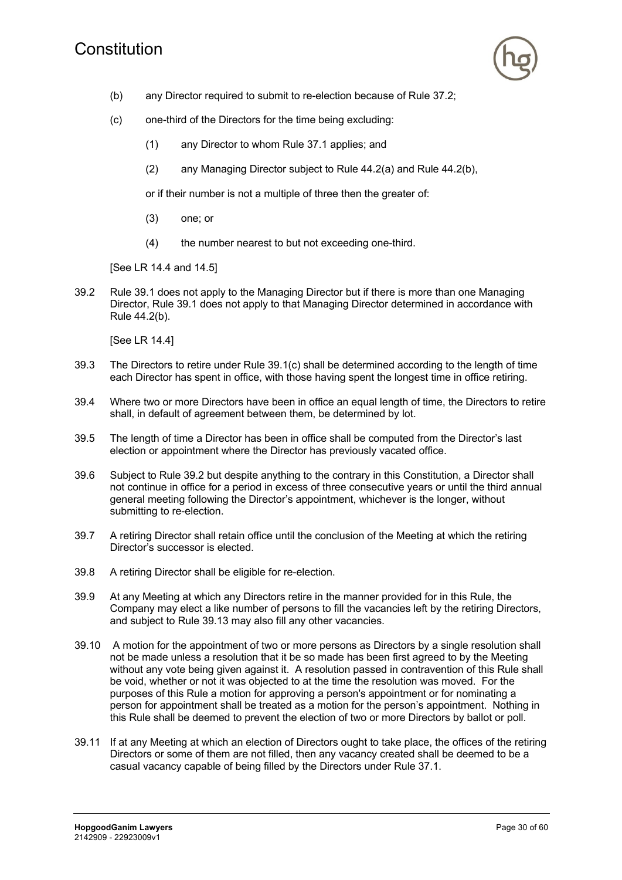(b) any Director required to submit to re-election because of Rule 37.2;

(c) one-third of the Directors for the time being excluding:

(1) any Director to whom Rule 37.1 applies; and

(2) any Managing Director subject to Rule 44.2(a) and Rule 44.2(b),

or if their number is not a multiple of three then the greater of:

(3) one; or

(4) the number nearest to but not exceeding one-third.

[See LR 14.4 and 14.5]

39.2 Rule 39.1 does not apply to the Managing Director but if there is more than one Managing Director, Rule 39.1 does not apply to that Managing Director determined in accordance with Rule 44.2(b).

[See LR 14.4]

39.3 The Directors to retire under Rule 39.1(c) shall be determined according to the length of time each Director has spent in office, with those having spent the longest time in office retiring.

39.4 Where two or more Directors have been in office an equal length of time, the Directors to retire shall, in default of agreement between them, be determined by lot.

39.5 The length of time a Director has been in office shall be computed from the Director's last election or appointment where the Director has previously vacated office.

39.6 Subject to Rule 39.2 but despite anything to the contrary in this Constitution, a Director shall not continue in office for a period in excess of three consecutive years or until the third annual general meeting following the Director's appointment, whichever is the longer, without submitting to re-election.

39.7 A retiring Director shall retain office until the conclusion of the Meeting at which the retiring Director's successor is elected.

39.8 A retiring Director shall be eligible for re-election.

39.9 At any Meeting at which any Directors retire in the manner provided for in this Rule, the Company may elect a like number of persons to fill the vacancies left by the retiring Directors, and subject to Rule 39.13 may also fill any other vacancies.

39.10 A motion for the appointment of two or more persons as Directors by a single resolution shall not be made unless a resolution that it be so made has been first agreed to by the Meeting without any vote being given against it. A resolution passed in contravention of this Rule shall be void, whether or not it was objected to at the time the resolution was moved. For the purposes of this Rule a motion for approving a person's appointment or for nominating a person for appointment shall be treated as a motion for the person's appointment. Nothing in this Rule shall be deemed to prevent the election of two or more Directors by ballot or poll.

39.11 If at any Meeting at which an election of Directors ought to take place, the offices of the retiring Directors or some of them are not filled, then any vacancy created shall be deemed to be a casual vacancy capable of being filled by the Directors under Rule 37.1.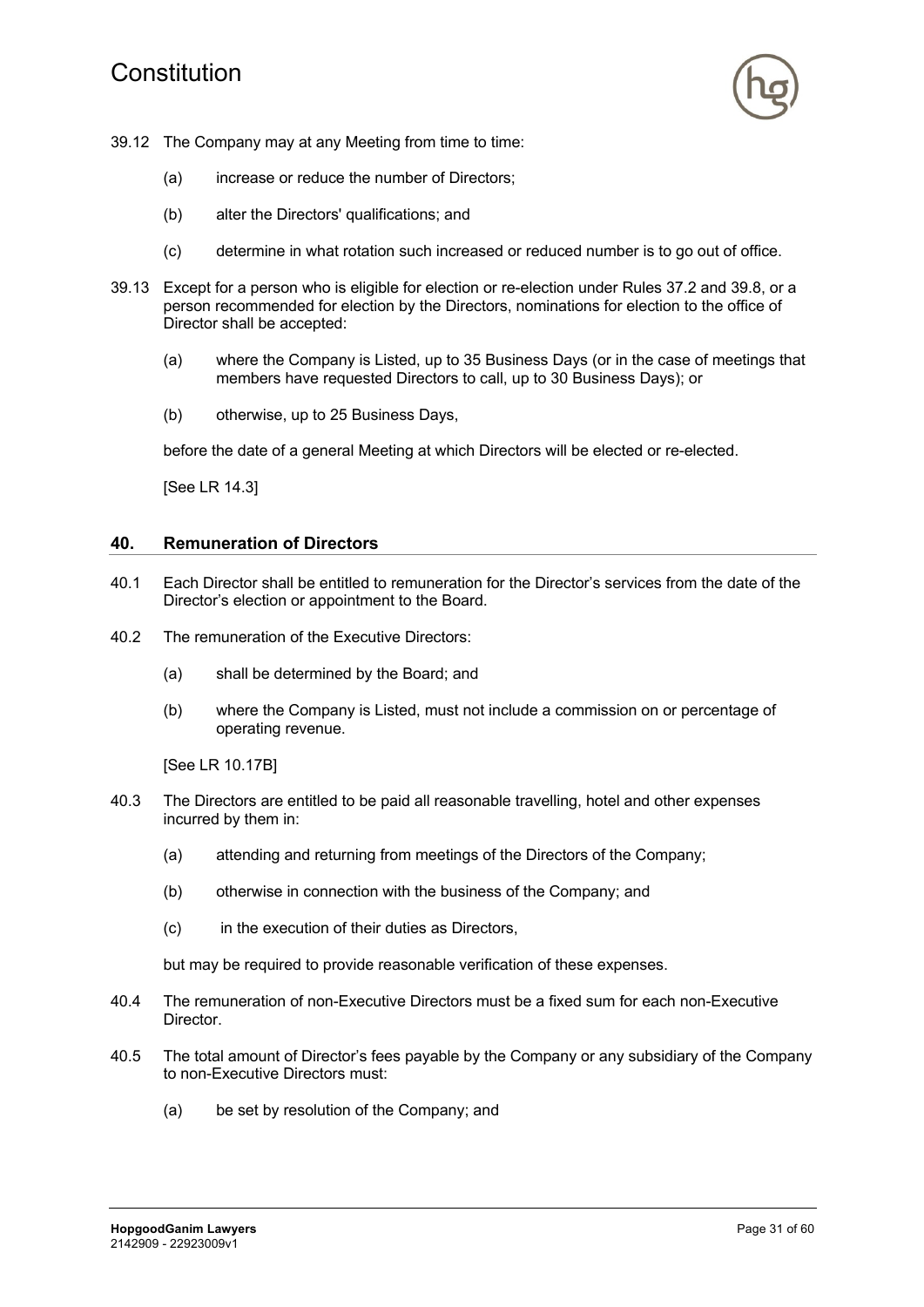39.12 The Company may at any Meeting from time to time:

(a) increase or reduce the number of Directors;

(b) alter the Directors' qualifications; and

(c) determine in what rotation such increased or reduced number is to go out of office.

39.13 Except for a person who is eligible for election or re-election under Rules 37.2 and 39.8, or a person recommended for election by the Directors, nominations for election to the office of Director shall be accepted:

(a) where the Company is Listed, up to 35 Business Days (or in the case of meetings that members have requested Directors to call, up to 30 Business Days); or

(b) otherwise, up to 25 Business Days,

before the date of a general Meeting at which Directors will be elected or re-elected.

[See LR 14.3]

## 40. Remuneration of Directors

40.1 Each Director shall be entitled to remuneration for the Director's services from the date of the Director's election or appointment to the Board.

40.2 The remuneration of the Executive Directors:

(a) shall be determined by the Board; and

(b) where the Company is Listed, must not include a commission on or percentage of operating revenue.

[See LR 10.17B]

40.3 The Directors are entitled to be paid all reasonable travelling, hotel and other expenses incurred by them in:

(a) attending and returning from meetings of the Directors of the Company;

(b) otherwise in connection with the business of the Company; and

(c) in the execution of their duties as Directors,

but may be required to provide reasonable verification of these expenses.

40.4 The remuneration of non-Executive Directors must be a fixed sum for each non-Executive Director.

40.5 The total amount of Director's fees payable by the Company or any subsidiary of the Company to non-Executive Directors must:

(a) be set by resolution of the Company; and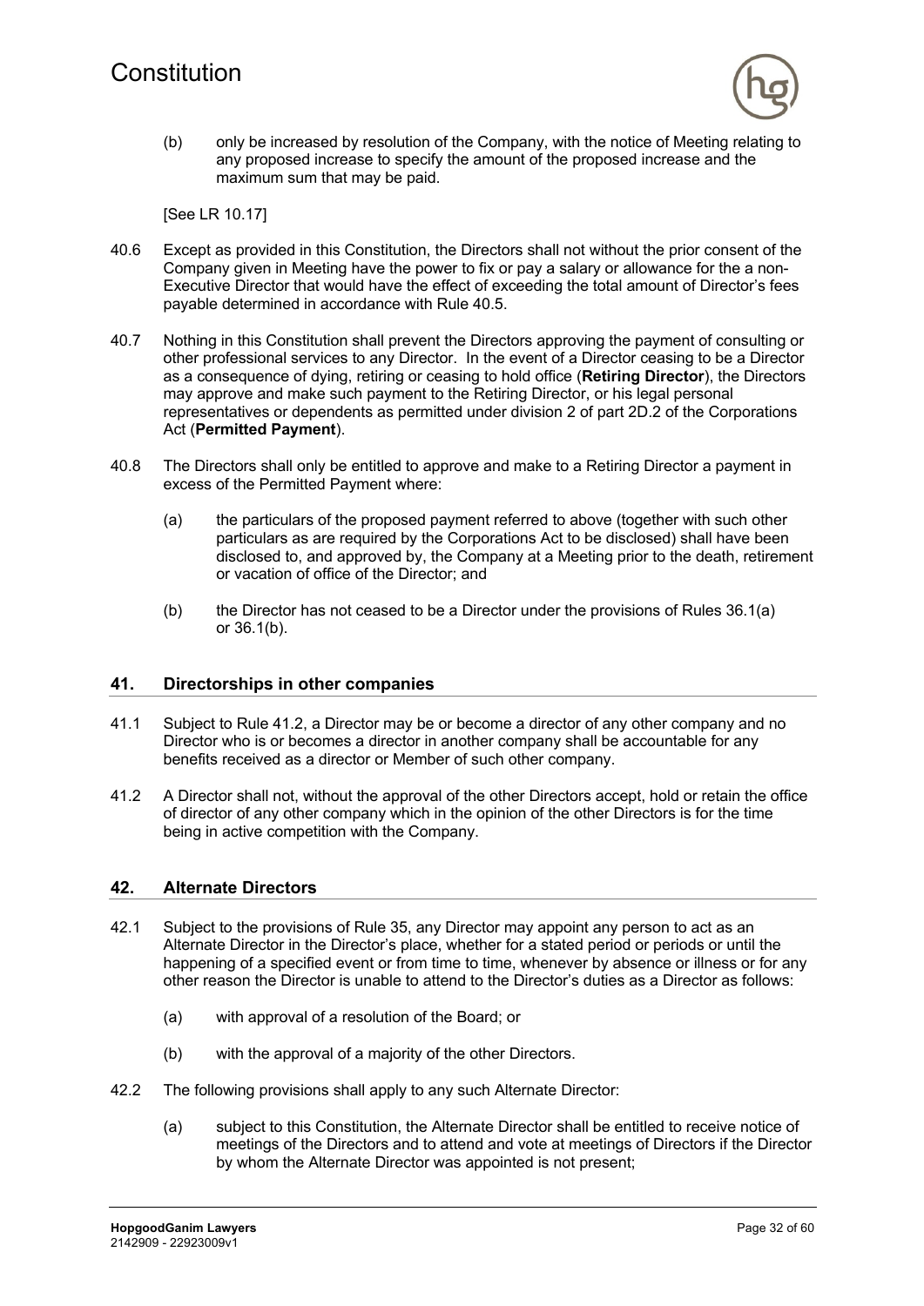(b) only be increased by resolution of the Company, with the notice of Meeting relating to any proposed increase to specify the amount of the proposed increase and the maximum sum that may be paid.

[See LR 10.17]

40.6 Except as provided in this Constitution, the Directors shall not without the prior consent of the Company given in Meeting have the power to fix or pay a salary or allowance for the a non-Executive Director that would have the effect of exceeding the total amount of Director's fees payable determined in accordance with Rule 40.5.

40.7 Nothing in this Constitution shall prevent the Directors approving the payment of consulting or other professional services to any Director. In the event of a Director ceasing to be a Director as a consequence of dying, retiring or ceasing to hold office (**Retiring Director**), the Directors may approve and make such payment to the Retiring Director, or his legal personal representatives or dependents as permitted under division 2 of part 2D.2 of the Corporations Act (**Permitted Payment**).

40.8 The Directors shall only be entitled to approve and make to a Retiring Director a payment in excess of the Permitted Payment where:

(a) the particulars of the proposed payment referred to above (together with such other particulars as are required by the Corporations Act to be disclosed) shall have been disclosed to, and approved by, the Company at a Meeting prior to the death, retirement or vacation of office of the Director; and

(b) the Director has not ceased to be a Director under the provisions of Rules 36.1(a) or 36.1(b).

## 41. Directorships in other companies

41.1 Subject to Rule 41.2, a Director may be or become a director of any other company and no Director who is or becomes a director in another company shall be accountable for any benefits received as a director or Member of such other company.

41.2 A Director shall not, without the approval of the other Directors accept, hold or retain the office of director of any other company which in the opinion of the other Directors is for the time being in active competition with the Company.

## 42. Alternate Directors

42.1 Subject to the provisions of Rule 35, any Director may appoint any person to act as an Alternate Director in the Director's place, whether for a stated period or periods or until the happening of a specified event or from time to time, whenever by absence or illness or for any other reason the Director is unable to attend to the Director's duties as a Director as follows:

(a) with approval of a resolution of the Board; or

(b) with the approval of a majority of the other Directors.

42.2 The following provisions shall apply to any such Alternate Director:

(a) subject to this Constitution, the Alternate Director shall be entitled to receive notice of meetings of the Directors and to attend and vote at meetings of Directors if the Director by whom the Alternate Director was appointed is not present;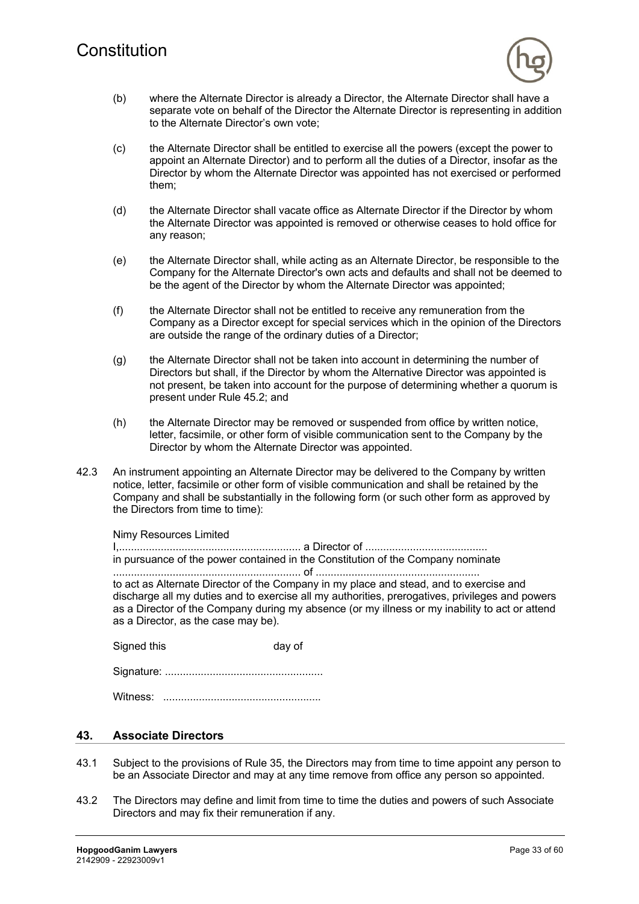(b) where the Alternate Director is already a Director, the Alternate Director shall have a separate vote on behalf of the Director the Alternate Director is representing in addition to the Alternate Director's own vote;

(c) the Alternate Director shall be entitled to exercise all the powers (except the power to appoint an Alternate Director) and to perform all the duties of a Director, insofar as the Director by whom the Alternate Director was appointed has not exercised or performed them;

(d) the Alternate Director shall vacate office as Alternate Director if the Director by whom the Alternate Director was appointed is removed or otherwise ceases to hold office for any reason;

(e) the Alternate Director shall, while acting as an Alternate Director, be responsible to the Company for the Alternate Director's own acts and defaults and shall not be deemed to be the agent of the Director by whom the Alternate Director was appointed;

(f) the Alternate Director shall not be entitled to receive any remuneration from the Company as a Director except for special services which in the opinion of the Directors are outside the range of the ordinary duties of a Director;

(g) the Alternate Director shall not be taken into account in determining the number of Directors but shall, if the Director by whom the Alternative Director was appointed is not present, be taken into account for the purpose of determining whether a quorum is present under Rule 45.2; and

(h) the Alternate Director may be removed or suspended from office by written notice, letter, facsimile, or other form of visible communication sent to the Company by the Director by whom the Alternate Director was appointed.

42.3 An instrument appointing an Alternate Director may be delivered to the Company by written notice, letter, facsimile or other form of visible communication and shall be retained by the Company and shall be substantially in the following form (or such other form as approved by the Directors from time to time):

Nimy Resources Limited

I,............................................................ a Director of ........................................
in pursuance of the power contained in the Constitution of the Company nominate
.............................................................. of ......................................................
to act as Alternate Director of the Company in my place and stead, and to exercise and discharge all my duties and to exercise all my authorities, prerogatives, privileges and powers as a Director of the Company during my absence (or my illness or my inability to act or attend as a Director, as the case may be).

Signed this day of

Signature: ....................................................

Witness: ....................................................

## 43. Associate Directors

43.1 Subject to the provisions of Rule 35, the Directors may from time to time appoint any person to be an Associate Director and may at any time remove from office any person so appointed.

43.2 The Directors may define and limit from time to time the duties and powers of such Associate Directors and may fix their remuneration if any.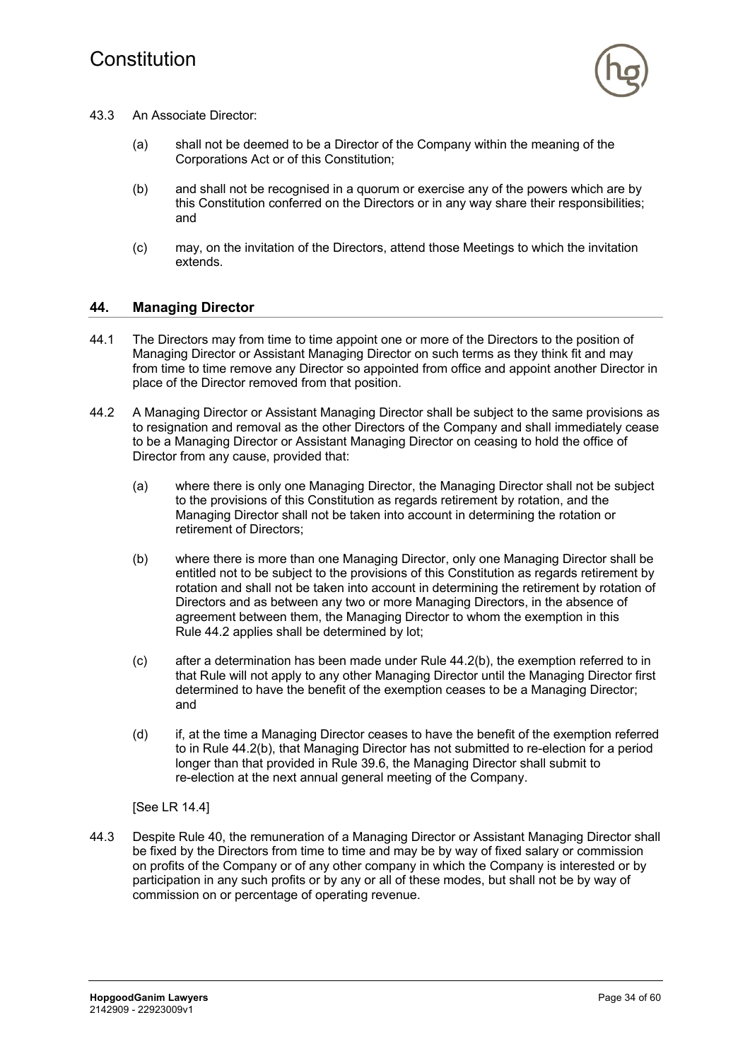43.3 An Associate Director:

(a) shall not be deemed to be a Director of the Company within the meaning of the Corporations Act or of this Constitution;

(b) and shall not be recognised in a quorum or exercise any of the powers which are by this Constitution conferred on the Directors or in any way share their responsibilities; and

(c) may, on the invitation of the Directors, attend those Meetings to which the invitation extends.

## 44. Managing Director

44.1 The Directors may from time to time appoint one or more of the Directors to the position of Managing Director or Assistant Managing Director on such terms as they think fit and may from time to time remove any Director so appointed from office and appoint another Director in place of the Director removed from that position.

44.2 A Managing Director or Assistant Managing Director shall be subject to the same provisions as to resignation and removal as the other Directors of the Company and shall immediately cease to be a Managing Director or Assistant Managing Director on ceasing to hold the office of Director from any cause, provided that:

(a) where there is only one Managing Director, the Managing Director shall not be subject to the provisions of this Constitution as regards retirement by rotation, and the Managing Director shall not be taken into account in determining the rotation or retirement of Directors;

(b) where there is more than one Managing Director, only one Managing Director shall be entitled not to be subject to the provisions of this Constitution as regards retirement by rotation and shall not be taken into account in determining the retirement by rotation of Directors and as between any two or more Managing Directors, in the absence of agreement between them, the Managing Director to whom the exemption in this Rule 44.2 applies shall be determined by lot;

(c) after a determination has been made under Rule 44.2(b), the exemption referred to in that Rule will not apply to any other Managing Director until the Managing Director first determined to have the benefit of the exemption ceases to be a Managing Director; and

(d) if, at the time a Managing Director ceases to have the benefit of the exemption referred to in Rule 44.2(b), that Managing Director has not submitted to re-election for a period longer than that provided in Rule 39.6, the Managing Director shall submit to re-election at the next annual general meeting of the Company.

[See LR 14.4]

44.3 Despite Rule 40, the remuneration of a Managing Director or Assistant Managing Director shall be fixed by the Directors from time to time and may be by way of fixed salary or commission on profits of the Company or of any other company in which the Company is interested or by participation in any such profits or by any or all of these modes, but shall not be by way of commission on or percentage of operating revenue.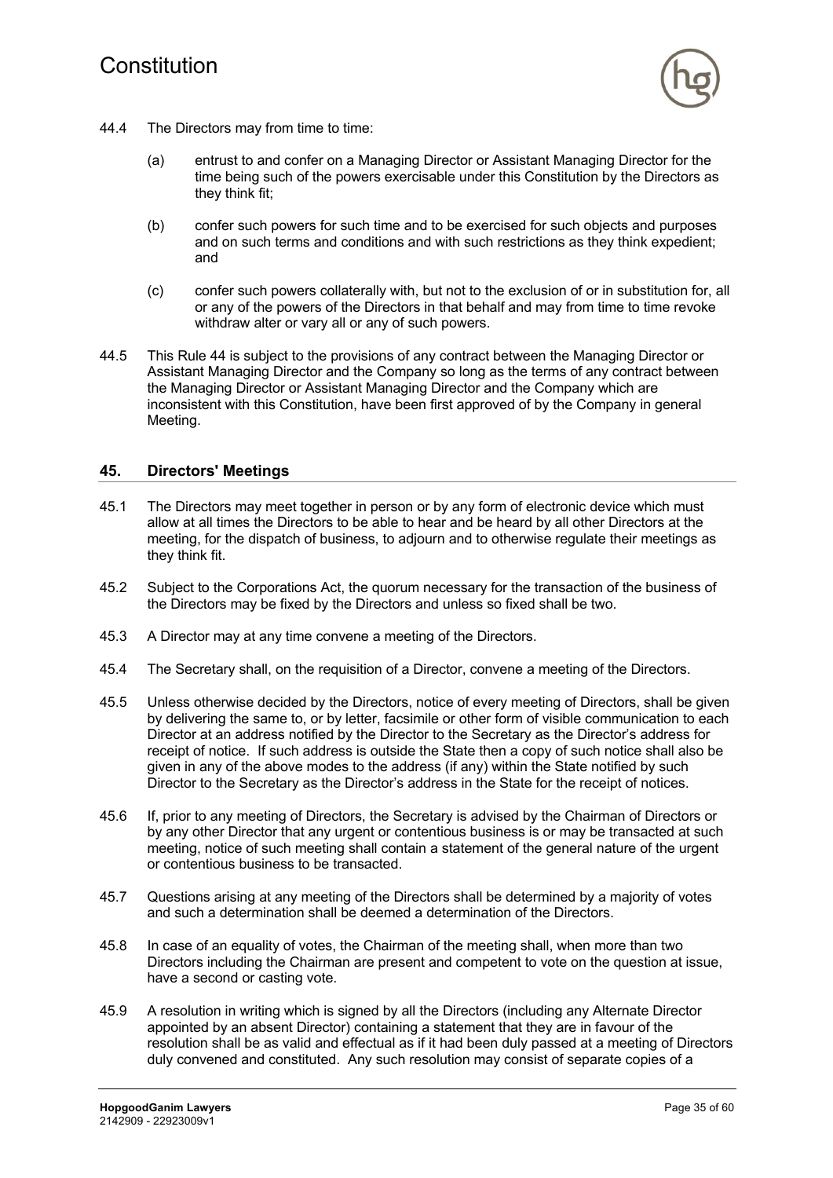44.4 The Directors may from time to time:

(a) entrust to and confer on a Managing Director or Assistant Managing Director for the time being such of the powers exercisable under this Constitution by the Directors as they think fit;

(b) confer such powers for such time and to be exercised for such objects and purposes and on such terms and conditions and with such restrictions as they think expedient; and

(c) confer such powers collaterally with, but not to the exclusion of or in substitution for, all or any of the powers of the Directors in that behalf and may from time to time revoke withdraw alter or vary all or any of such powers.

44.5 This Rule 44 is subject to the provisions of any contract between the Managing Director or Assistant Managing Director and the Company so long as the terms of any contract between the Managing Director or Assistant Managing Director and the Company which are inconsistent with this Constitution, have been first approved of by the Company in general Meeting.

## 45. Directors' Meetings

45.1 The Directors may meet together in person or by any form of electronic device which must allow at all times the Directors to be able to hear and be heard by all other Directors at the meeting, for the dispatch of business, to adjourn and to otherwise regulate their meetings as they think fit.

45.2 Subject to the Corporations Act, the quorum necessary for the transaction of the business of the Directors may be fixed by the Directors and unless so fixed shall be two.

45.3 A Director may at any time convene a meeting of the Directors.

45.4 The Secretary shall, on the requisition of a Director, convene a meeting of the Directors.

45.5 Unless otherwise decided by the Directors, notice of every meeting of Directors, shall be given by delivering the same to, or by letter, facsimile or other form of visible communication to each Director at an address notified by the Director to the Secretary as the Director's address for receipt of notice. If such address is outside the State then a copy of such notice shall also be given in any of the above modes to the address (if any) within the State notified by such Director to the Secretary as the Director's address in the State for the receipt of notices.

45.6 If, prior to any meeting of Directors, the Secretary is advised by the Chairman of Directors or by any other Director that any urgent or contentious business is or may be transacted at such meeting, notice of such meeting shall contain a statement of the general nature of the urgent or contentious business to be transacted.

45.7 Questions arising at any meeting of the Directors shall be determined by a majority of votes and such a determination shall be deemed a determination of the Directors.

45.8 In case of an equality of votes, the Chairman of the meeting shall, when more than two Directors including the Chairman are present and competent to vote on the question at issue, have a second or casting vote.

45.9 A resolution in writing which is signed by all the Directors (including any Alternate Director appointed by an absent Director) containing a statement that they are in favour of the resolution shall be as valid and effectual as if it had been duly passed at a meeting of Directors duly convened and constituted. Any such resolution may consist of separate copies of a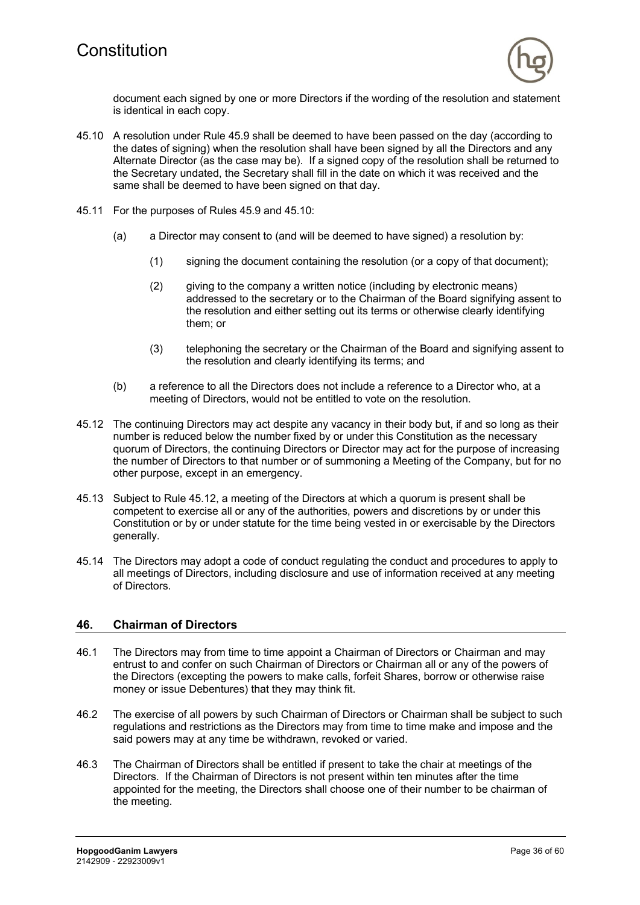document each signed by one or more Directors if the wording of the resolution and statement is identical in each copy.

45.10 A resolution under Rule 45.9 shall be deemed to have been passed on the day (according to the dates of signing) when the resolution shall have been signed by all the Directors and any Alternate Director (as the case may be). If a signed copy of the resolution shall be returned to the Secretary undated, the Secretary shall fill in the date on which it was received and the same shall be deemed to have been signed on that day.

45.11 For the purposes of Rules 45.9 and 45.10:

(a) a Director may consent to (and will be deemed to have signed) a resolution by:

(1) signing the document containing the resolution (or a copy of that document);

(2) giving to the company a written notice (including by electronic means) addressed to the secretary or to the Chairman of the Board signifying assent to the resolution and either setting out its terms or otherwise clearly identifying them; or

(3) telephoning the secretary or the Chairman of the Board and signifying assent to the resolution and clearly identifying its terms; and

(b) a reference to all the Directors does not include a reference to a Director who, at a meeting of Directors, would not be entitled to vote on the resolution.

45.12 The continuing Directors may act despite any vacancy in their body but, if and so long as their number is reduced below the number fixed by or under this Constitution as the necessary quorum of Directors, the continuing Directors or Director may act for the purpose of increasing the number of Directors to that number or of summoning a Meeting of the Company, but for no other purpose, except in an emergency.

45.13 Subject to Rule 45.12, a meeting of the Directors at which a quorum is present shall be competent to exercise all or any of the authorities, powers and discretions by or under this Constitution or by or under statute for the time being vested in or exercisable by the Directors generally.

45.14 The Directors may adopt a code of conduct regulating the conduct and procedures to apply to all meetings of Directors, including disclosure and use of information received at any meeting of Directors.

## 46. Chairman of Directors

46.1 The Directors may from time to time appoint a Chairman of Directors or Chairman and may entrust to and confer on such Chairman of Directors or Chairman all or any of the powers of the Directors (excepting the powers to make calls, forfeit Shares, borrow or otherwise raise money or issue Debentures) that they may think fit.

46.2 The exercise of all powers by such Chairman of Directors or Chairman shall be subject to such regulations and restrictions as the Directors may from time to time make and impose and the said powers may at any time be withdrawn, revoked or varied.

46.3 The Chairman of Directors shall be entitled if present to take the chair at meetings of the Directors. If the Chairman of Directors is not present within ten minutes after the time appointed for the meeting, the Directors shall choose one of their number to be chairman of the meeting.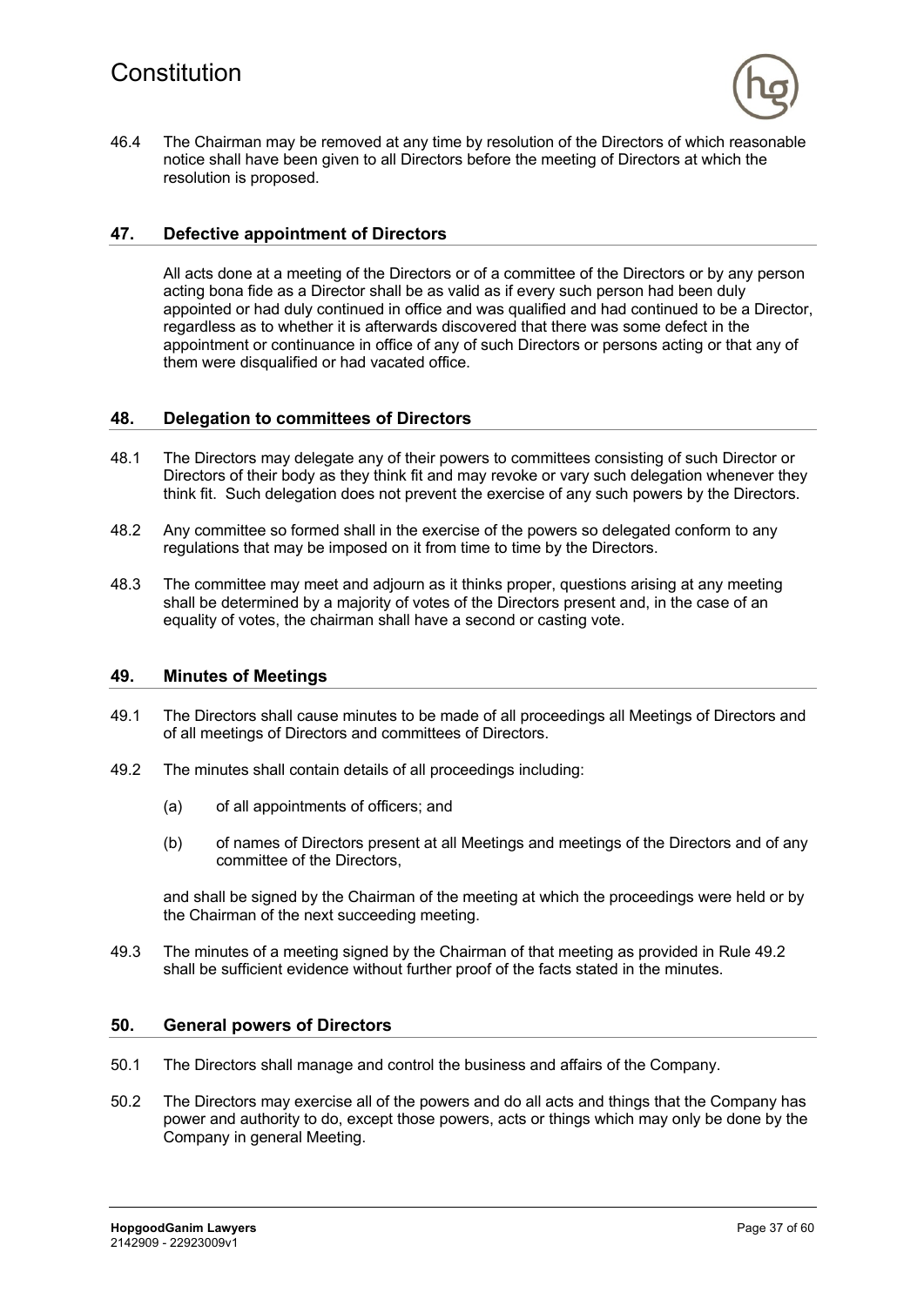46.4 The Chairman may be removed at any time by resolution of the Directors of which reasonable notice shall have been given to all Directors before the meeting of Directors at which the resolution is proposed.

## 47. Defective appointment of Directors

All acts done at a meeting of the Directors or of a committee of the Directors or by any person acting bona fide as a Director shall be as valid as if every such person had been duly appointed or had duly continued in office and was qualified and had continued to be a Director, regardless as to whether it is afterwards discovered that there was some defect in the appointment or continuance in office of any of such Directors or persons acting or that any of them were disqualified or had vacated office.

## 48. Delegation to committees of Directors

48.1 The Directors may delegate any of their powers to committees consisting of such Director or Directors of their body as they think fit and may revoke or vary such delegation whenever they think fit. Such delegation does not prevent the exercise of any such powers by the Directors.

48.2 Any committee so formed shall in the exercise of the powers so delegated conform to any regulations that may be imposed on it from time to time by the Directors.

48.3 The committee may meet and adjourn as it thinks proper, questions arising at any meeting shall be determined by a majority of votes of the Directors present and, in the case of an equality of votes, the chairman shall have a second or casting vote.

## 49. Minutes of Meetings

49.1 The Directors shall cause minutes to be made of all proceedings all Meetings of Directors and of all meetings of Directors and committees of Directors.

49.2 The minutes shall contain details of all proceedings including:

(a) of all appointments of officers; and

(b) of names of Directors present at all Meetings and meetings of the Directors and of any committee of the Directors,

and shall be signed by the Chairman of the meeting at which the proceedings were held or by the Chairman of the next succeeding meeting.

49.3 The minutes of a meeting signed by the Chairman of that meeting as provided in Rule 49.2 shall be sufficient evidence without further proof of the facts stated in the minutes.

## 50. General powers of Directors

50.1 The Directors shall manage and control the business and affairs of the Company.

50.2 The Directors may exercise all of the powers and do all acts and things that the Company has power and authority to do, except those powers, acts or things which may only be done by the Company in general Meeting.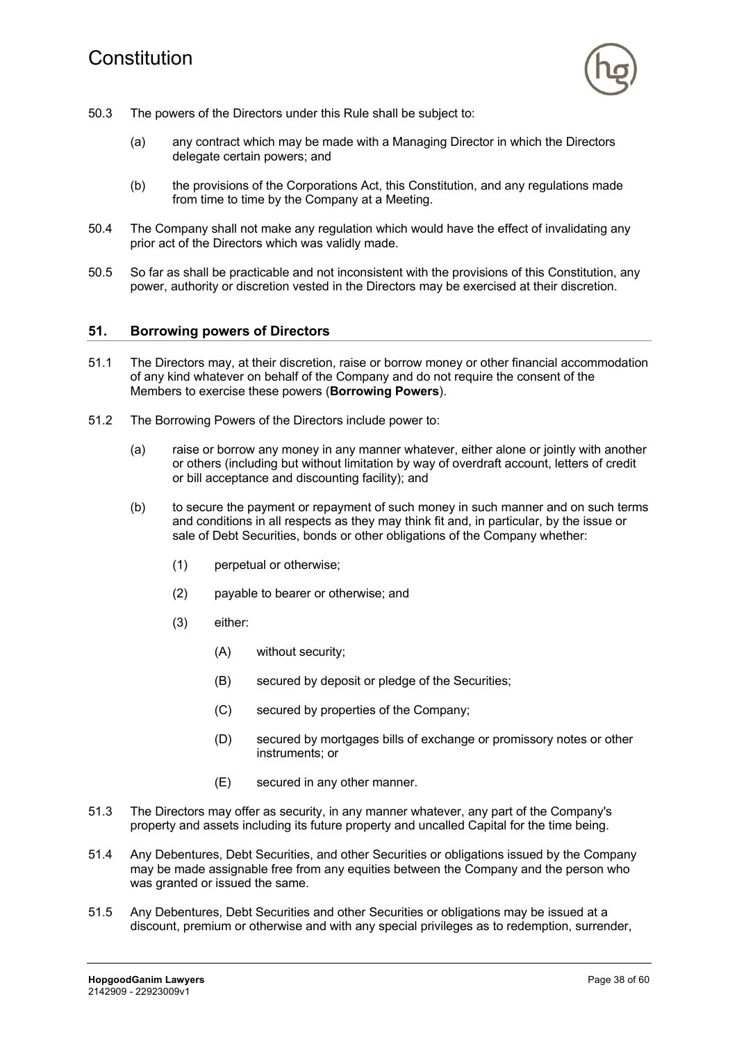50.3 The powers of the Directors under this Rule shall be subject to:

(a) any contract which may be made with a Managing Director in which the Directors delegate certain powers; and

(b) the provisions of the Corporations Act, this Constitution, and any regulations made from time to time by the Company at a Meeting.

50.4 The Company shall not make any regulation which would have the effect of invalidating any prior act of the Directors which was validly made.

50.5 So far as shall be practicable and not inconsistent with the provisions of this Constitution, any power, authority or discretion vested in the Directors may be exercised at their discretion.

## 51. Borrowing powers of Directors

51.1 The Directors may, at their discretion, raise or borrow money or other financial accommodation of any kind whatever on behalf of the Company and do not require the consent of the Members to exercise these powers (**Borrowing Powers**).

51.2 The Borrowing Powers of the Directors include power to:

(a) raise or borrow any money in any manner whatever, either alone or jointly with another or others (including but without limitation by way of overdraft account, letters of credit or bill acceptance and discounting facility); and

(b) to secure the payment or repayment of such money in such manner and on such terms and conditions in all respects as they may think fit and, in particular, by the issue or sale of Debt Securities, bonds or other obligations of the Company whether:

(1) perpetual or otherwise;

(2) payable to bearer or otherwise; and

(3) either:

(A) without security;

(B) secured by deposit or pledge of the Securities;

(C) secured by properties of the Company;

(D) secured by mortgages bills of exchange or promissory notes or other instruments; or

(E) secured in any other manner.

51.3 The Directors may offer as security, in any manner whatever, any part of the Company's property and assets including its future property and uncalled Capital for the time being.

51.4 Any Debentures, Debt Securities, and other Securities or obligations issued by the Company may be made assignable free from any equities between the Company and the person who was granted or issued the same.

51.5 Any Debentures, Debt Securities and other Securities or obligations may be issued at a discount, premium or otherwise and with any special privileges as to redemption, surrender,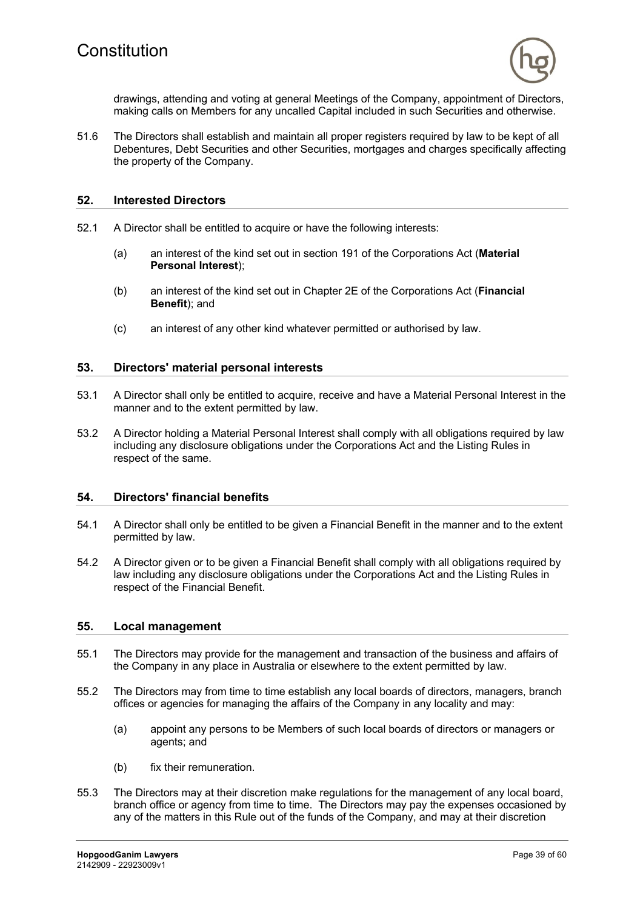drawings, attending and voting at general Meetings of the Company, appointment of Directors, making calls on Members for any uncalled Capital included in such Securities and otherwise.

51.6 The Directors shall establish and maintain all proper registers required by law to be kept of all Debentures, Debt Securities and other Securities, mortgages and charges specifically affecting the property of the Company.

## 52. Interested Directors

52.1 A Director shall be entitled to acquire or have the following interests:

(a) an interest of the kind set out in section 191 of the Corporations Act (**Material Personal Interest**);

(b) an interest of the kind set out in Chapter 2E of the Corporations Act (**Financial Benefit**); and

(c) an interest of any other kind whatever permitted or authorised by law.

## 53. Directors' material personal interests

53.1 A Director shall only be entitled to acquire, receive and have a Material Personal Interest in the manner and to the extent permitted by law.

53.2 A Director holding a Material Personal Interest shall comply with all obligations required by law including any disclosure obligations under the Corporations Act and the Listing Rules in respect of the same.

## 54. Directors' financial benefits

54.1 A Director shall only be entitled to be given a Financial Benefit in the manner and to the extent permitted by law.

54.2 A Director given or to be given a Financial Benefit shall comply with all obligations required by law including any disclosure obligations under the Corporations Act and the Listing Rules in respect of the Financial Benefit.

## 55. Local management

55.1 The Directors may provide for the management and transaction of the business and affairs of the Company in any place in Australia or elsewhere to the extent permitted by law.

55.2 The Directors may from time to time establish any local boards of directors, managers, branch offices or agencies for managing the affairs of the Company in any locality and may:

(a) appoint any persons to be Members of such local boards of directors or managers or agents; and

(b) fix their remuneration.

55.3 The Directors may at their discretion make regulations for the management of any local board, branch office or agency from time to time. The Directors may pay the expenses occasioned by any of the matters in this Rule out of the funds of the Company, and may at their discretion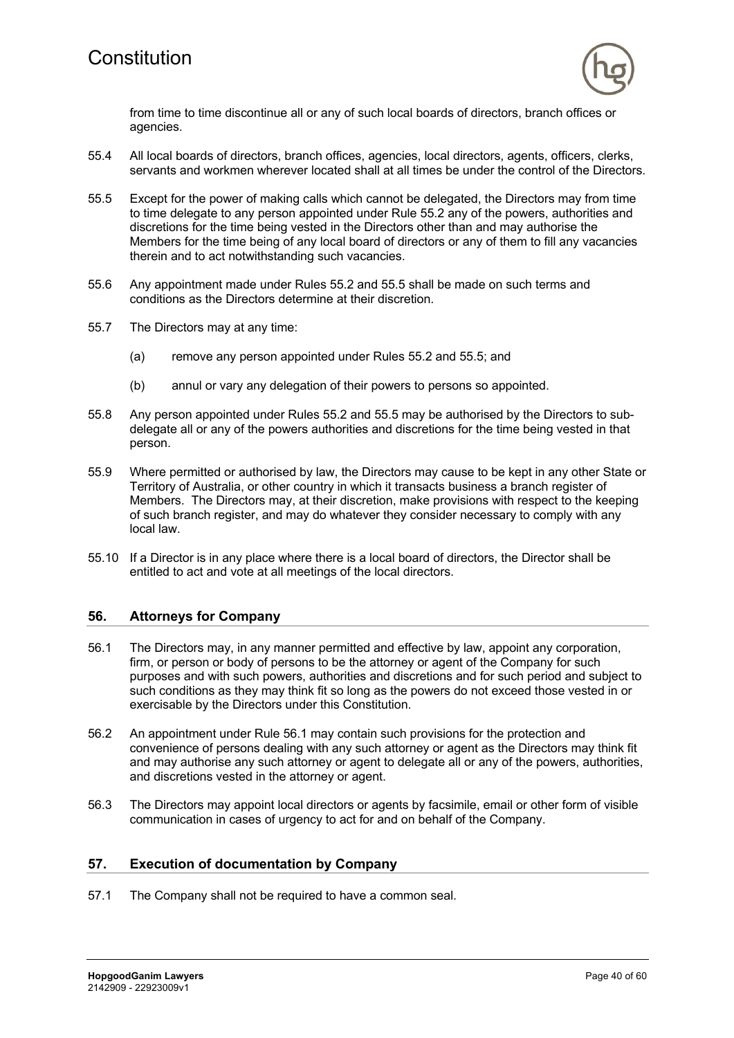from time to time discontinue all or any of such local boards of directors, branch offices or agencies.

55.4 All local boards of directors, branch offices, agencies, local directors, agents, officers, clerks, servants and workmen wherever located shall at all times be under the control of the Directors.

55.5 Except for the power of making calls which cannot be delegated, the Directors may from time to time delegate to any person appointed under Rule 55.2 any of the powers, authorities and discretions for the time being vested in the Directors other than and may authorise the Members for the time being of any local board of directors or any of them to fill any vacancies therein and to act notwithstanding such vacancies.

55.6 Any appointment made under Rules 55.2 and 55.5 shall be made on such terms and conditions as the Directors determine at their discretion.

55.7 The Directors may at any time:

(a) remove any person appointed under Rules 55.2 and 55.5; and

(b) annul or vary any delegation of their powers to persons so appointed.

55.8 Any person appointed under Rules 55.2 and 55.5 may be authorised by the Directors to sub-delegate all or any of the powers authorities and discretions for the time being vested in that person.

55.9 Where permitted or authorised by law, the Directors may cause to be kept in any other State or Territory of Australia, or other country in which it transacts business a branch register of Members. The Directors may, at their discretion, make provisions with respect to the keeping of such branch register, and may do whatever they consider necessary to comply with any local law.

55.10 If a Director is in any place where there is a local board of directors, the Director shall be entitled to act and vote at all meetings of the local directors.

## 56. Attorneys for Company

56.1 The Directors may, in any manner permitted and effective by law, appoint any corporation, firm, or person or body of persons to be the attorney or agent of the Company for such purposes and with such powers, authorities and discretions and for such period and subject to such conditions as they may think fit so long as the powers do not exceed those vested in or exercisable by the Directors under this Constitution.

56.2 An appointment under Rule 56.1 may contain such provisions for the protection and convenience of persons dealing with any such attorney or agent as the Directors may think fit and may authorise any such attorney or agent to delegate all or any of the powers, authorities, and discretions vested in the attorney or agent.

56.3 The Directors may appoint local directors or agents by facsimile, email or other form of visible communication in cases of urgency to act for and on behalf of the Company.

## 57. Execution of documentation by Company

57.1 The Company shall not be required to have a common seal.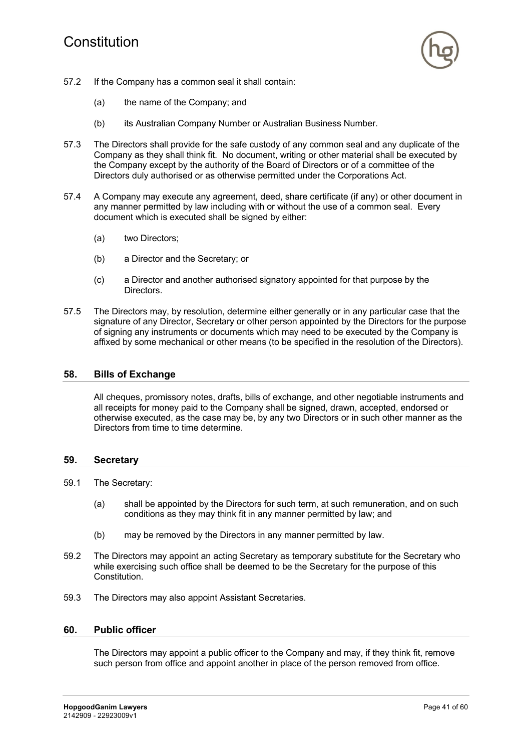57.2 If the Company has a common seal it shall contain:

(a) the name of the Company; and

(b) its Australian Company Number or Australian Business Number.

57.3 The Directors shall provide for the safe custody of any common seal and any duplicate of the Company as they shall think fit. No document, writing or other material shall be executed by the Company except by the authority of the Board of Directors or of a committee of the Directors duly authorised or as otherwise permitted under the Corporations Act.

57.4 A Company may execute any agreement, deed, share certificate (if any) or other document in any manner permitted by law including with or without the use of a common seal. Every document which is executed shall be signed by either:

(a) two Directors;

(b) a Director and the Secretary; or

(c) a Director and another authorised signatory appointed for that purpose by the Directors.

57.5 The Directors may, by resolution, determine either generally or in any particular case that the signature of any Director, Secretary or other person appointed by the Directors for the purpose of signing any instruments or documents which may need to be executed by the Company is affixed by some mechanical or other means (to be specified in the resolution of the Directors).

## 58. Bills of Exchange

All cheques, promissory notes, drafts, bills of exchange, and other negotiable instruments and all receipts for money paid to the Company shall be signed, drawn, accepted, endorsed or otherwise executed, as the case may be, by any two Directors or in such other manner as the Directors from time to time determine.

## 59. Secretary

59.1 The Secretary:

(a) shall be appointed by the Directors for such term, at such remuneration, and on such conditions as they may think fit in any manner permitted by law; and

(b) may be removed by the Directors in any manner permitted by law.

59.2 The Directors may appoint an acting Secretary as temporary substitute for the Secretary who while exercising such office shall be deemed to be the Secretary for the purpose of this Constitution.

59.3 The Directors may also appoint Assistant Secretaries.

## 60. Public officer

The Directors may appoint a public officer to the Company and may, if they think fit, remove such person from office and appoint another in place of the person removed from office.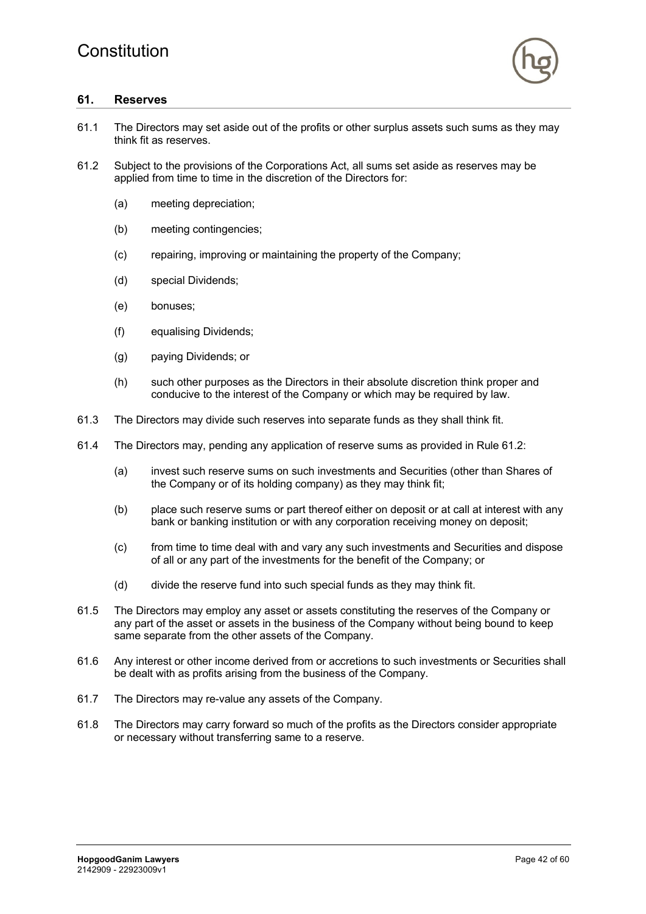## 61. Reserves

61.1 The Directors may set aside out of the profits or other surplus assets such sums as they may think fit as reserves.

61.2 Subject to the provisions of the Corporations Act, all sums set aside as reserves may be applied from time to time in the discretion of the Directors for:

(a) meeting depreciation;

(b) meeting contingencies;

(c) repairing, improving or maintaining the property of the Company;

(d) special Dividends;

(e) bonuses;

(f) equalising Dividends;

(g) paying Dividends; or

(h) such other purposes as the Directors in their absolute discretion think proper and conducive to the interest of the Company or which may be required by law.

61.3 The Directors may divide such reserves into separate funds as they shall think fit.

61.4 The Directors may, pending any application of reserve sums as provided in Rule 61.2:

(a) invest such reserve sums on such investments and Securities (other than Shares of the Company or of its holding company) as they may think fit;

(b) place such reserve sums or part thereof either on deposit or at call at interest with any bank or banking institution or with any corporation receiving money on deposit;

(c) from time to time deal with and vary any such investments and Securities and dispose of all or any part of the investments for the benefit of the Company; or

(d) divide the reserve fund into such special funds as they may think fit.

61.5 The Directors may employ any asset or assets constituting the reserves of the Company or any part of the asset or assets in the business of the Company without being bound to keep same separate from the other assets of the Company.

61.6 Any interest or other income derived from or accretions to such investments or Securities shall be dealt with as profits arising from the business of the Company.

61.7 The Directors may re-value any assets of the Company.

61.8 The Directors may carry forward so much of the profits as the Directors consider appropriate or necessary without transferring same to a reserve.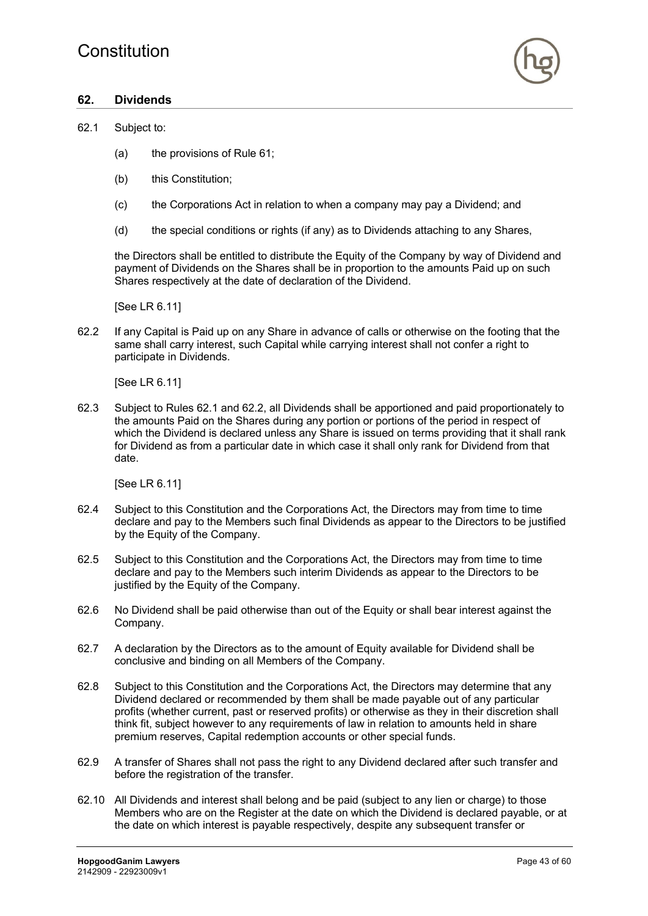## 62. Dividends

62.1 Subject to:

(a) the provisions of Rule 61;

(b) this Constitution;

(c) the Corporations Act in relation to when a company may pay a Dividend; and

(d) the special conditions or rights (if any) as to Dividends attaching to any Shares,

the Directors shall be entitled to distribute the Equity of the Company by way of Dividend and payment of Dividends on the Shares shall be in proportion to the amounts Paid up on such Shares respectively at the date of declaration of the Dividend.

[See LR 6.11]

62.2 If any Capital is Paid up on any Share in advance of calls or otherwise on the footing that the same shall carry interest, such Capital while carrying interest shall not confer a right to participate in Dividends.

[See LR 6.11]

62.3 Subject to Rules 62.1 and 62.2, all Dividends shall be apportioned and paid proportionately to the amounts Paid on the Shares during any portion or portions of the period in respect of which the Dividend is declared unless any Share is issued on terms providing that it shall rank for Dividend as from a particular date in which case it shall only rank for Dividend from that date.

[See LR 6.11]

62.4 Subject to this Constitution and the Corporations Act, the Directors may from time to time declare and pay to the Members such final Dividends as appear to the Directors to be justified by the Equity of the Company.

62.5 Subject to this Constitution and the Corporations Act, the Directors may from time to time declare and pay to the Members such interim Dividends as appear to the Directors to be justified by the Equity of the Company.

62.6 No Dividend shall be paid otherwise than out of the Equity or shall bear interest against the Company.

62.7 A declaration by the Directors as to the amount of Equity available for Dividend shall be conclusive and binding on all Members of the Company.

62.8 Subject to this Constitution and the Corporations Act, the Directors may determine that any Dividend declared or recommended by them shall be made payable out of any particular profits (whether current, past or reserved profits) or otherwise as they in their discretion shall think fit, subject however to any requirements of law in relation to amounts held in share premium reserves, Capital redemption accounts or other special funds.

62.9 A transfer of Shares shall not pass the right to any Dividend declared after such transfer and before the registration of the transfer.

62.10 All Dividends and interest shall belong and be paid (subject to any lien or charge) to those Members who are on the Register at the date on which the Dividend is declared payable, or at the date on which interest is payable respectively, despite any subsequent transfer or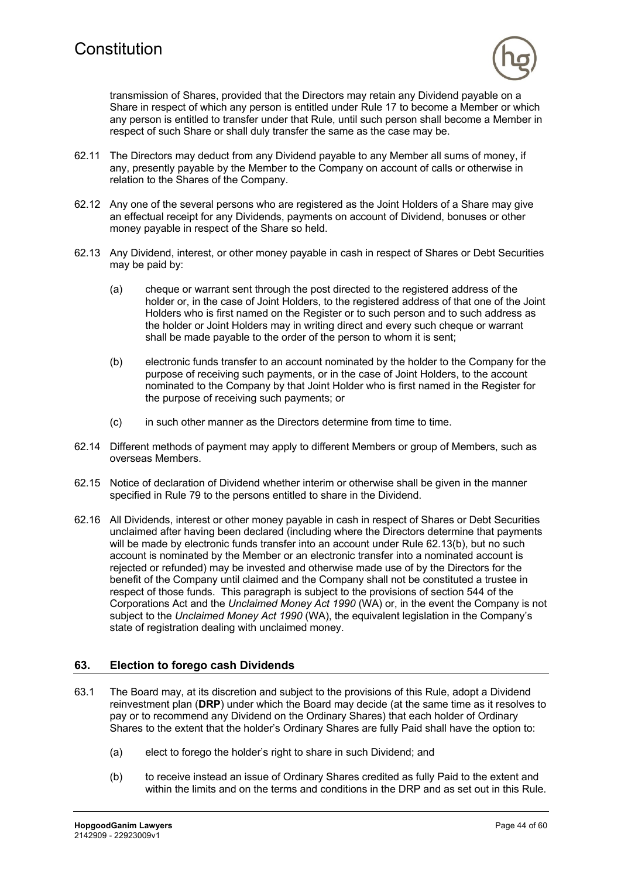transmission of Shares, provided that the Directors may retain any Dividend payable on a Share in respect of which any person is entitled under Rule 17 to become a Member or which any person is entitled to transfer under that Rule, until such person shall become a Member in respect of such Share or shall duly transfer the same as the case may be.

62.11 The Directors may deduct from any Dividend payable to any Member all sums of money, if any, presently payable by the Member to the Company on account of calls or otherwise in relation to the Shares of the Company.

62.12 Any one of the several persons who are registered as the Joint Holders of a Share may give an effectual receipt for any Dividends, payments on account of Dividend, bonuses or other money payable in respect of the Share so held.

62.13 Any Dividend, interest, or other money payable in cash in respect of Shares or Debt Securities may be paid by:

(a) cheque or warrant sent through the post directed to the registered address of the holder or, in the case of Joint Holders, to the registered address of that one of the Joint Holders who is first named on the Register or to such person and to such address as the holder or Joint Holders may in writing direct and every such cheque or warrant shall be made payable to the order of the person to whom it is sent;

(b) electronic funds transfer to an account nominated by the holder to the Company for the purpose of receiving such payments, or in the case of Joint Holders, to the account nominated to the Company by that Joint Holder who is first named in the Register for the purpose of receiving such payments; or

(c) in such other manner as the Directors determine from time to time.

62.14 Different methods of payment may apply to different Members or group of Members, such as overseas Members.

62.15 Notice of declaration of Dividend whether interim or otherwise shall be given in the manner specified in Rule 79 to the persons entitled to share in the Dividend.

62.16 All Dividends, interest or other money payable in cash in respect of Shares or Debt Securities unclaimed after having been declared (including where the Directors determine that payments will be made by electronic funds transfer into an account under Rule 62.13(b), but no such account is nominated by the Member or an electronic transfer into a nominated account is rejected or refunded) may be invested and otherwise made use of by the Directors for the benefit of the Company until claimed and the Company shall not be constituted a trustee in respect of those funds. This paragraph is subject to the provisions of section 544 of the Corporations Act and the *Unclaimed Money Act 1990* (WA) or, in the event the Company is not subject to the *Unclaimed Money Act 1990* (WA), the equivalent legislation in the Company's state of registration dealing with unclaimed money.

## 63. Election to forego cash Dividends

63.1 The Board may, at its discretion and subject to the provisions of this Rule, adopt a Dividend reinvestment plan (**DRP**) under which the Board may decide (at the same time as it resolves to pay or to recommend any Dividend on the Ordinary Shares) that each holder of Ordinary Shares to the extent that the holder's Ordinary Shares are fully Paid shall have the option to:

(a) elect to forego the holder's right to share in such Dividend; and

(b) to receive instead an issue of Ordinary Shares credited as fully Paid to the extent and within the limits and on the terms and conditions in the DRP and as set out in this Rule.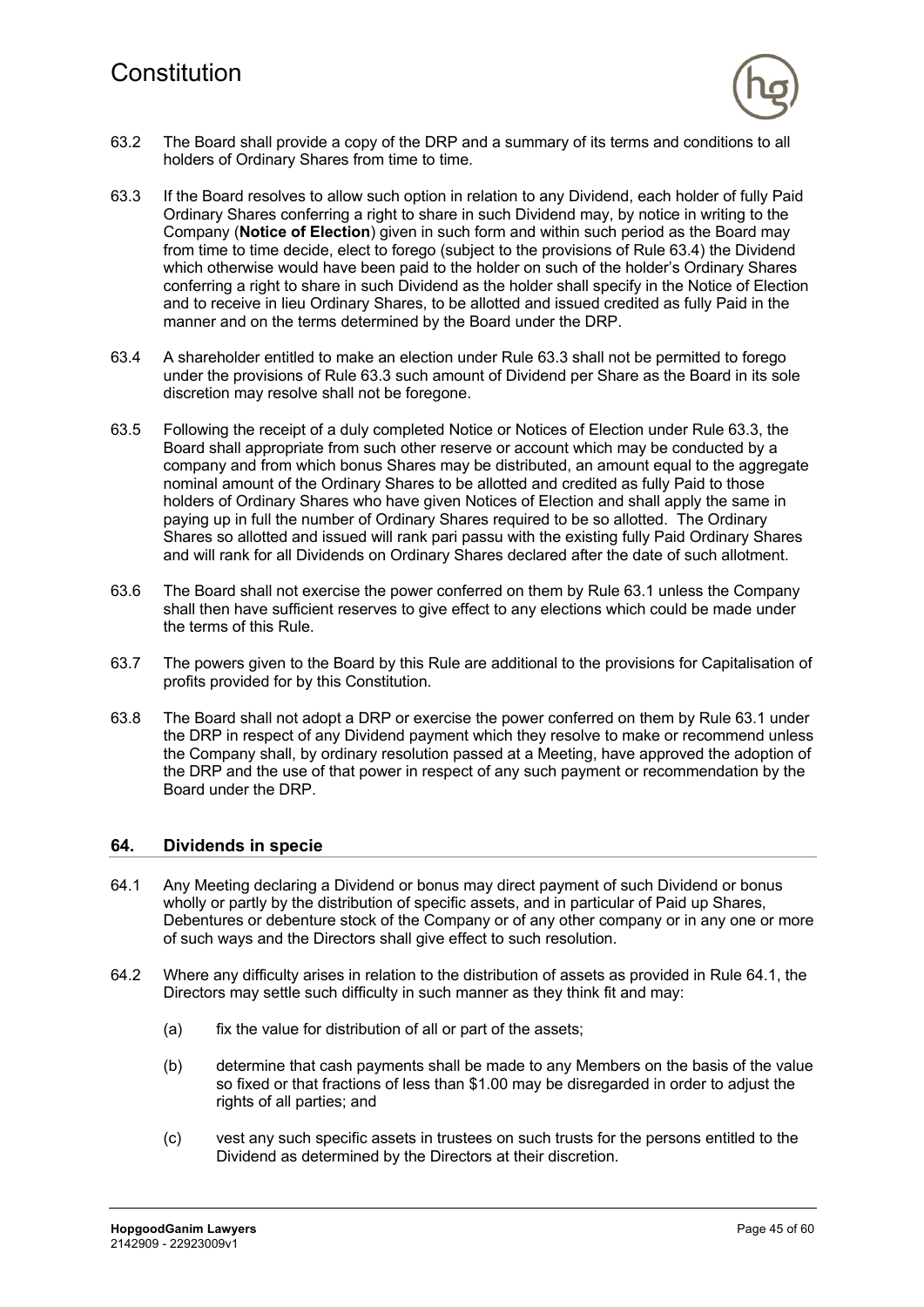63.2 The Board shall provide a copy of the DRP and a summary of its terms and conditions to all holders of Ordinary Shares from time to time.

63.3 If the Board resolves to allow such option in relation to any Dividend, each holder of fully Paid Ordinary Shares conferring a right to share in such Dividend may, by notice in writing to the Company (**Notice of Election**) given in such form and within such period as the Board may from time to time decide, elect to forego (subject to the provisions of Rule 63.4) the Dividend which otherwise would have been paid to the holder on such of the holder's Ordinary Shares conferring a right to share in such Dividend as the holder shall specify in the Notice of Election and to receive in lieu Ordinary Shares, to be allotted and issued credited as fully Paid in the manner and on the terms determined by the Board under the DRP.

63.4 A shareholder entitled to make an election under Rule 63.3 shall not be permitted to forego under the provisions of Rule 63.3 such amount of Dividend per Share as the Board in its sole discretion may resolve shall not be foregone.

63.5 Following the receipt of a duly completed Notice or Notices of Election under Rule 63.3, the Board shall appropriate from such other reserve or account which may be conducted by a company and from which bonus Shares may be distributed, an amount equal to the aggregate nominal amount of the Ordinary Shares to be allotted and credited as fully Paid to those holders of Ordinary Shares who have given Notices of Election and shall apply the same in paying up in full the number of Ordinary Shares required to be so allotted. The Ordinary Shares so allotted and issued will rank pari passu with the existing fully Paid Ordinary Shares and will rank for all Dividends on Ordinary Shares declared after the date of such allotment.

63.6 The Board shall not exercise the power conferred on them by Rule 63.1 unless the Company shall then have sufficient reserves to give effect to any elections which could be made under the terms of this Rule.

63.7 The powers given to the Board by this Rule are additional to the provisions for Capitalisation of profits provided for by this Constitution.

63.8 The Board shall not adopt a DRP or exercise the power conferred on them by Rule 63.1 under the DRP in respect of any Dividend payment which they resolve to make or recommend unless the Company shall, by ordinary resolution passed at a Meeting, have approved the adoption of the DRP and the use of that power in respect of any such payment or recommendation by the Board under the DRP.

## 64. Dividends in specie

64.1 Any Meeting declaring a Dividend or bonus may direct payment of such Dividend or bonus wholly or partly by the distribution of specific assets, and in particular of Paid up Shares, Debentures or debenture stock of the Company or of any other company or in any one or more of such ways and the Directors shall give effect to such resolution.

64.2 Where any difficulty arises in relation to the distribution of assets as provided in Rule 64.1, the Directors may settle such difficulty in such manner as they think fit and may:

(a) fix the value for distribution of all or part of the assets;

(b) determine that cash payments shall be made to any Members on the basis of the value so fixed or that fractions of less than $1.00 may be disregarded in order to adjust the rights of all parties; and

(c) vest any such specific assets in trustees on such trusts for the persons entitled to the Dividend as determined by the Directors at their discretion.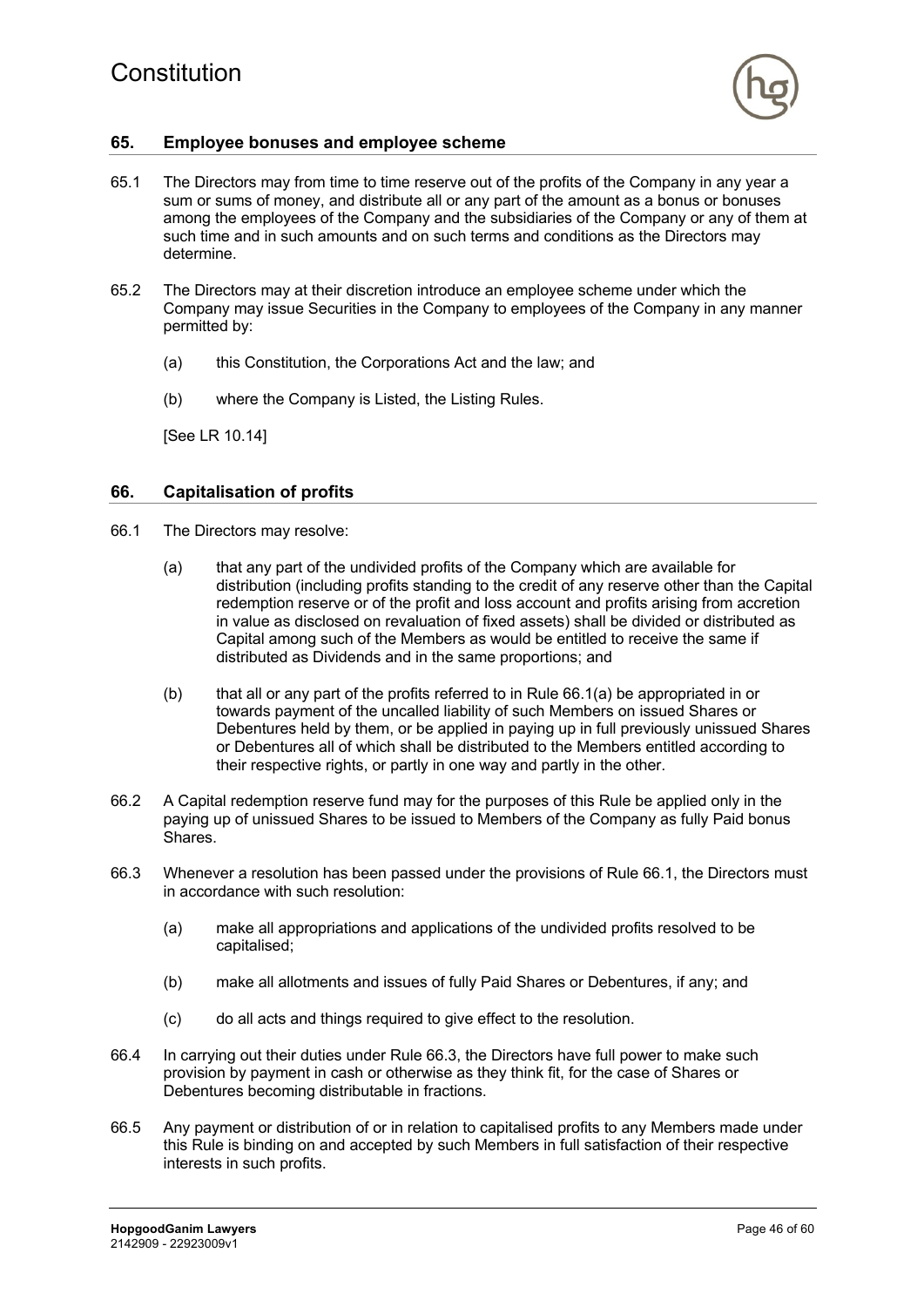## 65. Employee bonuses and employee scheme

65.1 The Directors may from time to time reserve out of the profits of the Company in any year a sum or sums of money, and distribute all or any part of the amount as a bonus or bonuses among the employees of the Company and the subsidiaries of the Company or any of them at such time and in such amounts and on such terms and conditions as the Directors may determine.

65.2 The Directors may at their discretion introduce an employee scheme under which the Company may issue Securities in the Company to employees of the Company in any manner permitted by:

(a) this Constitution, the Corporations Act and the law; and

(b) where the Company is Listed, the Listing Rules.

[See LR 10.14]

## 66. Capitalisation of profits

66.1 The Directors may resolve:

(a) that any part of the undivided profits of the Company which are available for distribution (including profits standing to the credit of any reserve other than the Capital redemption reserve or of the profit and loss account and profits arising from accretion in value as disclosed on revaluation of fixed assets) shall be divided or distributed as Capital among such of the Members as would be entitled to receive the same if distributed as Dividends and in the same proportions; and

(b) that all or any part of the profits referred to in Rule 66.1(a) be appropriated in or towards payment of the uncalled liability of such Members on issued Shares or Debentures held by them, or be applied in paying up in full previously unissued Shares or Debentures all of which shall be distributed to the Members entitled according to their respective rights, or partly in one way and partly in the other.

66.2 A Capital redemption reserve fund may for the purposes of this Rule be applied only in the paying up of unissued Shares to be issued to Members of the Company as fully Paid bonus Shares.

66.3 Whenever a resolution has been passed under the provisions of Rule 66.1, the Directors must in accordance with such resolution:

(a) make all appropriations and applications of the undivided profits resolved to be capitalised;

(b) make all allotments and issues of fully Paid Shares or Debentures, if any; and

(c) do all acts and things required to give effect to the resolution.

66.4 In carrying out their duties under Rule 66.3, the Directors have full power to make such provision by payment in cash or otherwise as they think fit, for the case of Shares or Debentures becoming distributable in fractions.

66.5 Any payment or distribution of or in relation to capitalised profits to any Members made under this Rule is binding on and accepted by such Members in full satisfaction of their respective interests in such profits.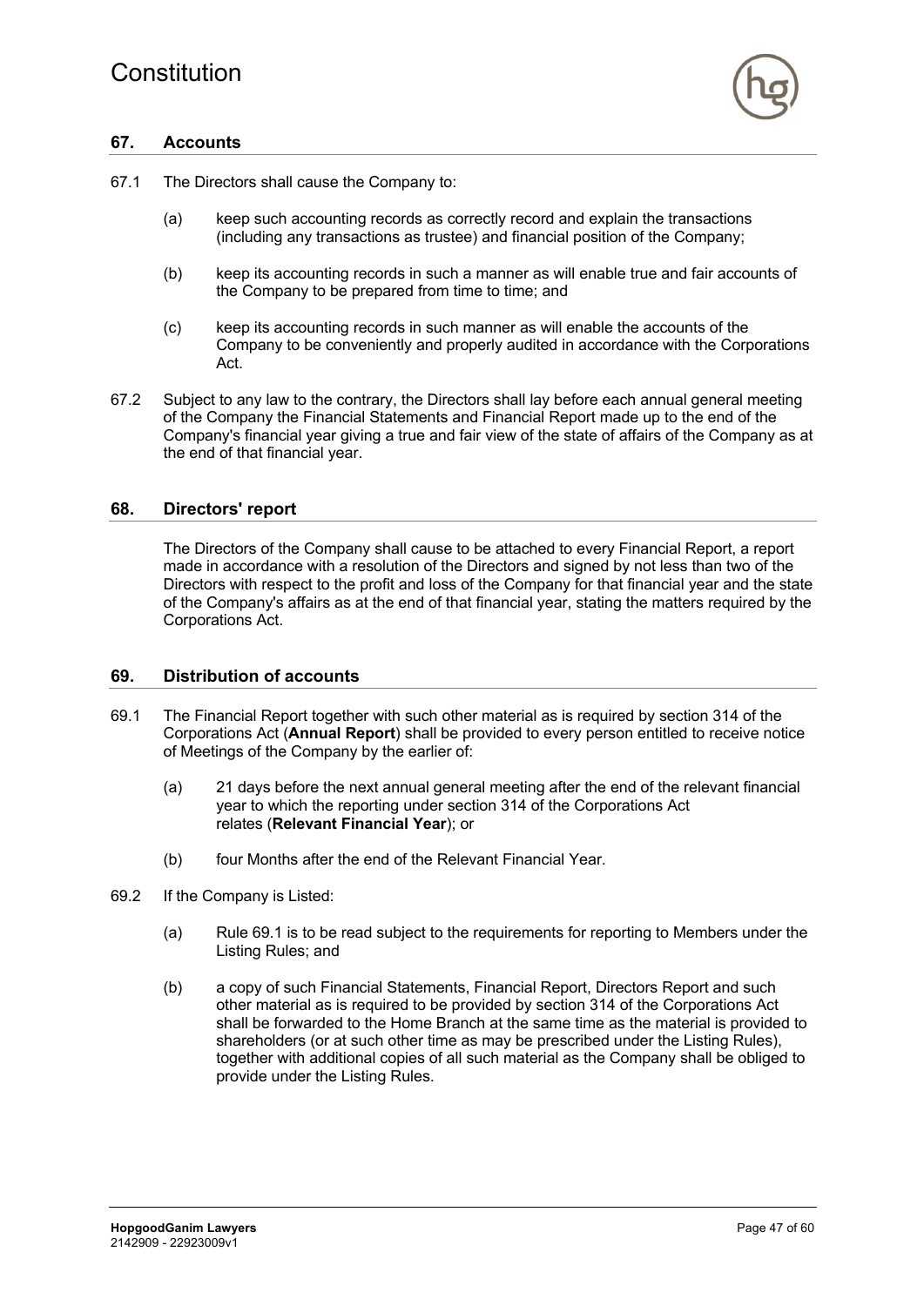## 67. Accounts

67.1 The Directors shall cause the Company to:

(a) keep such accounting records as correctly record and explain the transactions (including any transactions as trustee) and financial position of the Company;

(b) keep its accounting records in such a manner as will enable true and fair accounts of the Company to be prepared from time to time; and

(c) keep its accounting records in such manner as will enable the accounts of the Company to be conveniently and properly audited in accordance with the Corporations Act.

67.2 Subject to any law to the contrary, the Directors shall lay before each annual general meeting of the Company the Financial Statements and Financial Report made up to the end of the Company's financial year giving a true and fair view of the state of affairs of the Company as at the end of that financial year.

## 68. Directors' report

The Directors of the Company shall cause to be attached to every Financial Report, a report made in accordance with a resolution of the Directors and signed by not less than two of the Directors with respect to the profit and loss of the Company for that financial year and the state of the Company's affairs as at the end of that financial year, stating the matters required by the Corporations Act.

## 69. Distribution of accounts

69.1 The Financial Report together with such other material as is required by section 314 of the Corporations Act (**Annual Report**) shall be provided to every person entitled to receive notice of Meetings of the Company by the earlier of:

(a) 21 days before the next annual general meeting after the end of the relevant financial year to which the reporting under section 314 of the Corporations Act relates (**Relevant Financial Year**); or

(b) four Months after the end of the Relevant Financial Year.

69.2 If the Company is Listed:

(a) Rule 69.1 is to be read subject to the requirements for reporting to Members under the Listing Rules; and

(b) a copy of such Financial Statements, Financial Report, Directors Report and such other material as is required to be provided by section 314 of the Corporations Act shall be forwarded to the Home Branch at the same time as the material is provided to shareholders (or at such other time as may be prescribed under the Listing Rules), together with additional copies of all such material as the Company shall be obliged to provide under the Listing Rules.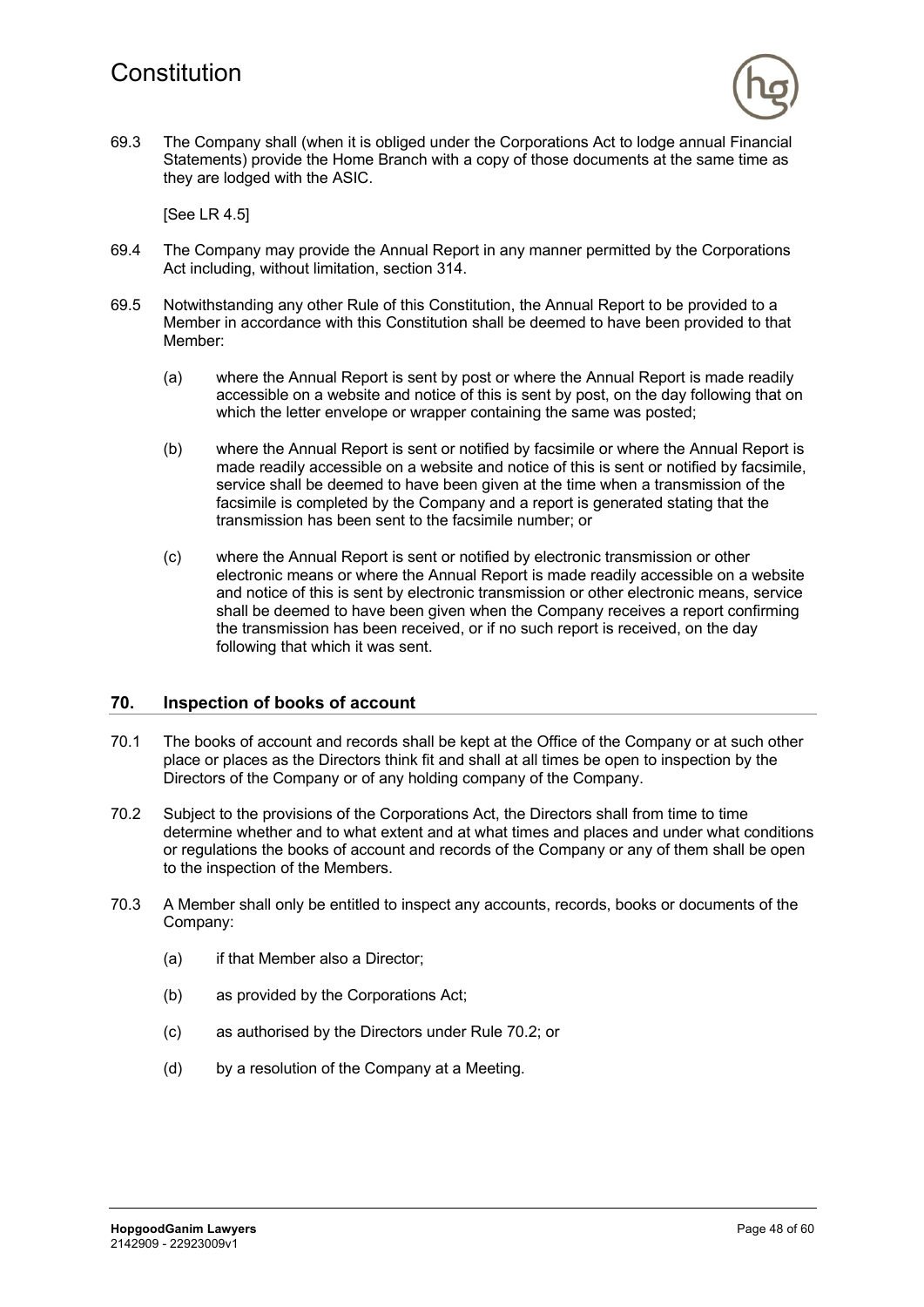69.3 The Company shall (when it is obliged under the Corporations Act to lodge annual Financial Statements) provide the Home Branch with a copy of those documents at the same time as they are lodged with the ASIC.

[See LR 4.5]

69.4 The Company may provide the Annual Report in any manner permitted by the Corporations Act including, without limitation, section 314.

69.5 Notwithstanding any other Rule of this Constitution, the Annual Report to be provided to a Member in accordance with this Constitution shall be deemed to have been provided to that Member:

(a) where the Annual Report is sent by post or where the Annual Report is made readily accessible on a website and notice of this is sent by post, on the day following that on which the letter envelope or wrapper containing the same was posted;

(b) where the Annual Report is sent or notified by facsimile or where the Annual Report is made readily accessible on a website and notice of this is sent or notified by facsimile, service shall be deemed to have been given at the time when a transmission of the facsimile is completed by the Company and a report is generated stating that the transmission has been sent to the facsimile number; or

(c) where the Annual Report is sent or notified by electronic transmission or other electronic means or where the Annual Report is made readily accessible on a website and notice of this is sent by electronic transmission or other electronic means, service shall be deemed to have been given when the Company receives a report confirming the transmission has been received, or if no such report is received, on the day following that which it was sent.

## 70. Inspection of books of account

70.1 The books of account and records shall be kept at the Office of the Company or at such other place or places as the Directors think fit and shall at all times be open to inspection by the Directors of the Company or of any holding company of the Company.

70.2 Subject to the provisions of the Corporations Act, the Directors shall from time to time determine whether and to what extent and at what times and places and under what conditions or regulations the books of account and records of the Company or any of them shall be open to the inspection of the Members.

70.3 A Member shall only be entitled to inspect any accounts, records, books or documents of the Company:

(a) if that Member also a Director;

(b) as provided by the Corporations Act;

(c) as authorised by the Directors under Rule 70.2; or

(d) by a resolution of the Company at a Meeting.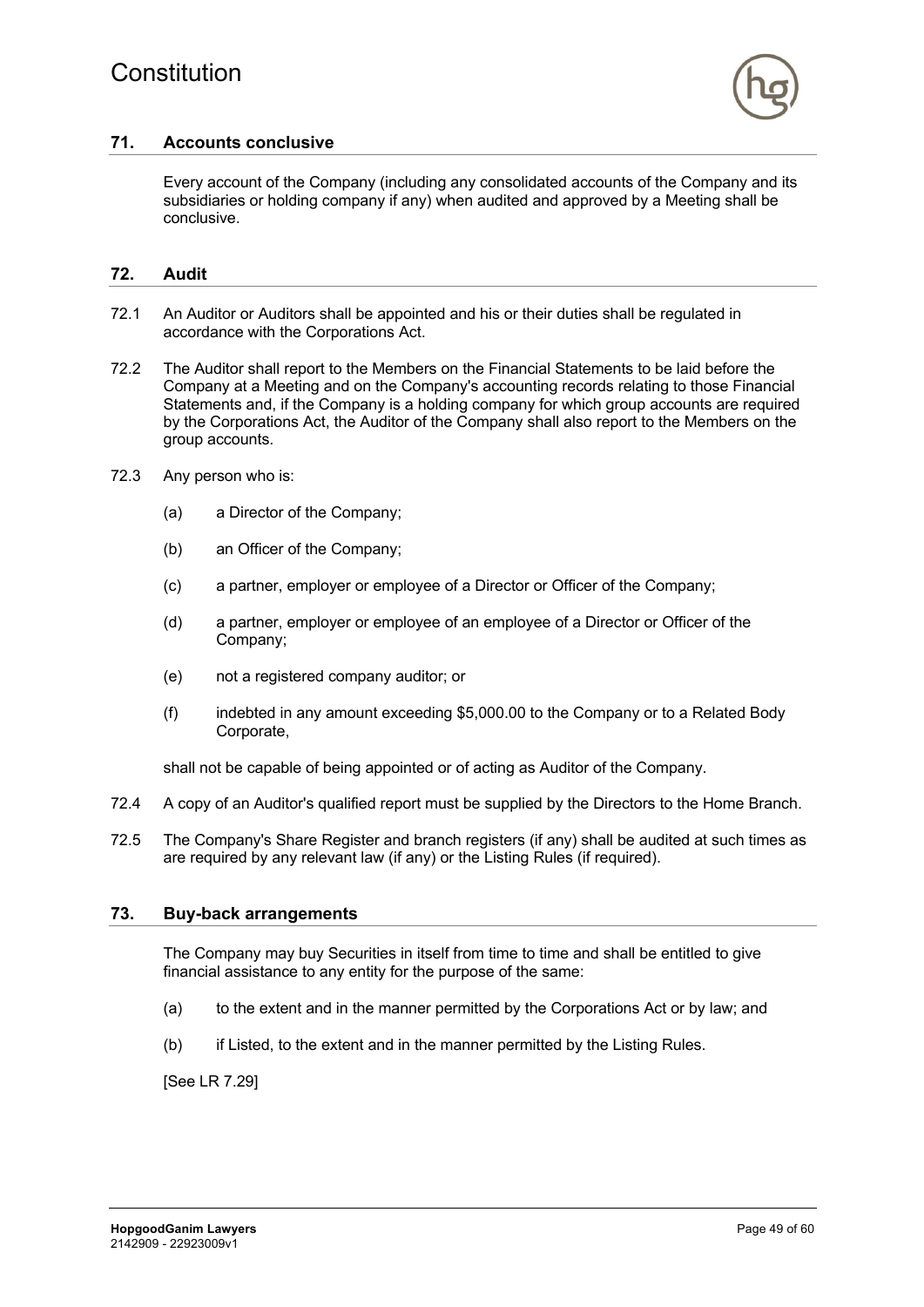## 71. Accounts conclusive

Every account of the Company (including any consolidated accounts of the Company and its subsidiaries or holding company if any) when audited and approved by a Meeting shall be conclusive.

## 72. Audit

72.1 An Auditor or Auditors shall be appointed and his or their duties shall be regulated in accordance with the Corporations Act.

72.2 The Auditor shall report to the Members on the Financial Statements to be laid before the Company at a Meeting and on the Company's accounting records relating to those Financial Statements and, if the Company is a holding company for which group accounts are required by the Corporations Act, the Auditor of the Company shall also report to the Members on the group accounts.

72.3 Any person who is:

(a) a Director of the Company;

(b) an Officer of the Company;

(c) a partner, employer or employee of a Director or Officer of the Company;

(d) a partner, employer or employee of an employee of a Director or Officer of the Company;

(e) not a registered company auditor; or

(f) indebted in any amount exceeding $5,000.00 to the Company or to a Related Body Corporate,

shall not be capable of being appointed or of acting as Auditor of the Company.

72.4 A copy of an Auditor's qualified report must be supplied by the Directors to the Home Branch.

72.5 The Company's Share Register and branch registers (if any) shall be audited at such times as are required by any relevant law (if any) or the Listing Rules (if required).

## 73. Buy-back arrangements

The Company may buy Securities in itself from time to time and shall be entitled to give financial assistance to any entity for the purpose of the same:

(a) to the extent and in the manner permitted by the Corporations Act or by law; and

(b) if Listed, to the extent and in the manner permitted by the Listing Rules.

[See LR 7.29]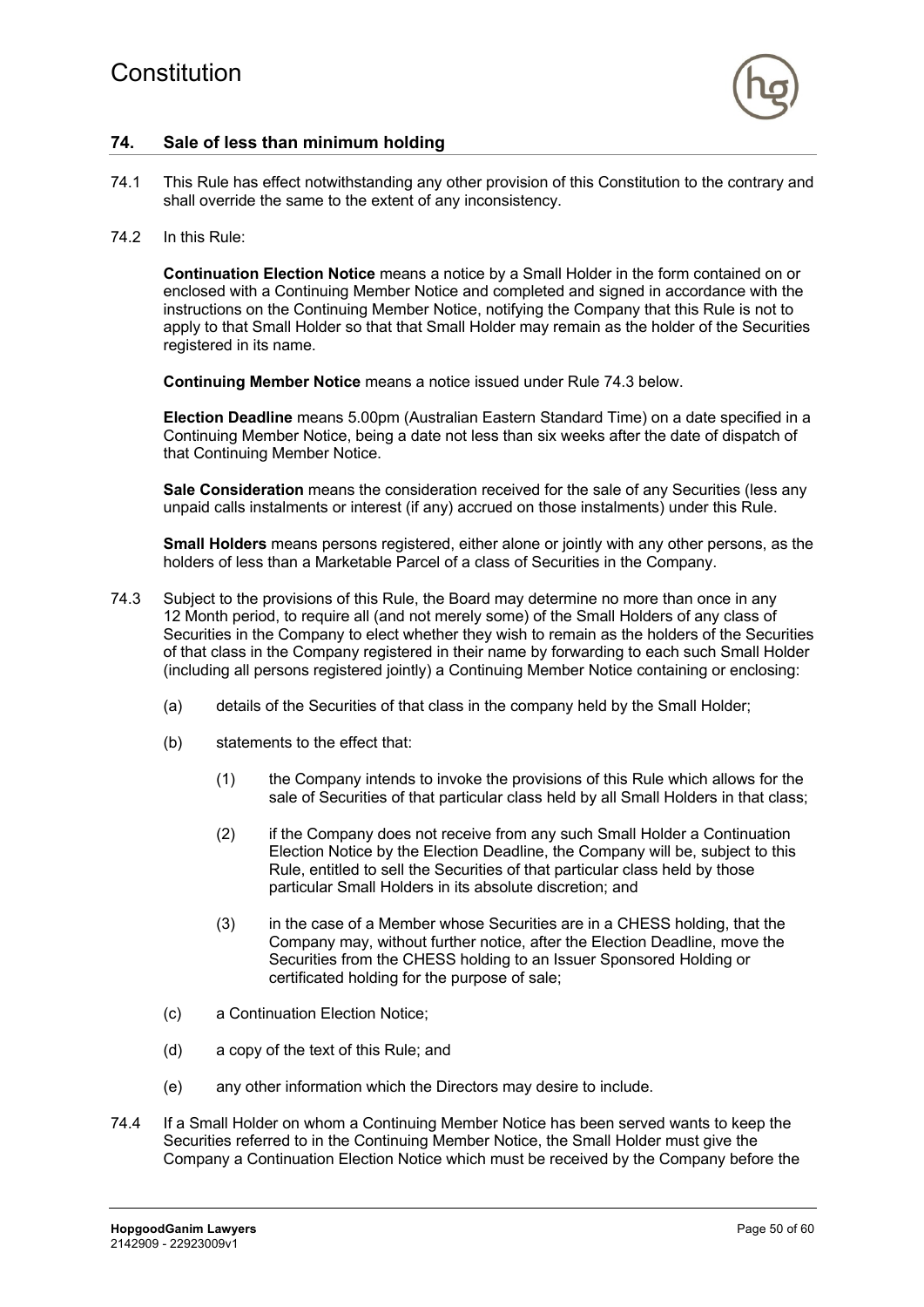## 74. Sale of less than minimum holding

74.1 This Rule has effect notwithstanding any other provision of this Constitution to the contrary and shall override the same to the extent of any inconsistency.

74.2 In this Rule:

**Continuation Election Notice** means a notice by a Small Holder in the form contained on or enclosed with a Continuing Member Notice and completed and signed in accordance with the instructions on the Continuing Member Notice, notifying the Company that this Rule is not to apply to that Small Holder so that that Small Holder may remain as the holder of the Securities registered in its name.

**Continuing Member Notice** means a notice issued under Rule 74.3 below.

**Election Deadline** means 5.00pm (Australian Eastern Standard Time) on a date specified in a Continuing Member Notice, being a date not less than six weeks after the date of dispatch of that Continuing Member Notice.

**Sale Consideration** means the consideration received for the sale of any Securities (less any unpaid calls instalments or interest (if any) accrued on those instalments) under this Rule.

**Small Holders** means persons registered, either alone or jointly with any other persons, as the holders of less than a Marketable Parcel of a class of Securities in the Company.

74.3 Subject to the provisions of this Rule, the Board may determine no more than once in any 12 Month period, to require all (and not merely some) of the Small Holders of any class of Securities in the Company to elect whether they wish to remain as the holders of the Securities of that class in the Company registered in their name by forwarding to each such Small Holder (including all persons registered jointly) a Continuing Member Notice containing or enclosing:

(a) details of the Securities of that class in the company held by the Small Holder;

(b) statements to the effect that:

(1) the Company intends to invoke the provisions of this Rule which allows for the sale of Securities of that particular class held by all Small Holders in that class;

(2) if the Company does not receive from any such Small Holder a Continuation Election Notice by the Election Deadline, the Company will be, subject to this Rule, entitled to sell the Securities of that particular class held by those particular Small Holders in its absolute discretion; and

(3) in the case of a Member whose Securities are in a CHESS holding, that the Company may, without further notice, after the Election Deadline, move the Securities from the CHESS holding to an Issuer Sponsored Holding or certificated holding for the purpose of sale;

(c) a Continuation Election Notice;

(d) a copy of the text of this Rule; and

(e) any other information which the Directors may desire to include.

74.4 If a Small Holder on whom a Continuing Member Notice has been served wants to keep the Securities referred to in the Continuing Member Notice, the Small Holder must give the Company a Continuation Election Notice which must be received by the Company before the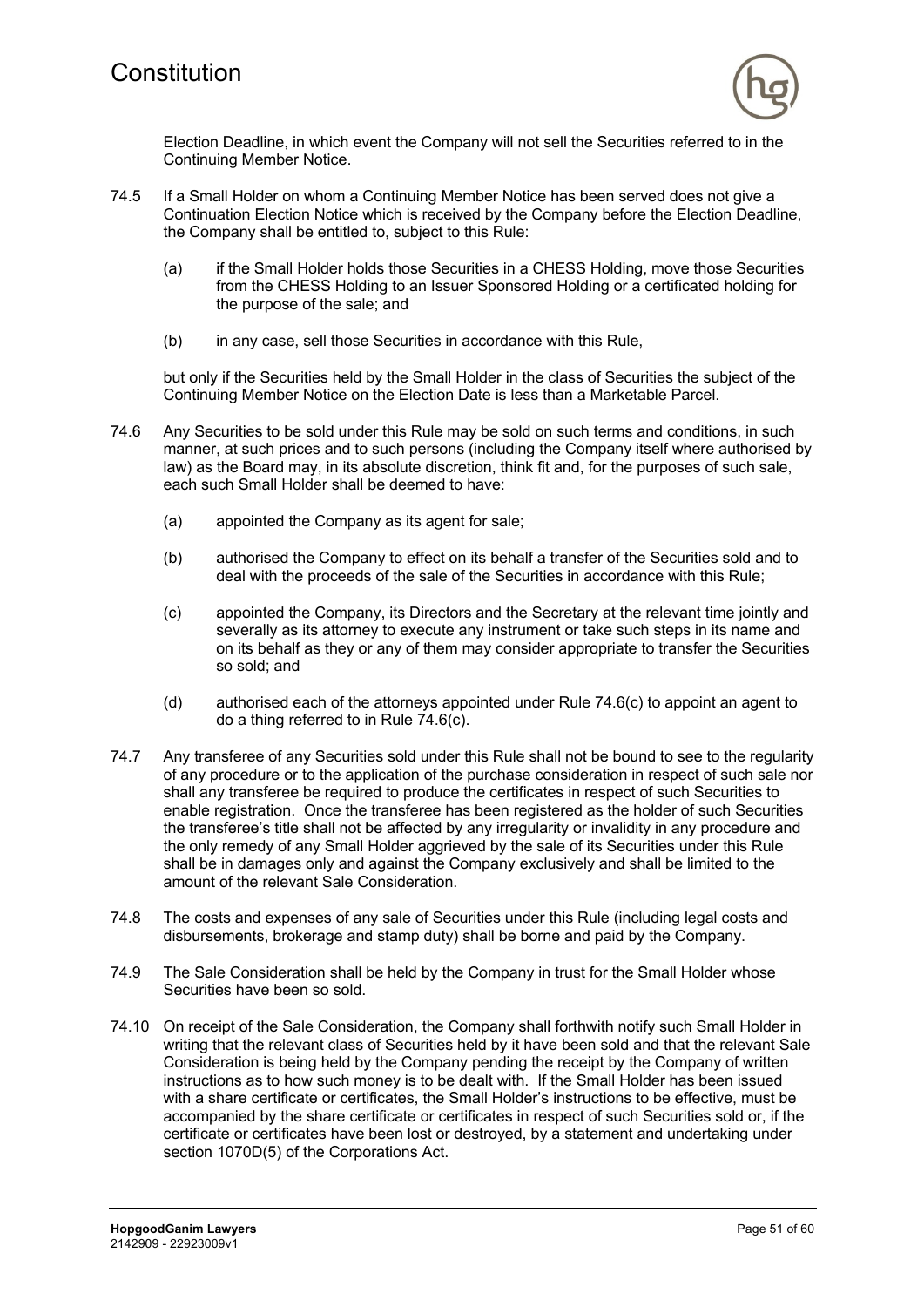Election Deadline, in which event the Company will not sell the Securities referred to in the Continuing Member Notice.

74.5 If a Small Holder on whom a Continuing Member Notice has been served does not give a Continuation Election Notice which is received by the Company before the Election Deadline, the Company shall be entitled to, subject to this Rule:

(a) if the Small Holder holds those Securities in a CHESS Holding, move those Securities from the CHESS Holding to an Issuer Sponsored Holding or a certificated holding for the purpose of the sale; and

(b) in any case, sell those Securities in accordance with this Rule,

but only if the Securities held by the Small Holder in the class of Securities the subject of the Continuing Member Notice on the Election Date is less than a Marketable Parcel.

74.6 Any Securities to be sold under this Rule may be sold on such terms and conditions, in such manner, at such prices and to such persons (including the Company itself where authorised by law) as the Board may, in its absolute discretion, think fit and, for the purposes of such sale, each such Small Holder shall be deemed to have:

(a) appointed the Company as its agent for sale;

(b) authorised the Company to effect on its behalf a transfer of the Securities sold and to deal with the proceeds of the sale of the Securities in accordance with this Rule;

(c) appointed the Company, its Directors and the Secretary at the relevant time jointly and severally as its attorney to execute any instrument or take such steps in its name and on its behalf as they or any of them may consider appropriate to transfer the Securities so sold; and

(d) authorised each of the attorneys appointed under Rule 74.6(c) to appoint an agent to do a thing referred to in Rule 74.6(c).

74.7 Any transferee of any Securities sold under this Rule shall not be bound to see to the regularity of any procedure or to the application of the purchase consideration in respect of such sale nor shall any transferee be required to produce the certificates in respect of such Securities to enable registration. Once the transferee has been registered as the holder of such Securities the transferee's title shall not be affected by any irregularity or invalidity in any procedure and the only remedy of any Small Holder aggrieved by the sale of its Securities under this Rule shall be in damages only and against the Company exclusively and shall be limited to the amount of the relevant Sale Consideration.

74.8 The costs and expenses of any sale of Securities under this Rule (including legal costs and disbursements, brokerage and stamp duty) shall be borne and paid by the Company.

74.9 The Sale Consideration shall be held by the Company in trust for the Small Holder whose Securities have been so sold.

74.10 On receipt of the Sale Consideration, the Company shall forthwith notify such Small Holder in writing that the relevant class of Securities held by it have been sold and that the relevant Sale Consideration is being held by the Company pending the receipt by the Company of written instructions as to how such money is to be dealt with. If the Small Holder has been issued with a share certificate or certificates, the Small Holder's instructions to be effective, must be accompanied by the share certificate or certificates in respect of such Securities sold or, if the certificate or certificates have been lost or destroyed, by a statement and undertaking under section 1070D(5) of the Corporations Act.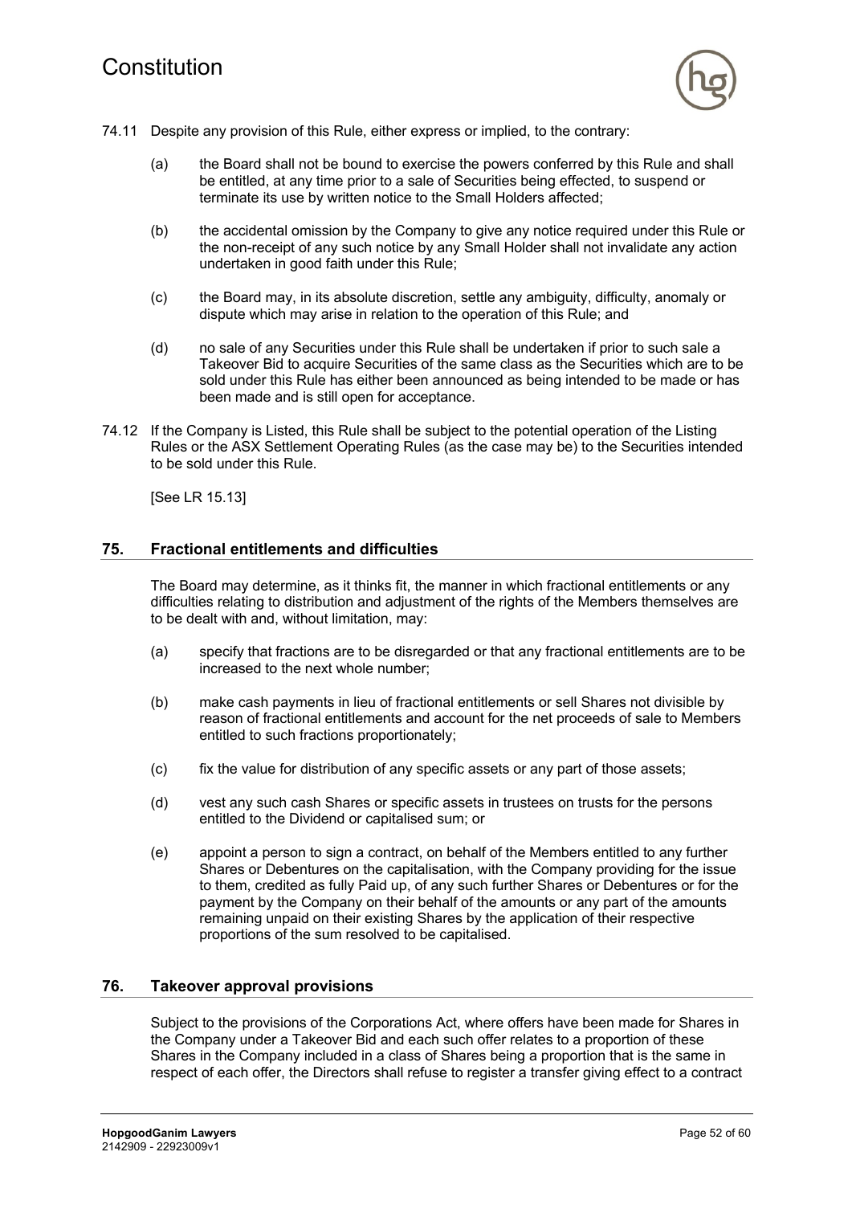74.11 Despite any provision of this Rule, either express or implied, to the contrary:

(a) the Board shall not be bound to exercise the powers conferred by this Rule and shall be entitled, at any time prior to a sale of Securities being effected, to suspend or terminate its use by written notice to the Small Holders affected;

(b) the accidental omission by the Company to give any notice required under this Rule or the non-receipt of any such notice by any Small Holder shall not invalidate any action undertaken in good faith under this Rule;

(c) the Board may, in its absolute discretion, settle any ambiguity, difficulty, anomaly or dispute which may arise in relation to the operation of this Rule; and

(d) no sale of any Securities under this Rule shall be undertaken if prior to such sale a Takeover Bid to acquire Securities of the same class as the Securities which are to be sold under this Rule has either been announced as being intended to be made or has been made and is still open for acceptance.

74.12 If the Company is Listed, this Rule shall be subject to the potential operation of the Listing Rules or the ASX Settlement Operating Rules (as the case may be) to the Securities intended to be sold under this Rule.

[See LR 15.13]

## 75. Fractional entitlements and difficulties

The Board may determine, as it thinks fit, the manner in which fractional entitlements or any difficulties relating to distribution and adjustment of the rights of the Members themselves are to be dealt with and, without limitation, may:

(a) specify that fractions are to be disregarded or that any fractional entitlements are to be increased to the next whole number;

(b) make cash payments in lieu of fractional entitlements or sell Shares not divisible by reason of fractional entitlements and account for the net proceeds of sale to Members entitled to such fractions proportionately;

(c) fix the value for distribution of any specific assets or any part of those assets;

(d) vest any such cash Shares or specific assets in trustees on trusts for the persons entitled to the Dividend or capitalised sum; or

(e) appoint a person to sign a contract, on behalf of the Members entitled to any further Shares or Debentures on the capitalisation, with the Company providing for the issue to them, credited as fully Paid up, of any such further Shares or Debentures or for the payment by the Company on their behalf of the amounts or any part of the amounts remaining unpaid on their existing Shares by the application of their respective proportions of the sum resolved to be capitalised.

## 76. Takeover approval provisions

Subject to the provisions of the Corporations Act, where offers have been made for Shares in the Company under a Takeover Bid and each such offer relates to a proportion of these Shares in the Company included in a class of Shares being a proportion that is the same in respect of each offer, the Directors shall refuse to register a transfer giving effect to a contract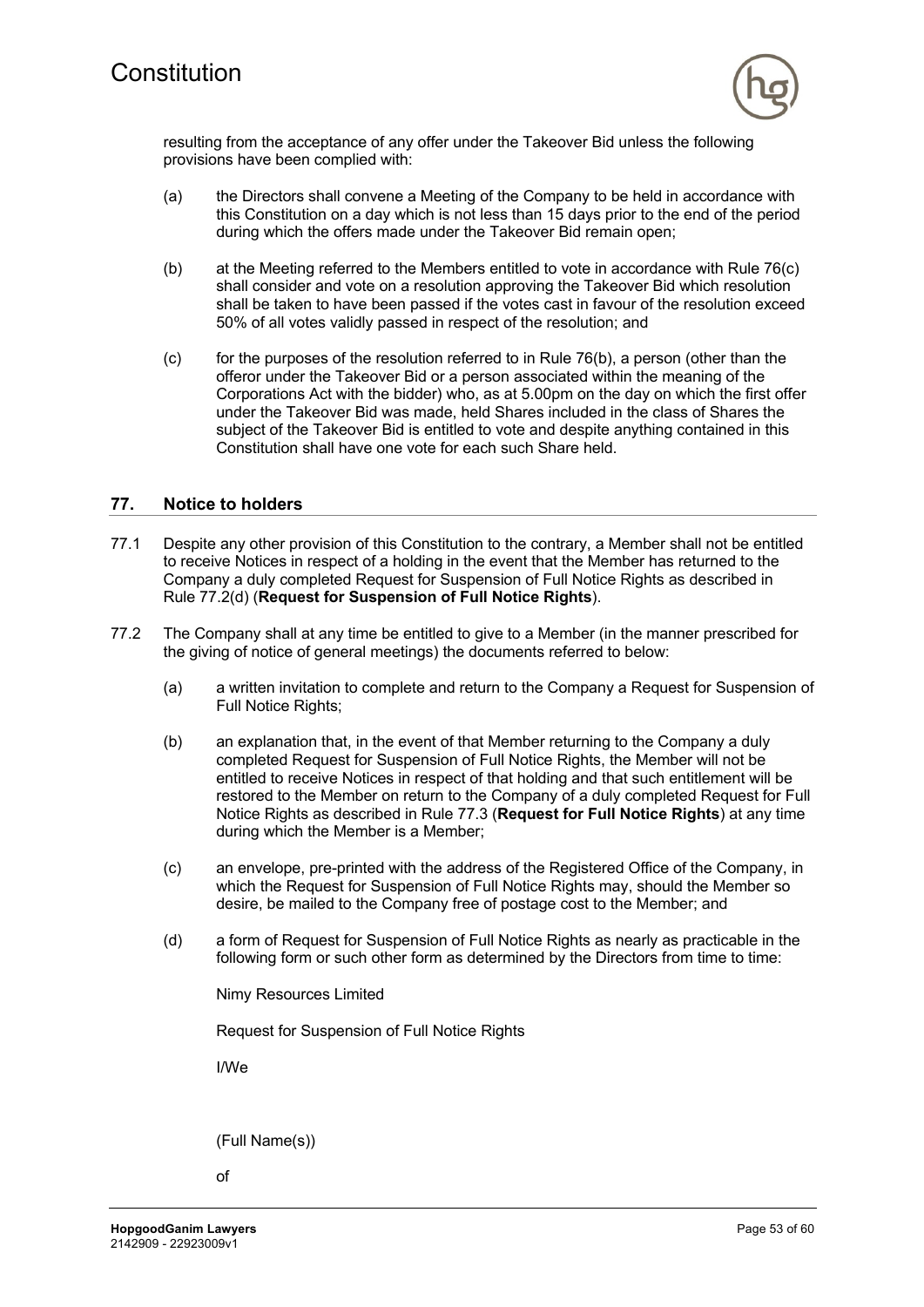resulting from the acceptance of any offer under the Takeover Bid unless the following provisions have been complied with:

(a) the Directors shall convene a Meeting of the Company to be held in accordance with this Constitution on a day which is not less than 15 days prior to the end of the period during which the offers made under the Takeover Bid remain open;

(b) at the Meeting referred to the Members entitled to vote in accordance with Rule 76(c) shall consider and vote on a resolution approving the Takeover Bid which resolution shall be taken to have been passed if the votes cast in favour of the resolution exceed 50% of all votes validly passed in respect of the resolution; and

(c) for the purposes of the resolution referred to in Rule 76(b), a person (other than the offeror under the Takeover Bid or a person associated within the meaning of the Corporations Act with the bidder) who, as at 5.00pm on the day on which the first offer under the Takeover Bid was made, held Shares included in the class of Shares the subject of the Takeover Bid is entitled to vote and despite anything contained in this Constitution shall have one vote for each such Share held.

## 77. Notice to holders

77.1 Despite any other provision of this Constitution to the contrary, a Member shall not be entitled to receive Notices in respect of a holding in the event that the Member has returned to the Company a duly completed Request for Suspension of Full Notice Rights as described in Rule 77.2(d) (**Request for Suspension of Full Notice Rights**).

77.2 The Company shall at any time be entitled to give to a Member (in the manner prescribed for the giving of notice of general meetings) the documents referred to below:

(a) a written invitation to complete and return to the Company a Request for Suspension of Full Notice Rights;

(b) an explanation that, in the event of that Member returning to the Company a duly completed Request for Suspension of Full Notice Rights, the Member will not be entitled to receive Notices in respect of that holding and that such entitlement will be restored to the Member on return to the Company of a duly completed Request for Full Notice Rights as described in Rule 77.3 (**Request for Full Notice Rights**) at any time during which the Member is a Member;

(c) an envelope, pre-printed with the address of the Registered Office of the Company, in which the Request for Suspension of Full Notice Rights may, should the Member so desire, be mailed to the Company free of postage cost to the Member; and

(d) a form of Request for Suspension of Full Notice Rights as nearly as practicable in the following form or such other form as determined by the Directors from time to time:

Nimy Resources Limited

Request for Suspension of Full Notice Rights

I/We

(Full Name(s))

of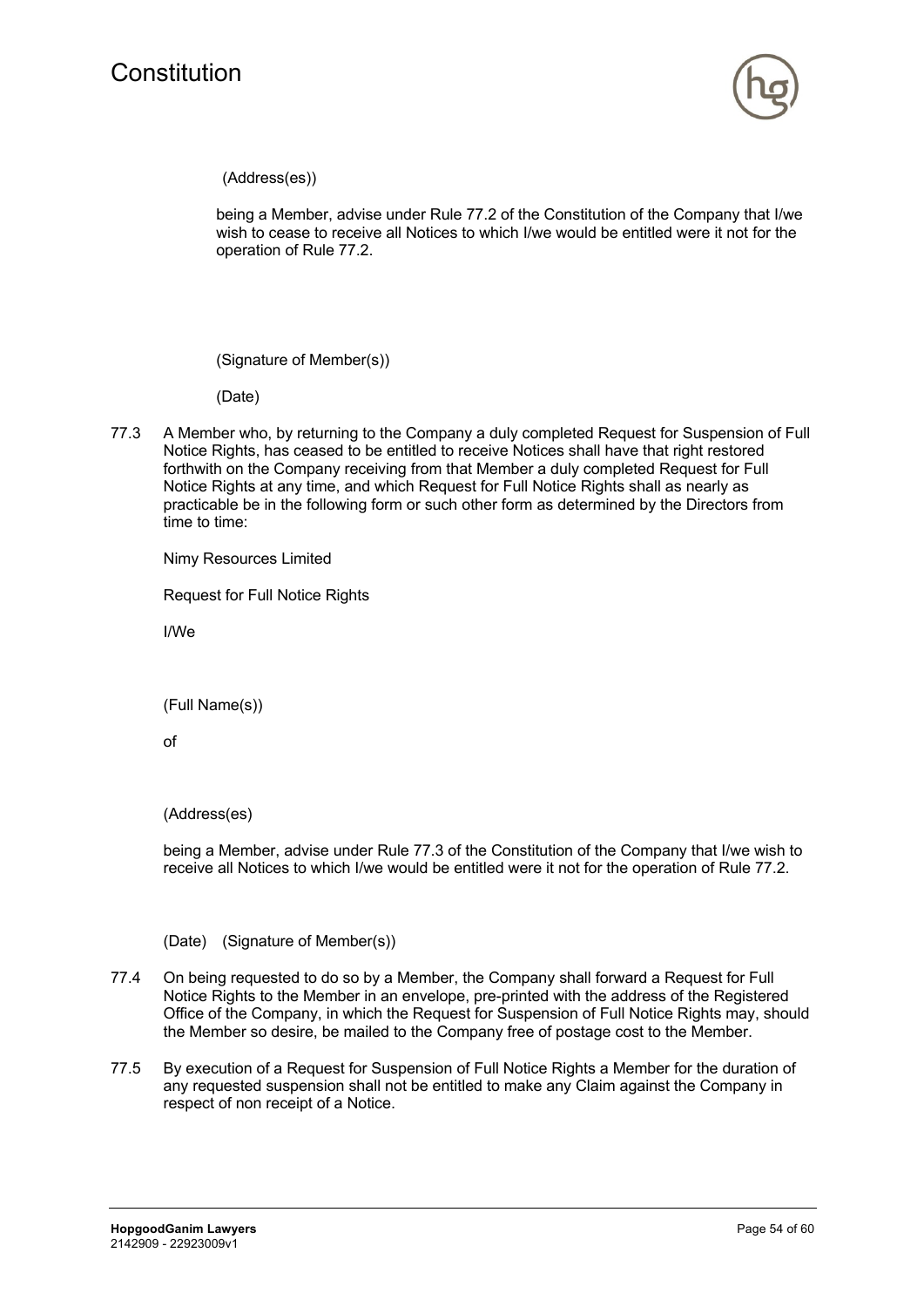(Address(es))

being a Member, advise under Rule 77.2 of the Constitution of the Company that I/we wish to cease to receive all Notices to which I/we would be entitled were it not for the operation of Rule 77.2.

(Signature of Member(s))

(Date)

77.3 A Member who, by returning to the Company a duly completed Request for Suspension of Full Notice Rights, has ceased to be entitled to receive Notices shall have that right restored forthwith on the Company receiving from that Member a duly completed Request for Full Notice Rights at any time, and which Request for Full Notice Rights shall as nearly as practicable be in the following form or such other form as determined by the Directors from time to time:

Nimy Resources Limited

Request for Full Notice Rights

I/We

(Full Name(s))

of

(Address(es)

being a Member, advise under Rule 77.3 of the Constitution of the Company that I/we wish to receive all Notices to which I/we would be entitled were it not for the operation of Rule 77.2.

(Date) (Signature of Member(s))

77.4 On being requested to do so by a Member, the Company shall forward a Request for Full Notice Rights to the Member in an envelope, pre-printed with the address of the Registered Office of the Company, in which the Request for Suspension of Full Notice Rights may, should the Member so desire, be mailed to the Company free of postage cost to the Member.

77.5 By execution of a Request for Suspension of Full Notice Rights a Member for the duration of any requested suspension shall not be entitled to make any Claim against the Company in respect of non receipt of a Notice.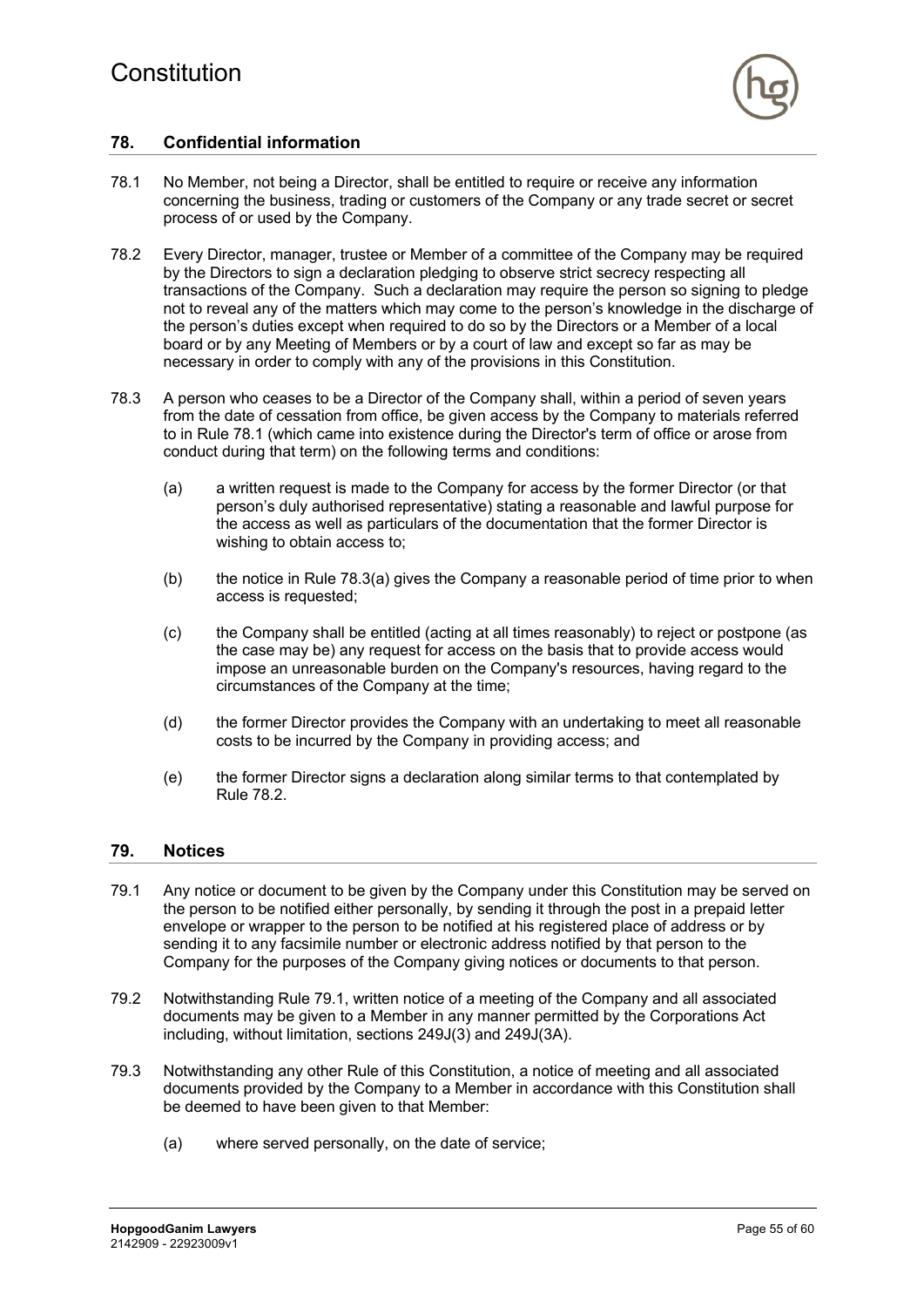## 78. Confidential information

78.1 No Member, not being a Director, shall be entitled to require or receive any information concerning the business, trading or customers of the Company or any trade secret or secret process of or used by the Company.

78.2 Every Director, manager, trustee or Member of a committee of the Company may be required by the Directors to sign a declaration pledging to observe strict secrecy respecting all transactions of the Company. Such a declaration may require the person so signing to pledge not to reveal any of the matters which may come to the person's knowledge in the discharge of the person's duties except when required to do so by the Directors or a Member of a local board or by any Meeting of Members or by a court of law and except so far as may be necessary in order to comply with any of the provisions in this Constitution.

78.3 A person who ceases to be a Director of the Company shall, within a period of seven years from the date of cessation from office, be given access by the Company to materials referred to in Rule 78.1 (which came into existence during the Director's term of office or arose from conduct during that term) on the following terms and conditions:

(a) a written request is made to the Company for access by the former Director (or that person's duly authorised representative) stating a reasonable and lawful purpose for the access as well as particulars of the documentation that the former Director is wishing to obtain access to;

(b) the notice in Rule 78.3(a) gives the Company a reasonable period of time prior to when access is requested;

(c) the Company shall be entitled (acting at all times reasonably) to reject or postpone (as the case may be) any request for access on the basis that to provide access would impose an unreasonable burden on the Company's resources, having regard to the circumstances of the Company at the time;

(d) the former Director provides the Company with an undertaking to meet all reasonable costs to be incurred by the Company in providing access; and

(e) the former Director signs a declaration along similar terms to that contemplated by Rule 78.2.

## 79. Notices

79.1 Any notice or document to be given by the Company under this Constitution may be served on the person to be notified either personally, by sending it through the post in a prepaid letter envelope or wrapper to the person to be notified at his registered place of address or by sending it to any facsimile number or electronic address notified by that person to the Company for the purposes of the Company giving notices or documents to that person.

79.2 Notwithstanding Rule 79.1, written notice of a meeting of the Company and all associated documents may be given to a Member in any manner permitted by the Corporations Act including, without limitation, sections 249J(3) and 249J(3A).

79.3 Notwithstanding any other Rule of this Constitution, a notice of meeting and all associated documents provided by the Company to a Member in accordance with this Constitution shall be deemed to have been given to that Member:

(a) where served personally, on the date of service;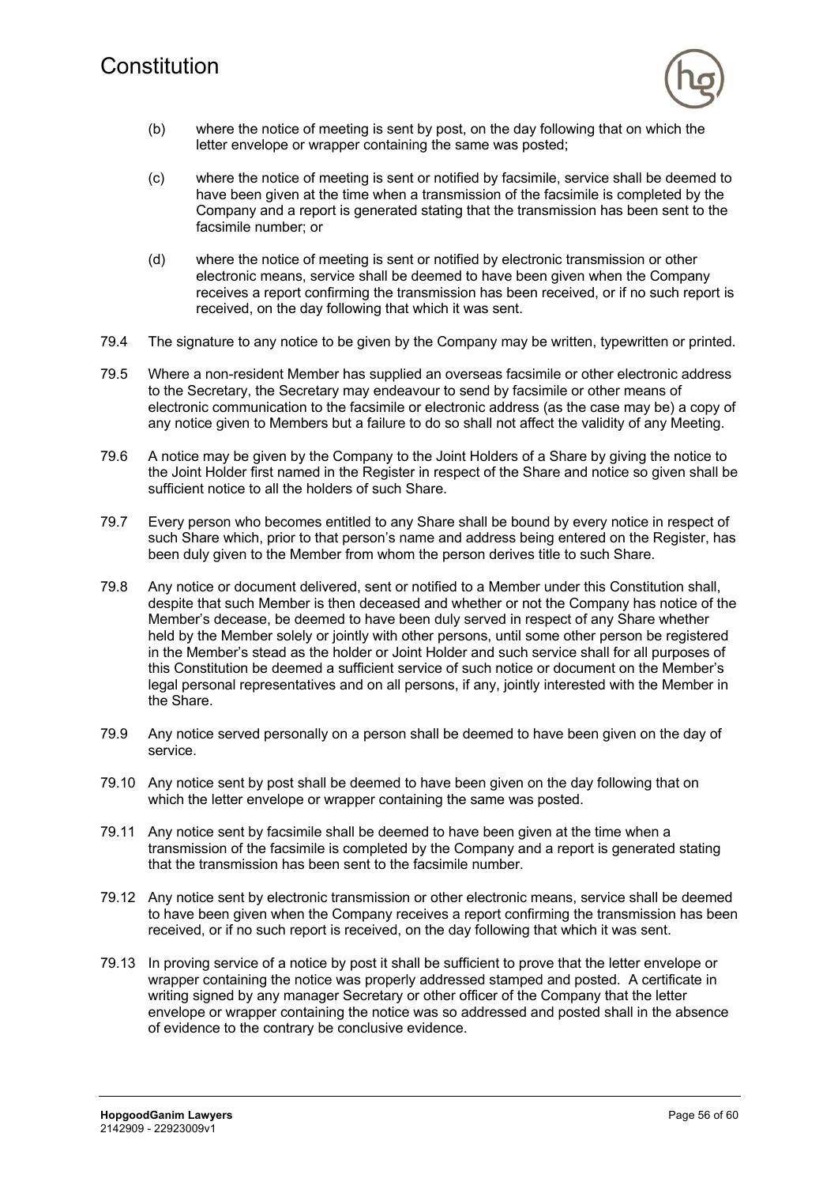(b) where the notice of meeting is sent by post, on the day following that on which the letter envelope or wrapper containing the same was posted;

(c) where the notice of meeting is sent or notified by facsimile, service shall be deemed to have been given at the time when a transmission of the facsimile is completed by the Company and a report is generated stating that the transmission has been sent to the facsimile number; or

(d) where the notice of meeting is sent or notified by electronic transmission or other electronic means, service shall be deemed to have been given when the Company receives a report confirming the transmission has been received, or if no such report is received, on the day following that which it was sent.

79.4 The signature to any notice to be given by the Company may be written, typewritten or printed.

79.5 Where a non-resident Member has supplied an overseas facsimile or other electronic address to the Secretary, the Secretary may endeavour to send by facsimile or other means of electronic communication to the facsimile or electronic address (as the case may be) a copy of any notice given to Members but a failure to do so shall not affect the validity of any Meeting.

79.6 A notice may be given by the Company to the Joint Holders of a Share by giving the notice to the Joint Holder first named in the Register in respect of the Share and notice so given shall be sufficient notice to all the holders of such Share.

79.7 Every person who becomes entitled to any Share shall be bound by every notice in respect of such Share which, prior to that person's name and address being entered on the Register, has been duly given to the Member from whom the person derives title to such Share.

79.8 Any notice or document delivered, sent or notified to a Member under this Constitution shall, despite that such Member is then deceased and whether or not the Company has notice of the Member's decease, be deemed to have been duly served in respect of any Share whether held by the Member solely or jointly with other persons, until some other person be registered in the Member's stead as the holder or Joint Holder and such service shall for all purposes of this Constitution be deemed a sufficient service of such notice or document on the Member's legal personal representatives and on all persons, if any, jointly interested with the Member in the Share.

79.9 Any notice served personally on a person shall be deemed to have been given on the day of service.

79.10 Any notice sent by post shall be deemed to have been given on the day following that on which the letter envelope or wrapper containing the same was posted.

79.11 Any notice sent by facsimile shall be deemed to have been given at the time when a transmission of the facsimile is completed by the Company and a report is generated stating that the transmission has been sent to the facsimile number.

79.12 Any notice sent by electronic transmission or other electronic means, service shall be deemed to have been given when the Company receives a report confirming the transmission has been received, or if no such report is received, on the day following that which it was sent.

79.13 In proving service of a notice by post it shall be sufficient to prove that the letter envelope or wrapper containing the notice was properly addressed stamped and posted. A certificate in writing signed by any manager Secretary or other officer of the Company that the letter envelope or wrapper containing the notice was so addressed and posted shall in the absence of evidence to the contrary be conclusive evidence.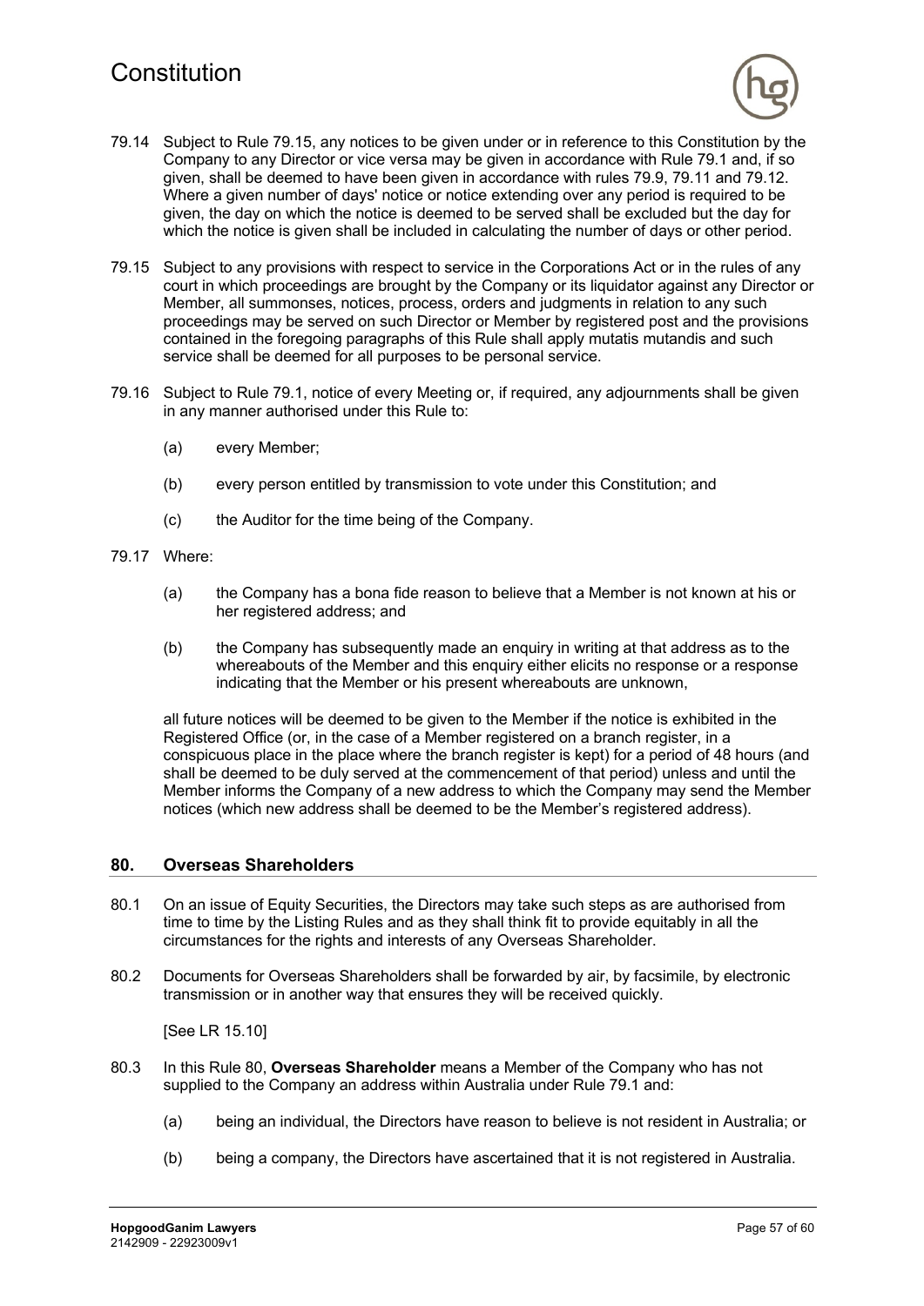79.14 Subject to Rule 79.15, any notices to be given under or in reference to this Constitution by the Company to any Director or vice versa may be given in accordance with Rule 79.1 and, if so given, shall be deemed to have been given in accordance with rules 79.9, 79.11 and 79.12. Where a given number of days' notice or notice extending over any period is required to be given, the day on which the notice is deemed to be served shall be excluded but the day for which the notice is given shall be included in calculating the number of days or other period.

79.15 Subject to any provisions with respect to service in the Corporations Act or in the rules of any court in which proceedings are brought by the Company or its liquidator against any Director or Member, all summonses, notices, process, orders and judgments in relation to any such proceedings may be served on such Director or Member by registered post and the provisions contained in the foregoing paragraphs of this Rule shall apply mutatis mutandis and such service shall be deemed for all purposes to be personal service.

79.16 Subject to Rule 79.1, notice of every Meeting or, if required, any adjournments shall be given in any manner authorised under this Rule to:

(a) every Member;

(b) every person entitled by transmission to vote under this Constitution; and

(c) the Auditor for the time being of the Company.

79.17 Where:

(a) the Company has a bona fide reason to believe that a Member is not known at his or her registered address; and

(b) the Company has subsequently made an enquiry in writing at that address as to the whereabouts of the Member and this enquiry either elicits no response or a response indicating that the Member or his present whereabouts are unknown,

all future notices will be deemed to be given to the Member if the notice is exhibited in the Registered Office (or, in the case of a Member registered on a branch register, in a conspicuous place in the place where the branch register is kept) for a period of 48 hours (and shall be deemed to be duly served at the commencement of that period) unless and until the Member informs the Company of a new address to which the Company may send the Member notices (which new address shall be deemed to be the Member's registered address).

## 80. Overseas Shareholders

80.1 On an issue of Equity Securities, the Directors may take such steps as are authorised from time to time by the Listing Rules and as they shall think fit to provide equitably in all the circumstances for the rights and interests of any Overseas Shareholder.

80.2 Documents for Overseas Shareholders shall be forwarded by air, by facsimile, by electronic transmission or in another way that ensures they will be received quickly.

[See LR 15.10]

80.3 In this Rule 80, **Overseas Shareholder** means a Member of the Company who has not supplied to the Company an address within Australia under Rule 79.1 and:

(a) being an individual, the Directors have reason to believe is not resident in Australia; or

(b) being a company, the Directors have ascertained that it is not registered in Australia.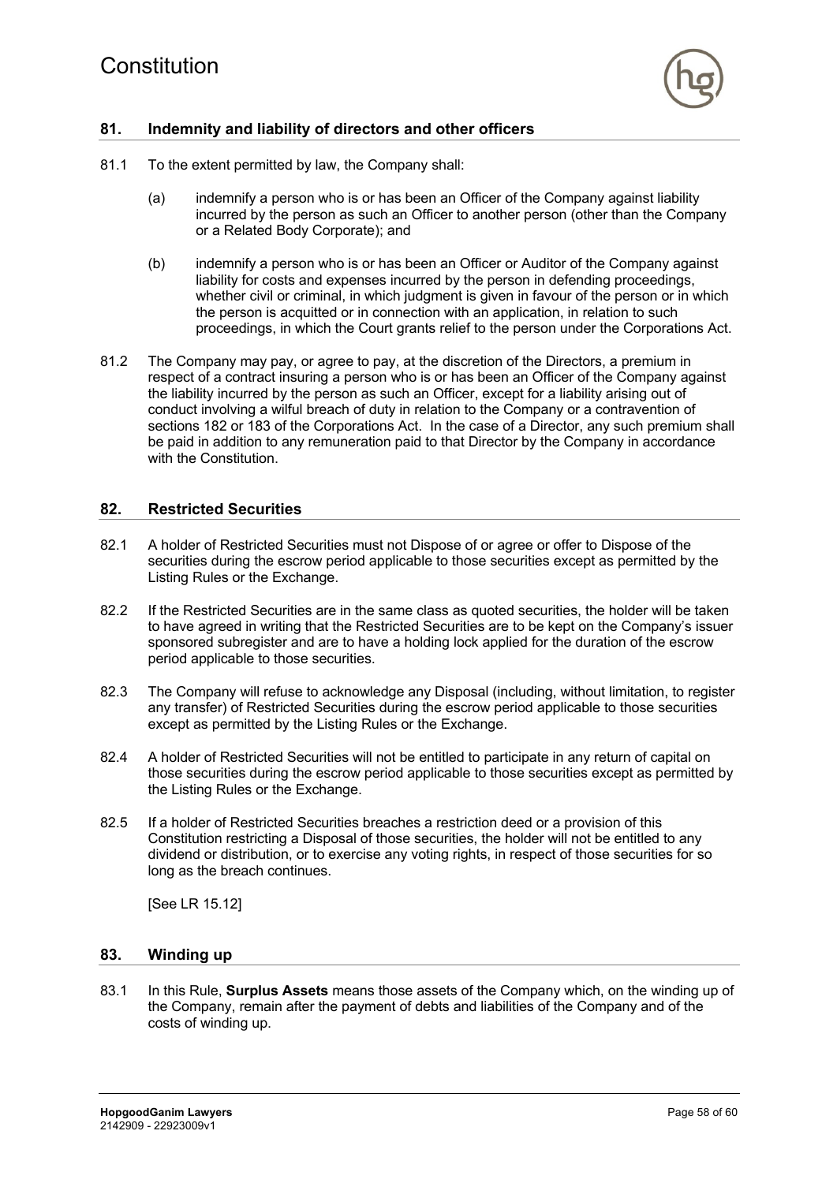## 81. Indemnity and liability of directors and other officers

81.1 To the extent permitted by law, the Company shall:

(a) indemnify a person who is or has been an Officer of the Company against liability incurred by the person as such an Officer to another person (other than the Company or a Related Body Corporate); and

(b) indemnify a person who is or has been an Officer or Auditor of the Company against liability for costs and expenses incurred by the person in defending proceedings, whether civil or criminal, in which judgment is given in favour of the person or in which the person is acquitted or in connection with an application, in relation to such proceedings, in which the Court grants relief to the person under the Corporations Act.

81.2 The Company may pay, or agree to pay, at the discretion of the Directors, a premium in respect of a contract insuring a person who is or has been an Officer of the Company against the liability incurred by the person as such an Officer, except for a liability arising out of conduct involving a wilful breach of duty in relation to the Company or a contravention of sections 182 or 183 of the Corporations Act. In the case of a Director, any such premium shall be paid in addition to any remuneration paid to that Director by the Company in accordance with the Constitution.

## 82. Restricted Securities

82.1 A holder of Restricted Securities must not Dispose of or agree or offer to Dispose of the securities during the escrow period applicable to those securities except as permitted by the Listing Rules or the Exchange.

82.2 If the Restricted Securities are in the same class as quoted securities, the holder will be taken to have agreed in writing that the Restricted Securities are to be kept on the Company's issuer sponsored subregister and are to have a holding lock applied for the duration of the escrow period applicable to those securities.

82.3 The Company will refuse to acknowledge any Disposal (including, without limitation, to register any transfer) of Restricted Securities during the escrow period applicable to those securities except as permitted by the Listing Rules or the Exchange.

82.4 A holder of Restricted Securities will not be entitled to participate in any return of capital on those securities during the escrow period applicable to those securities except as permitted by the Listing Rules or the Exchange.

82.5 If a holder of Restricted Securities breaches a restriction deed or a provision of this Constitution restricting a Disposal of those securities, the holder will not be entitled to any dividend or distribution, or to exercise any voting rights, in respect of those securities for so long as the breach continues.

[See LR 15.12]

## 83. Winding up

83.1 In this Rule, **Surplus Assets** means those assets of the Company which, on the winding up of the Company, remain after the payment of debts and liabilities of the Company and of the costs of winding up.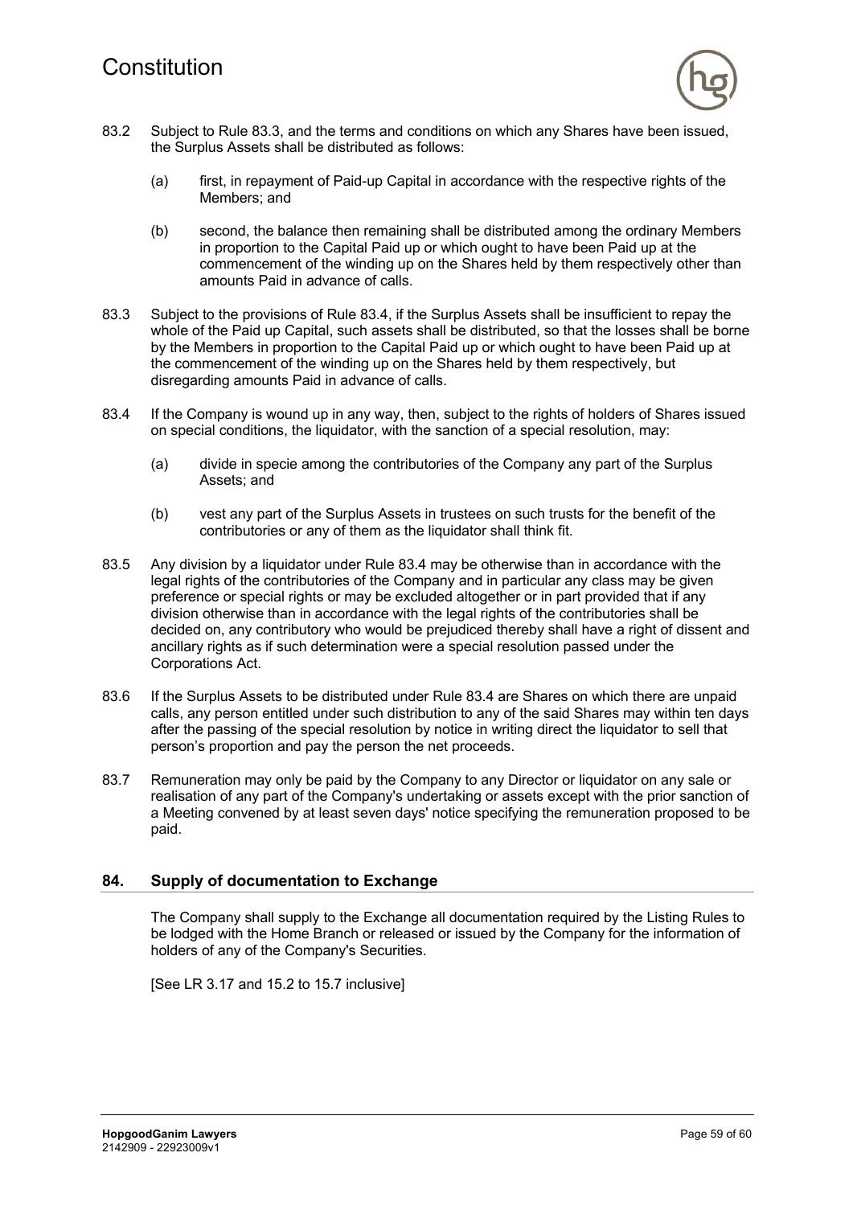83.2 Subject to Rule 83.3, and the terms and conditions on which any Shares have been issued, the Surplus Assets shall be distributed as follows:

(a) first, in repayment of Paid-up Capital in accordance with the respective rights of the Members; and

(b) second, the balance then remaining shall be distributed among the ordinary Members in proportion to the Capital Paid up or which ought to have been Paid up at the commencement of the winding up on the Shares held by them respectively other than amounts Paid in advance of calls.

83.3 Subject to the provisions of Rule 83.4, if the Surplus Assets shall be insufficient to repay the whole of the Paid up Capital, such assets shall be distributed, so that the losses shall be borne by the Members in proportion to the Capital Paid up or which ought to have been Paid up at the commencement of the winding up on the Shares held by them respectively, but disregarding amounts Paid in advance of calls.

83.4 If the Company is wound up in any way, then, subject to the rights of holders of Shares issued on special conditions, the liquidator, with the sanction of a special resolution, may:

(a) divide in specie among the contributories of the Company any part of the Surplus Assets; and

(b) vest any part of the Surplus Assets in trustees on such trusts for the benefit of the contributories or any of them as the liquidator shall think fit.

83.5 Any division by a liquidator under Rule 83.4 may be otherwise than in accordance with the legal rights of the contributories of the Company and in particular any class may be given preference or special rights or may be excluded altogether or in part provided that if any division otherwise than in accordance with the legal rights of the contributories shall be decided on, any contributory who would be prejudiced thereby shall have a right of dissent and ancillary rights as if such determination were a special resolution passed under the Corporations Act.

83.6 If the Surplus Assets to be distributed under Rule 83.4 are Shares on which there are unpaid calls, any person entitled under such distribution to any of the said Shares may within ten days after the passing of the special resolution by notice in writing direct the liquidator to sell that person's proportion and pay the person the net proceeds.

83.7 Remuneration may only be paid by the Company to any Director or liquidator on any sale or realisation of any part of the Company's undertaking or assets except with the prior sanction of a Meeting convened by at least seven days' notice specifying the remuneration proposed to be paid.

## 84. Supply of documentation to Exchange

The Company shall supply to the Exchange all documentation required by the Listing Rules to be lodged with the Home Branch or released or issued by the Company for the information of holders of any of the Company's Securities.

[See LR 3.17 and 15.2 to 15.7 inclusive]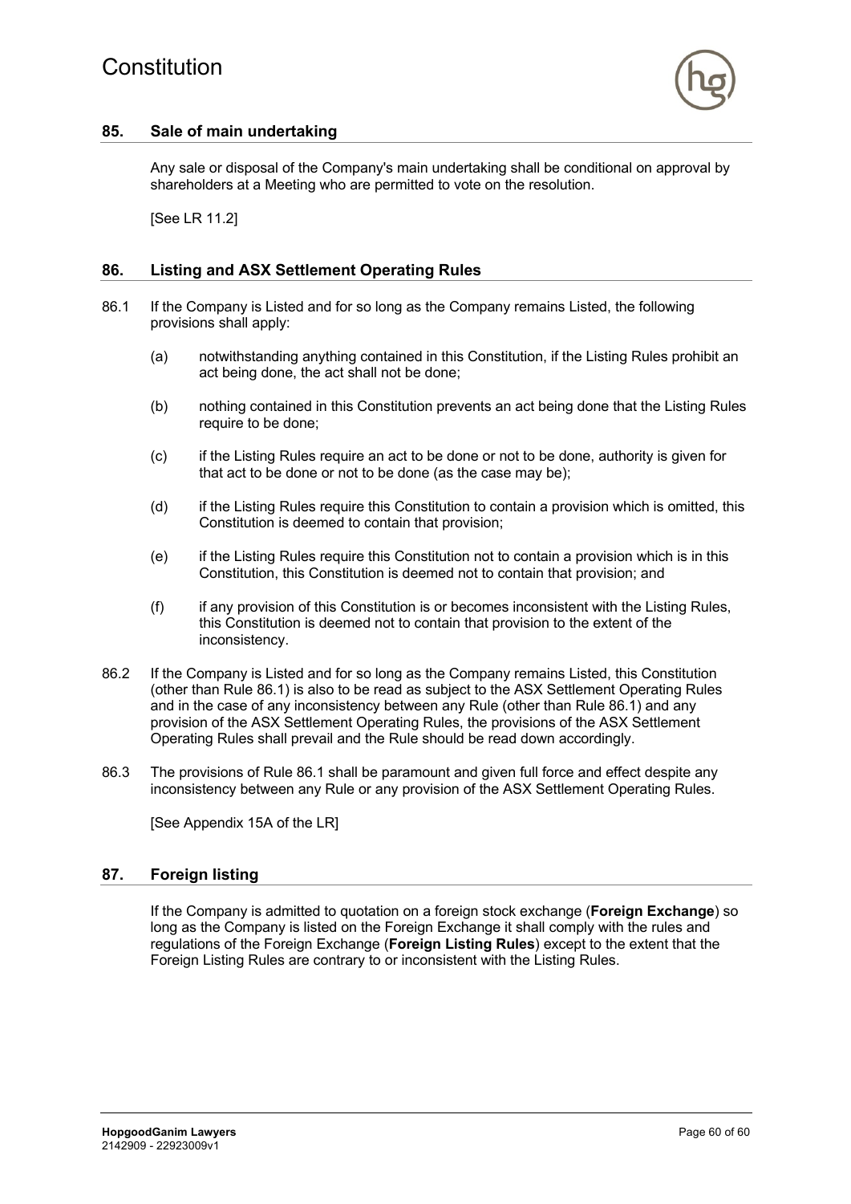## 85. Sale of main undertaking

Any sale or disposal of the Company's main undertaking shall be conditional on approval by shareholders at a Meeting who are permitted to vote on the resolution.

[See LR 11.2]

## 86. Listing and ASX Settlement Operating Rules

86.1 If the Company is Listed and for so long as the Company remains Listed, the following provisions shall apply:

(a) notwithstanding anything contained in this Constitution, if the Listing Rules prohibit an act being done, the act shall not be done;

(b) nothing contained in this Constitution prevents an act being done that the Listing Rules require to be done;

(c) if the Listing Rules require an act to be done or not to be done, authority is given for that act to be done or not to be done (as the case may be);

(d) if the Listing Rules require this Constitution to contain a provision which is omitted, this Constitution is deemed to contain that provision;

(e) if the Listing Rules require this Constitution not to contain a provision which is in this Constitution, this Constitution is deemed not to contain that provision; and

(f) if any provision of this Constitution is or becomes inconsistent with the Listing Rules, this Constitution is deemed not to contain that provision to the extent of the inconsistency.

86.2 If the Company is Listed and for so long as the Company remains Listed, this Constitution (other than Rule 86.1) is also to be read as subject to the ASX Settlement Operating Rules and in the case of any inconsistency between any Rule (other than Rule 86.1) and any provision of the ASX Settlement Operating Rules, the provisions of the ASX Settlement Operating Rules shall prevail and the Rule should be read down accordingly.

86.3 The provisions of Rule 86.1 shall be paramount and given full force and effect despite any inconsistency between any Rule or any provision of the ASX Settlement Operating Rules.

[See Appendix 15A of the LR]

## 87. Foreign listing

If the Company is admitted to quotation on a foreign stock exchange (**Foreign Exchange**) so long as the Company is listed on the Foreign Exchange it shall comply with the rules and regulations of the Foreign Exchange (**Foreign Listing Rules**) except to the extent that the Foreign Listing Rules are contrary to or inconsistent with the Listing Rules.